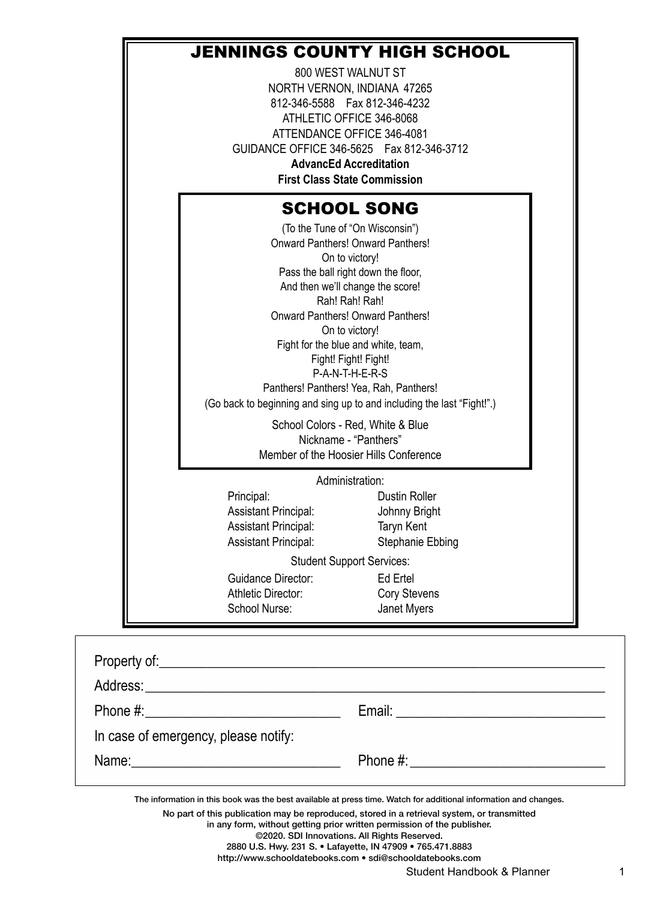# JENNINGS COUNTY HIGH SCHOOL

800 WEST WALNUT ST
NORTH VERNON, INDIANA 47265
812-346-5588 Fax 812-346-4232
ATHLETIC OFFICE 346-8068
ATTENDANCE OFFICE 346-4081
GUIDANCE OFFICE 346-5625 Fax 812-346-3712

**AdvancEd Accreditation**

**First Class State Commission**

## SCHOOL SONG

(To the Tune of "On Wisconsin")
Onward Panthers! Onward Panthers!
On to victory!
Pass the ball right down the floor,
And then we'll change the score!
Rah! Rah! Rah!
Onward Panthers! Onward Panthers!
On to victory!
Fight for the blue and white, team,
Fight! Fight! Fight!
P-A-N-T-H-E-R-S
Panthers! Panthers! Yea, Rah, Panthers!
(Go back to beginning and sing up to and including the last "Fight!".)

School Colors - Red, White & Blue
Nickname - "Panthers"
Member of the Hoosier Hills Conference

Administration:

| | |
|---|---|
| Principal: | Dustin Roller |
| Assistant Principal: | Johnny Bright |
| Assistant Principal: | Taryn Kent |
| Assistant Principal: | Stephanie Ebbing |

Student Support Services:

| | |
|---|---|
| Guidance Director: | Ed Ertel |
| Athletic Director: | Cory Stevens |
| School Nurse: | Janet Myers |

Property of:______________________________

Address:______________________________

Phone #:______________ Email: ______________

In case of emergency, please notify:

Name:______________ Phone #:______________

The information in this book was the best available at press time. Watch for additional information and changes.

No part of this publication may be reproduced, stored in a retrieval system, or transmitted in any form, without getting prior written permission of the publisher.
©2020. SDI Innovations. All Rights Reserved.
2880 U.S. Hwy. 231 S. • Lafayette, IN 47909 • 765.471.8883
http://www.schooldatebooks.com • sdi@schooldatebooks.com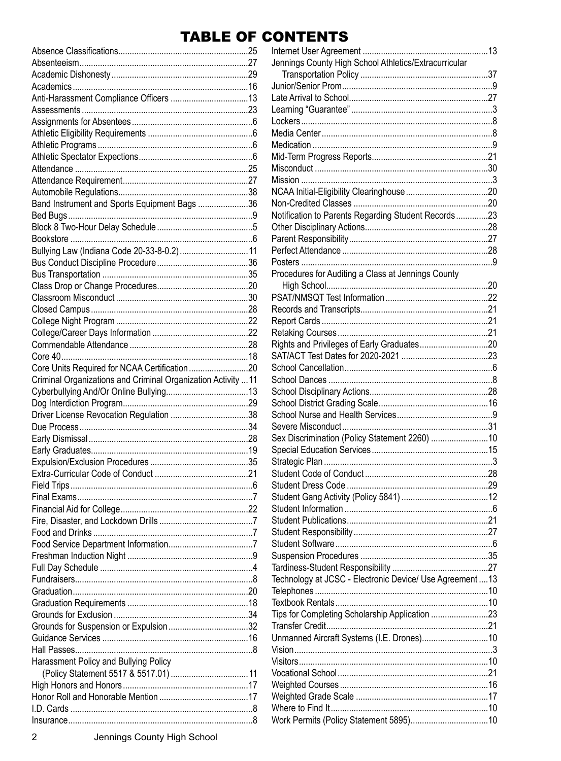# TABLE OF CONTENTS

Absence Classifications....25
Absenteeism....27
Academic Dishonesty....29
Academics....16
Anti-Harassment Compliance Officers....13
Assessments....23
Assignments for Absentees....6
Athletic Eligibility Requirements....6
Athletic Programs....6
Athletic Spectator Expections....6
Attendance....25
Attendance Requirement....27
Automobile Regulations....38
Band Instrument and Sports Equipment Bags....36
Bed Bugs....9
Block 8 Two-Hour Delay Schedule....5
Bookstore....6
Bullying Law (Indiana Code 20-33-8-0.2)....11
Bus Conduct Discipline Procedure....36
Bus Transportation....35
Class Drop or Change Procedures....20
Classroom Misconduct....30
Closed Campus....28
College Night Program....22
College/Career Days Information....22
Commendable Attendance....28
Core 40....18
Core Units Required for NCAA Certification....20
Criminal Organizations and Criminal Organization Activity....11
Cyberbullying And/Or Online Bullying....13
Dog Interdiction Program....29
Driver License Revocation Regulation....38
Due Process....34
Early Dismissal....28
Early Graduates....19
Expulsion/Exclusion Procedures....35
Extra-Curricular Code of Conduct....21
Field Trips....6
Final Exams....7
Financial Aid for College....22
Fire, Disaster, and Lockdown Drills....7
Food and Drinks....7
Food Service Department Information....7
Freshman Induction Night....9
Full Day Schedule....4
Fundraisers....8
Graduation....20
Graduation Requirements....18
Grounds for Exclusion....34
Grounds for Suspension or Expulsion....32
Guidance Services....16
Hall Passes....8
Harassment Policy and Bullying Policy (Policy Statement 5517 & 5517.01)....11
High Honors and Honors....17
Honor Roll and Honorable Mention....17
I.D. Cards....8
Insurance....8
Internet User Agreement....13
Jennings County High School Athletics/Extracurricular Transportation Policy....37
Junior/Senior Prom....9
Late Arrival to School....27
Learning "Guarantee"....3
Lockers....8
Media Center....8
Medication....9
Mid-Term Progress Reports....21
Misconduct....30
Mission....3
NCAA Initial-Eligibility Clearinghouse....20
Non-Credited Classes....20
Notification to Parents Regarding Student Records....23
Other Disciplinary Actions....28
Parent Responsibility....27
Perfect Attendance....28
Posters....9
Procedures for Auditing a Class at Jennings County High School....20
PSAT/NMSQT Test Information....22
Records and Transcripts....21
Report Cards....21
Retaking Courses....21
Rights and Privileges of Early Graduates....20
SAT/ACT Test Dates for 2020-2021....23
School Cancellation....6
School Dances....8
School Disciplinary Actions....28
School District Grading Scale....16
School Nurse and Health Services....9
Severe Misconduct....31
Sex Discrimination (Policy Statement 2260)....10
Special Education Services....15
Strategic Plan....3
Student Code of Conduct....28
Student Dress Code....29
Student Gang Activity (Policy 5841)....12
Student Information....6
Student Publications....21
Student Responsibility....27
Student Software....6
Suspension Procedures....35
Tardiness-Student Responsibility....27
Technology at JCSC - Electronic Device/ Use Agreement....13
Telephones....10
Textbook Rentals....10
Tips for Completing Scholarship Application....23
Transfer Credit....21
Unmanned Aircraft Systems (I.E. Drones)....10
Vision....3
Visitors....10
Vocational School....21
Weighted Courses....16
Weighted Grade Scale....17
Where to Find It....10
Work Permits (Policy Statement 5895)....10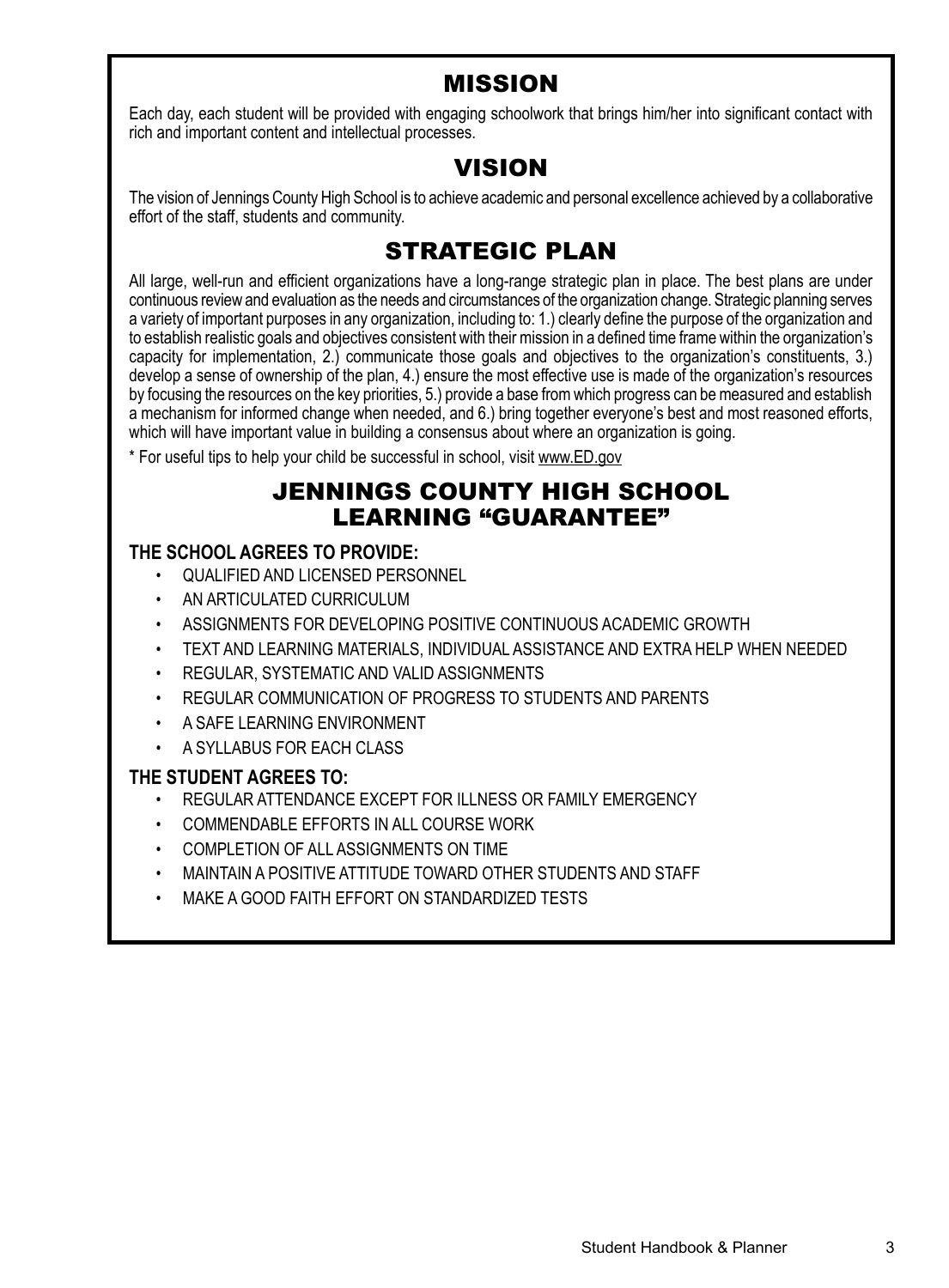# MISSION

Each day, each student will be provided with engaging schoolwork that brings him/her into significant contact with rich and important content and intellectual processes.

# VISION

The vision of Jennings County High School is to achieve academic and personal excellence achieved by a collaborative effort of the staff, students and community.

# STRATEGIC PLAN

All large, well-run and efficient organizations have a long-range strategic plan in place. The best plans are under continuous review and evaluation as the needs and circumstances of the organization change. Strategic planning serves a variety of important purposes in any organization, including to: 1.) clearly define the purpose of the organization and to establish realistic goals and objectives consistent with their mission in a defined time frame within the organization's capacity for implementation, 2.) communicate those goals and objectives to the organization's constituents, 3.) develop a sense of ownership of the plan, 4.) ensure the most effective use is made of the organization's resources by focusing the resources on the key priorities, 5.) provide a base from which progress can be measured and establish a mechanism for informed change when needed, and 6.) bring together everyone's best and most reasoned efforts, which will have important value in building a consensus about where an organization is going.

* For useful tips to help your child be successful in school, visit www.ED.gov

# JENNINGS COUNTY HIGH SCHOOL LEARNING "GUARANTEE"

**THE SCHOOL AGREES TO PROVIDE:**

- QUALIFIED AND LICENSED PERSONNEL
- AN ARTICULATED CURRICULUM
- ASSIGNMENTS FOR DEVELOPING POSITIVE CONTINUOUS ACADEMIC GROWTH
- TEXT AND LEARNING MATERIALS, INDIVIDUAL ASSISTANCE AND EXTRA HELP WHEN NEEDED
- REGULAR, SYSTEMATIC AND VALID ASSIGNMENTS
- REGULAR COMMUNICATION OF PROGRESS TO STUDENTS AND PARENTS
- A SAFE LEARNING ENVIRONMENT
- A SYLLABUS FOR EACH CLASS

**THE STUDENT AGREES TO:**

- REGULAR ATTENDANCE EXCEPT FOR ILLNESS OR FAMILY EMERGENCY
- COMMENDABLE EFFORTS IN ALL COURSE WORK
- COMPLETION OF ALL ASSIGNMENTS ON TIME
- MAINTAIN A POSITIVE ATTITUDE TOWARD OTHER STUDENTS AND STAFF
- MAKE A GOOD FAITH EFFORT ON STANDARDIZED TESTS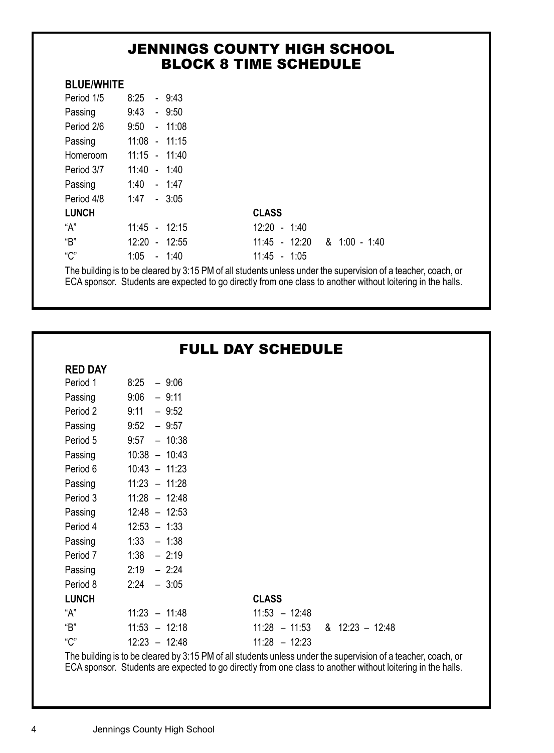# JENNINGS COUNTY HIGH SCHOOL
# BLOCK 8 TIME SCHEDULE

**BLUE/WHITE**

| | |
|---|---|
| Period 1/5 | 8:25 - 9:43 |
| Passing | 9:43 - 9:50 |
| Period 2/6 | 9:50 - 11:08 |
| Passing | 11:08 - 11:15 |
| Homeroom | 11:15 - 11:40 |
| Period 3/7 | 11:40 - 1:40 |
| Passing | 1:40 - 1:47 |
| Period 4/8 | 1:47 - 3:05 |

| LUNCH | | CLASS |
|---|---|---|
| "A" | 11:45 - 12:15 | 12:20 - 1:40 |
| "B" | 12:20 - 12:55 | 11:45 - 12:20 & 1:00 - 1:40 |
| "C" | 1:05 - 1:40 | 11:45 - 1:05 |

The building is to be cleared by 3:15 PM of all students unless under the supervision of a teacher, coach, or ECA sponsor. Students are expected to go directly from one class to another without loitering in the halls.

# FULL DAY SCHEDULE

**RED DAY**

| | |
|---|---|
| Period 1 | 8:25 – 9:06 |
| Passing | 9:06 – 9:11 |
| Period 2 | 9:11 – 9:52 |
| Passing | 9:52 – 9:57 |
| Period 5 | 9:57 – 10:38 |
| Passing | 10:38 – 10:43 |
| Period 6 | 10:43 – 11:23 |
| Passing | 11:23 – 11:28 |
| Period 3 | 11:28 – 12:48 |
| Passing | 12:48 – 12:53 |
| Period 4 | 12:53 – 1:33 |
| Passing | 1:33 – 1:38 |
| Period 7 | 1:38 – 2:19 |
| Passing | 2:19 – 2:24 |
| Period 8 | 2:24 – 3:05 |

| LUNCH | | CLASS |
|---|---|---|
| "A" | 11:23 – 11:48 | 11:53 – 12:48 |
| "B" | 11:53 – 12:18 | 11:28 – 11:53 & 12:23 – 12:48 |
| "C" | 12:23 – 12:48 | 11:28 – 12:23 |

The building is to be cleared by 3:15 PM of all students unless under the supervision of a teacher, coach, or ECA sponsor. Students are expected to go directly from one class to another without loitering in the halls.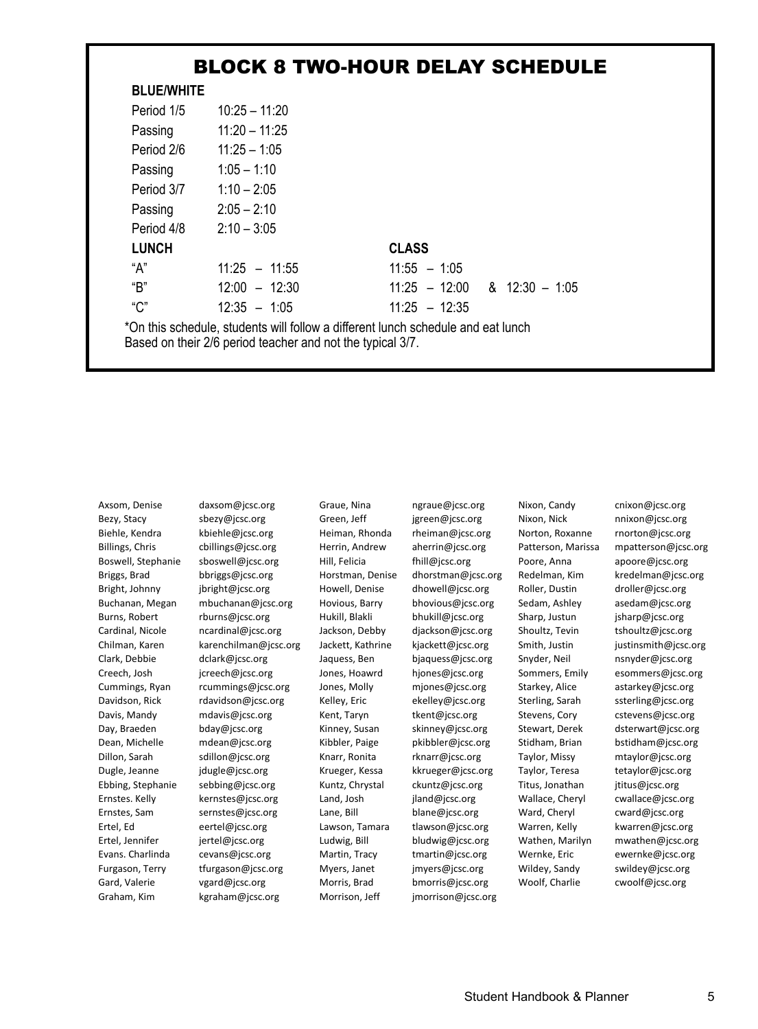# BLOCK 8 TWO-HOUR DELAY SCHEDULE

**BLUE/WHITE**

| | |
|---|---|
| Period 1/5 | 10:25 – 11:20 |
| Passing | 11:20 – 11:25 |
| Period 2/6 | 11:25 – 1:05 |
| Passing | 1:05 – 1:10 |
| Period 3/7 | 1:10 – 2:05 |
| Passing | 2:05 – 2:10 |
| Period 4/8 | 2:10 – 3:05 |

| LUNCH | | CLASS |
|---|---|---|
| "A" | 11:25 – 11:55 | 11:55 – 1:05 |
| "B" | 12:00 – 12:30 | 11:25 – 12:00 & 12:30 – 1:05 |
| "C" | 12:35 – 1:05 | 11:25 – 12:35 |

*On this schedule, students will follow a different lunch schedule and eat lunch Based on their 2/6 period teacher and not the typical 3/7.

| Name | Email |
|---|---|
| Axsom, Denise | daxsom@jcsc.org |
| Bezy, Stacy | sbezy@jcsc.org |
| Biehle, Kendra | kbiehle@jcsc.org |
| Billings, Chris | cbillings@jcsc.org |
| Boswell, Stephanie | sboswell@jcsc.org |
| Briggs, Brad | bbriggs@jcsc.org |
| Bright, Johnny | jbright@jcsc.org |
| Buchanan, Megan | mbuchanan@jcsc.org |
| Burns, Robert | rburns@jcsc.org |
| Cardinal, Nicole | ncardinal@jcsc.org |
| Chilman, Karen | karenchilman@jcsc.org |
| Clark, Debbie | dclark@jcsc.org |
| Creech, Josh | jcreech@jcsc.org |
| Cummings, Ryan | rcummings@jcsc.org |
| Davidson, Rick | rdavidson@jcsc.org |
| Davis, Mandy | mdavis@jcsc.org |
| Day, Braeden | bday@jcsc.org |
| Dean, Michelle | mdean@jcsc.org |
| Dillon, Sarah | sdillon@jcsc.org |
| Dugle, Jeanne | jdugle@jcsc.org |
| Ebbing, Stephanie | sebbing@jcsc.org |
| Ernstes. Kelly | kernstes@jcsc.org |
| Ernstes, Sam | sernstes@jcsc.org |
| Ertel, Ed | eertel@jcsc.org |
| Ertel, Jennifer | jertel@jcsc.org |
| Evans. Charlinda | cevans@jcsc.org |
| Furgason, Terry | tfurgason@jcsc.org |
| Gard, Valerie | vgard@jcsc.org |
| Graham, Kim | kgraham@jcsc.org |
| Graue, Nina | ngraue@jcsc.org |
| Green, Jeff | jgreen@jcsc.org |
| Heiman, Rhonda | rheiman@jcsc.org |
| Herrin, Andrew | aherrin@jcsc.org |
| Hill, Felicia | fhill@jcsc.org |
| Horstman, Denise | dhorstman@jcsc.org |
| Howell, Denise | dhowell@jcsc.org |
| Hovious, Barry | bhovious@jcsc.org |
| Hukill, Blakli | bhukill@jcsc.org |
| Jackson, Debby | djackson@jcsc.org |
| Jackett, Kathrine | kjackett@jcsc.org |
| Jaquess, Ben | bjaquess@jcsc.org |
| Jones, Hoawrd | hjones@jcsc.org |
| Jones, Molly | mjones@jcsc.org |
| Kelley, Eric | ekelley@jcsc.org |
| Kent, Taryn | tkent@jcsc.org |
| Kinney, Susan | skinney@jcsc.org |
| Kibbler, Paige | pkibbler@jcsc.org |
| Knarr, Ronita | rknarr@jcsc.org |
| Krueger, Kessa | kkrueger@jcsc.org |
| Kuntz, Chrystal | ckuntz@jcsc.org |
| Land, Josh | jland@jcsc.org |
| Lane, Bill | blane@jcsc.org |
| Lawson, Tamara | tlawson@jcsc.org |
| Ludwig, Bill | bludwig@jcsc.org |
| Martin, Tracy | tmartin@jcsc.org |
| Myers, Janet | jmyers@jcsc.org |
| Morris, Brad | bmorris@jcsc.org |
| Morrison, Jeff | jmorrison@jcsc.org |
| Nixon, Candy | cnixon@jcsc.org |
| Nixon, Nick | nnixon@jcsc.org |
| Norton, Roxanne | rnorton@jcsc.org |
| Patterson, Marissa | mpatterson@jcsc.org |
| Poore, Anna | apoore@jcsc.org |
| Redelman, Kim | kredelman@jcsc.org |
| Roller, Dustin | droller@jcsc.org |
| Sedam, Ashley | asedam@jcsc.org |
| Sharp, Justun | jsharp@jcsc.org |
| Shoultz, Tevin | tshoultz@jcsc.org |
| Smith, Justin | justinsmith@jcsc.org |
| Snyder, Neil | nsnyder@jcsc.org |
| Sommers, Emily | esommers@jcsc.org |
| Starkey, Alice | astarkey@jcsc.org |
| Sterling, Sarah | ssterling@jcsc.org |
| Stevens, Cory | cstevens@jcsc.org |
| Stewart, Derek | dsterwart@jcsc.org |
| Stidham, Brian | bstidham@jcsc.org |
| Taylor, Missy | mtaylor@jcsc.org |
| Taylor, Teresa | tetaylor@jcsc.org |
| Titus, Jonathan | jtitus@jcsc.org |
| Wallace, Cheryl | cwallace@jcsc.org |
| Ward, Cheryl | cward@jcsc.org |
| Warren, Kelly | kwarren@jcsc.org |
| Wathen, Marilyn | mwathen@jcsc.org |
| Wernke, Eric | ewernke@jcsc.org |
| Wildey, Sandy | swildey@jcsc.org |
| Woolf, Charlie | cwoolf@jcsc.org |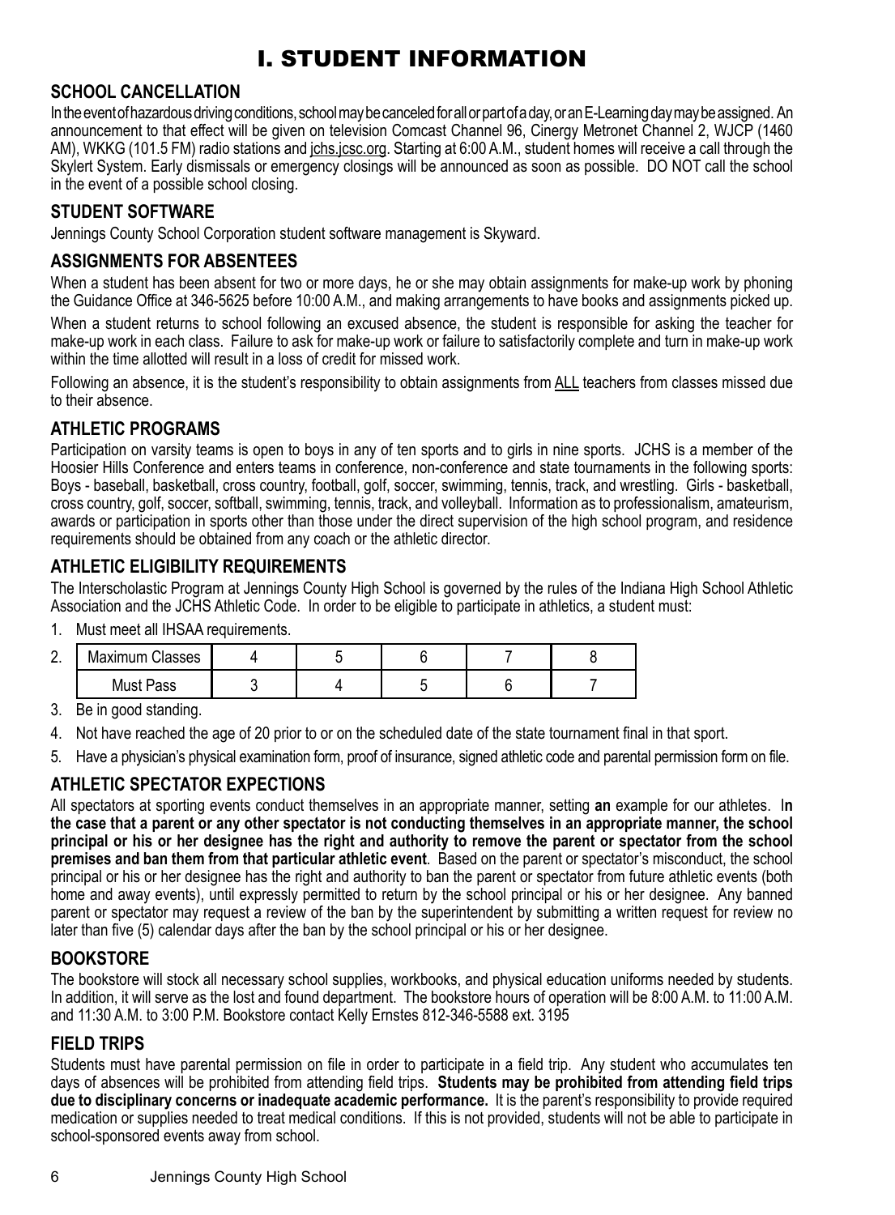# I. STUDENT INFORMATION

## SCHOOL CANCELLATION

In the event of hazardous driving conditions, school may be canceled for all or part of a day, or an E-Learning day may be assigned. An announcement to that effect will be given on television Comcast Channel 96, Cinergy Metronet Channel 2, WJCP (1460 AM), WKKG (101.5 FM) radio stations and jchs.jcsc.org. Starting at 6:00 A.M., student homes will receive a call through the Skylert System. Early dismissals or emergency closings will be announced as soon as possible. DO NOT call the school in the event of a possible school closing.

## STUDENT SOFTWARE

Jennings County School Corporation student software management is Skyward.

## ASSIGNMENTS FOR ABSENTEES

When a student has been absent for two or more days, he or she may obtain assignments for make-up work by phoning the Guidance Office at 346-5625 before 10:00 A.M., and making arrangements to have books and assignments picked up.

When a student returns to school following an excused absence, the student is responsible for asking the teacher for make-up work in each class. Failure to ask for make-up work or failure to satisfactorily complete and turn in make-up work within the time allotted will result in a loss of credit for missed work.

Following an absence, it is the student's responsibility to obtain assignments from ALL teachers from classes missed due to their absence.

## ATHLETIC PROGRAMS

Participation on varsity teams is open to boys in any of ten sports and to girls in nine sports. JCHS is a member of the Hoosier Hills Conference and enters teams in conference, non-conference and state tournaments in the following sports: Boys - baseball, basketball, cross country, football, golf, soccer, swimming, tennis, track, and wrestling. Girls - basketball, cross country, golf, soccer, softball, swimming, tennis, track, and volleyball. Information as to professionalism, amateurism, awards or participation in sports other than those under the direct supervision of the high school program, and residence requirements should be obtained from any coach or the athletic director.

## ATHLETIC ELIGIBILITY REQUIREMENTS

The Interscholastic Program at Jennings County High School is governed by the rules of the Indiana High School Athletic Association and the JCHS Athletic Code. In order to be eligible to participate in athletics, a student must:

1. Must meet all IHSAA requirements.
2. 

| Maximum Classes | 4 | 5 | 6 | 7 | 8 |
|---|---|---|---|---|---|
| Must Pass | 3 | 4 | 5 | 6 | 7 |

3. Be in good standing.
4. Not have reached the age of 20 prior to or on the scheduled date of the state tournament final in that sport.
5. Have a physician's physical examination form, proof of insurance, signed athletic code and parental permission form on file.

## ATHLETIC SPECTATOR EXPECTIONS

All spectators at sporting events conduct themselves in an appropriate manner, setting **an** example for our athletes. **In the case that a parent or any other spectator is not conducting themselves in an appropriate manner, the school principal or his or her designee has the right and authority to remove the parent or spectator from the school premises and ban them from that particular athletic event**. Based on the parent or spectator's misconduct, the school principal or his or her designee has the right and authority to ban the parent or spectator from future athletic events (both home and away events), until expressly permitted to return by the school principal or his or her designee. Any banned parent or spectator may request a review of the ban by the superintendent by submitting a written request for review no later than five (5) calendar days after the ban by the school principal or his or her designee.

## BOOKSTORE

The bookstore will stock all necessary school supplies, workbooks, and physical education uniforms needed by students. In addition, it will serve as the lost and found department. The bookstore hours of operation will be 8:00 A.M. to 11:00 A.M. and 11:30 A.M. to 3:00 P.M. Bookstore contact Kelly Ernstes 812-346-5588 ext. 3195

## FIELD TRIPS

Students must have parental permission on file in order to participate in a field trip. Any student who accumulates ten days of absences will be prohibited from attending field trips. **Students may be prohibited from attending field trips due to disciplinary concerns or inadequate academic performance.** It is the parent's responsibility to provide required medication or supplies needed to treat medical conditions. If this is not provided, students will not be able to participate in school-sponsored events away from school.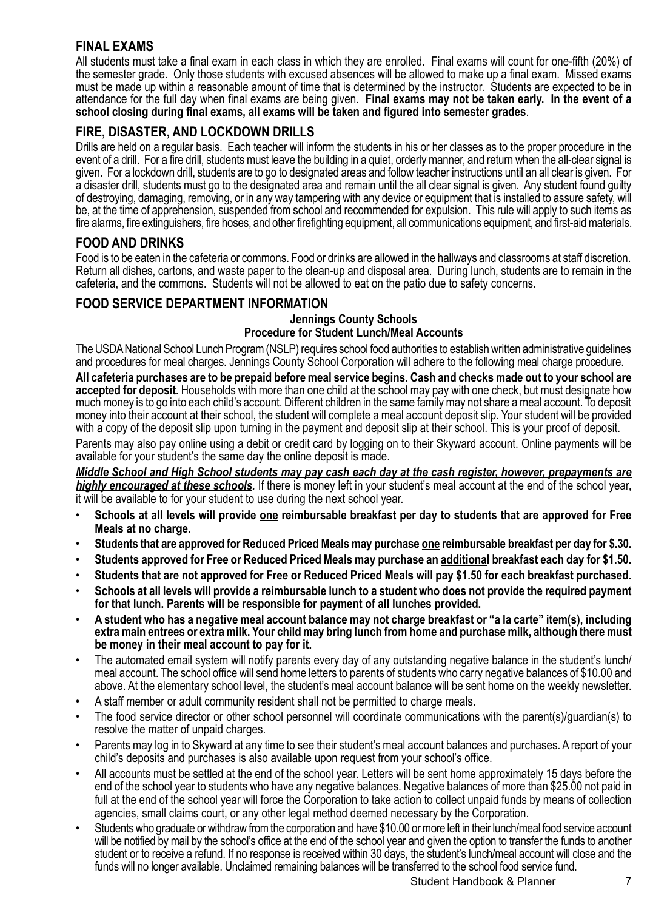## FINAL EXAMS

All students must take a final exam in each class in which they are enrolled. Final exams will count for one-fifth (20%) of the semester grade. Only those students with excused absences will be allowed to make up a final exam. Missed exams must be made up within a reasonable amount of time that is determined by the instructor. Students are expected to be in attendance for the full day when final exams are being given. **Final exams may not be taken early. In the event of a school closing during final exams, all exams will be taken and figured into semester grades**.

## FIRE, DISASTER, AND LOCKDOWN DRILLS

Drills are held on a regular basis. Each teacher will inform the students in his or her classes as to the proper procedure in the event of a drill. For a fire drill, students must leave the building in a quiet, orderly manner, and return when the all-clear signal is given. For a lockdown drill, students are to go to designated areas and follow teacher instructions until an all clear is given. For a disaster drill, students must go to the designated area and remain until the all clear signal is given. Any student found guilty of destroying, damaging, removing, or in any way tampering with any device or equipment that is installed to assure safety, will be, at the time of apprehension, suspended from school and recommended for expulsion. This rule will apply to such items as fire alarms, fire extinguishers, fire hoses, and other firefighting equipment, all communications equipment, and first-aid materials.

## FOOD AND DRINKS

Food is to be eaten in the cafeteria or commons. Food or drinks are allowed in the hallways and classrooms at staff discretion. Return all dishes, cartons, and waste paper to the clean-up and disposal area. During lunch, students are to remain in the cafeteria, and the commons. Students will not be allowed to eat on the patio due to safety concerns.

## FOOD SERVICE DEPARTMENT INFORMATION

**Jennings County Schools**
**Procedure for Student Lunch/Meal Accounts**

The USDA National School Lunch Program (NSLP) requires school food authorities to establish written administrative guidelines and procedures for meal charges. Jennings County School Corporation will adhere to the following meal charge procedure.

**All cafeteria purchases are to be prepaid before meal service begins. Cash and checks made out to your school are accepted for deposit.** Households with more than one child at the school may pay with one check, but must designate how much money is to go into each child's account. Different children in the same family may not share a meal account. To deposit money into their account at their school, the student will complete a meal account deposit slip. Your student will be provided with a copy of the deposit slip upon turning in the payment and deposit slip at their school. This is your proof of deposit.

Parents may also pay online using a debit or credit card by logging on to their Skyward account. Online payments will be available for your student's the same day the online deposit is made.

***Middle School and High School students may pay cash each day at the cash register, however, prepayments are highly encouraged at these schools.*** If there is money left in your student's meal account at the end of the school year, it will be available to for your student to use during the next school year.

- **Schools at all levels will provide one reimbursable breakfast per day to students that are approved for Free Meals at no charge.**
- **Students that are approved for Reduced Priced Meals may purchase one reimbursable breakfast per day for $.30.**
- **Students approved for Free or Reduced Priced Meals may purchase an additional breakfast each day for $1.50.**
- **Students that are not approved for Free or Reduced Priced Meals will pay $1.50 for each breakfast purchased.**
- **Schools at all levels will provide a reimbursable lunch to a student who does not provide the required payment for that lunch. Parents will be responsible for payment of all lunches provided.**
- **A student who has a negative meal account balance may not charge breakfast or "a la carte" item(s), including extra main entrees or extra milk. Your child may bring lunch from home and purchase milk, although there must be money in their meal account to pay for it.**
- The automated email system will notify parents every day of any outstanding negative balance in the student's lunch/meal account. The school office will send home letters to parents of students who carry negative balances of $10.00 and above. At the elementary school level, the student's meal account balance will be sent home on the weekly newsletter.
- A staff member or adult community resident shall not be permitted to charge meals.
- The food service director or other school personnel will coordinate communications with the parent(s)/guardian(s) to resolve the matter of unpaid charges.
- Parents may log in to Skyward at any time to see their student's meal account balances and purchases. A report of your child's deposits and purchases is also available upon request from your school's office.
- All accounts must be settled at the end of the school year. Letters will be sent home approximately 15 days before the end of the school year to students who have any negative balances. Negative balances of more than $25.00 not paid in full at the end of the school year will force the Corporation to take action to collect unpaid funds by means of collection agencies, small claims court, or any other legal method deemed necessary by the Corporation.
- Students who graduate or withdraw from the corporation and have $10.00 or more left in their lunch/meal food service account will be notified by mail by the school's office at the end of the school year and given the option to transfer the funds to another student or to receive a refund. If no response is received within 30 days, the student's lunch/meal account will close and the funds will no longer available. Unclaimed remaining balances will be transferred to the school food service fund.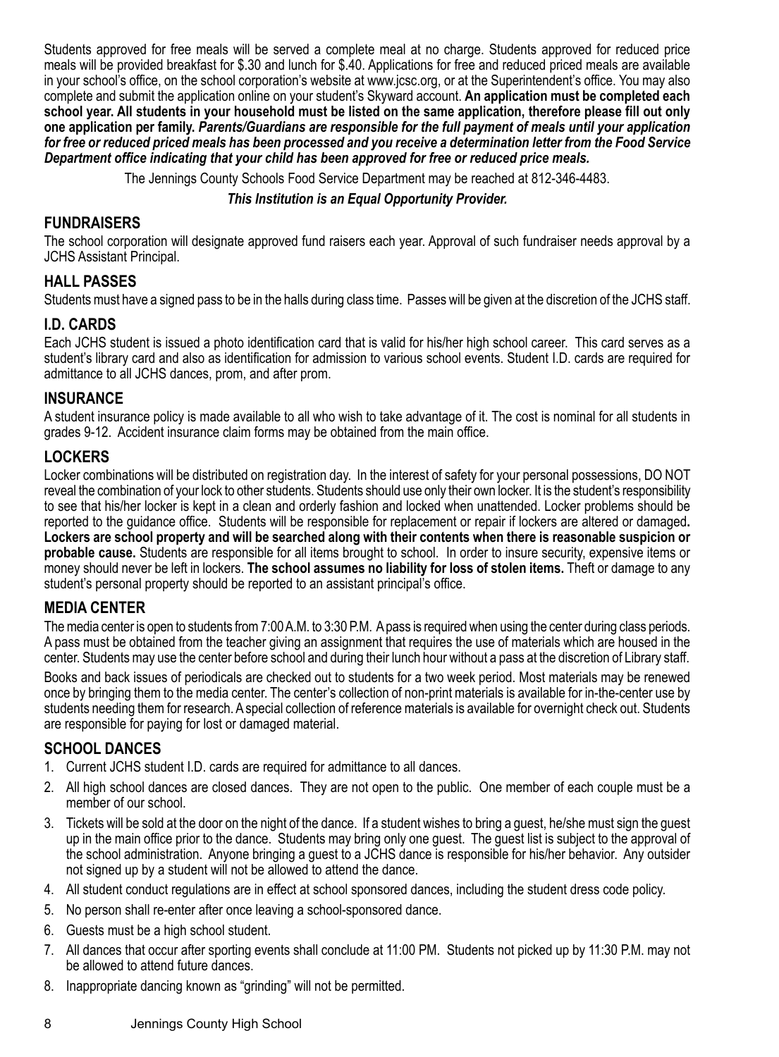Students approved for free meals will be served a complete meal at no charge. Students approved for reduced price meals will be provided breakfast for $.30 and lunch for $.40. Applications for free and reduced priced meals are available in your school's office, on the school corporation's website at www.jcsc.org, or at the Superintendent's office. You may also complete and submit the application online on your student's Skyward account. **An application must be completed each school year. All students in your household must be listed on the same application, therefore please fill out only one application per family.** ***Parents/Guardians are responsible for the full payment of meals until your application for free or reduced priced meals has been processed and you receive a determination letter from the Food Service Department office indicating that your child has been approved for free or reduced price meals.***

The Jennings County Schools Food Service Department may be reached at 812-346-4483.

***This Institution is an Equal Opportunity Provider.***

## FUNDRAISERS

The school corporation will designate approved fund raisers each year. Approval of such fundraiser needs approval by a JCHS Assistant Principal.

## HALL PASSES

Students must have a signed pass to be in the halls during class time. Passes will be given at the discretion of the JCHS staff.

## I.D. CARDS

Each JCHS student is issued a photo identification card that is valid for his/her high school career. This card serves as a student's library card and also as identification for admission to various school events. Student I.D. cards are required for admittance to all JCHS dances, prom, and after prom.

## INSURANCE

A student insurance policy is made available to all who wish to take advantage of it. The cost is nominal for all students in grades 9-12. Accident insurance claim forms may be obtained from the main office.

## LOCKERS

Locker combinations will be distributed on registration day. In the interest of safety for your personal possessions, DO NOT reveal the combination of your lock to other students. Students should use only their own locker. It is the student's responsibility to see that his/her locker is kept in a clean and orderly fashion and locked when unattended. Locker problems should be reported to the guidance office. Students will be responsible for replacement or repair if lockers are altered or damaged**. Lockers are school property and will be searched along with their contents when there is reasonable suspicion or probable cause.** Students are responsible for all items brought to school. In order to insure security, expensive items or money should never be left in lockers. **The school assumes no liability for loss of stolen items.** Theft or damage to any student's personal property should be reported to an assistant principal's office.

## MEDIA CENTER

The media center is open to students from 7:00 A.M. to 3:30 P.M. A pass is required when using the center during class periods. A pass must be obtained from the teacher giving an assignment that requires the use of materials which are housed in the center. Students may use the center before school and during their lunch hour without a pass at the discretion of Library staff.

Books and back issues of periodicals are checked out to students for a two week period. Most materials may be renewed once by bringing them to the media center. The center's collection of non-print materials is available for in-the-center use by students needing them for research. A special collection of reference materials is available for overnight check out. Students are responsible for paying for lost or damaged material.

## SCHOOL DANCES

1. Current JCHS student I.D. cards are required for admittance to all dances.
2. All high school dances are closed dances. They are not open to the public. One member of each couple must be a member of our school.
3. Tickets will be sold at the door on the night of the dance. If a student wishes to bring a guest, he/she must sign the guest up in the main office prior to the dance. Students may bring only one guest. The guest list is subject to the approval of the school administration. Anyone bringing a guest to a JCHS dance is responsible for his/her behavior. Any outsider not signed up by a student will not be allowed to attend the dance.
4. All student conduct regulations are in effect at school sponsored dances, including the student dress code policy.
5. No person shall re-enter after once leaving a school-sponsored dance.
6. Guests must be a high school student.
7. All dances that occur after sporting events shall conclude at 11:00 PM. Students not picked up by 11:30 P.M. may not be allowed to attend future dances.
8. Inappropriate dancing known as "grinding" will not be permitted.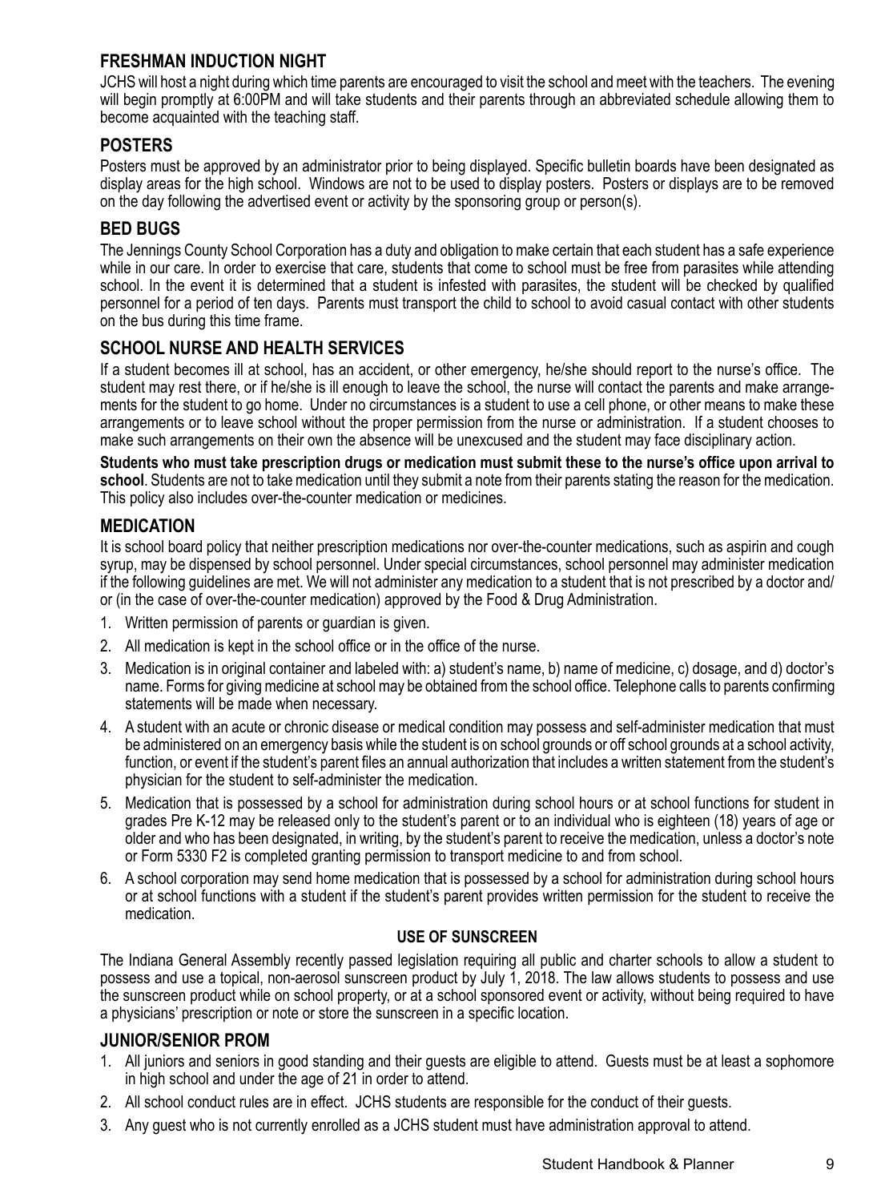## FRESHMAN INDUCTION NIGHT

JCHS will host a night during which time parents are encouraged to visit the school and meet with the teachers. The evening will begin promptly at 6:00PM and will take students and their parents through an abbreviated schedule allowing them to become acquainted with the teaching staff.

## POSTERS

Posters must be approved by an administrator prior to being displayed. Specific bulletin boards have been designated as display areas for the high school. Windows are not to be used to display posters. Posters or displays are to be removed on the day following the advertised event or activity by the sponsoring group or person(s).

## BED BUGS

The Jennings County School Corporation has a duty and obligation to make certain that each student has a safe experience while in our care. In order to exercise that care, students that come to school must be free from parasites while attending school. In the event it is determined that a student is infested with parasites, the student will be checked by qualified personnel for a period of ten days. Parents must transport the child to school to avoid casual contact with other students on the bus during this time frame.

## SCHOOL NURSE AND HEALTH SERVICES

If a student becomes ill at school, has an accident, or other emergency, he/she should report to the nurse's office. The student may rest there, or if he/she is ill enough to leave the school, the nurse will contact the parents and make arrangements for the student to go home. Under no circumstances is a student to use a cell phone, or other means to make these arrangements or to leave school without the proper permission from the nurse or administration. If a student chooses to make such arrangements on their own the absence will be unexcused and the student may face disciplinary action.

**Students who must take prescription drugs or medication must submit these to the nurse's office upon arrival to school**. Students are not to take medication until they submit a note from their parents stating the reason for the medication. This policy also includes over-the-counter medication or medicines.

## MEDICATION

It is school board policy that neither prescription medications nor over-the-counter medications, such as aspirin and cough syrup, may be dispensed by school personnel. Under special circumstances, school personnel may administer medication if the following guidelines are met. We will not administer any medication to a student that is not prescribed by a doctor and/or (in the case of over-the-counter medication) approved by the Food & Drug Administration.

1. Written permission of parents or guardian is given.
2. All medication is kept in the school office or in the office of the nurse.
3. Medication is in original container and labeled with: a) student's name, b) name of medicine, c) dosage, and d) doctor's name. Forms for giving medicine at school may be obtained from the school office. Telephone calls to parents confirming statements will be made when necessary.
4. A student with an acute or chronic disease or medical condition may possess and self-administer medication that must be administered on an emergency basis while the student is on school grounds or off school grounds at a school activity, function, or event if the student's parent files an annual authorization that includes a written statement from the student's physician for the student to self-administer the medication.
5. Medication that is possessed by a school for administration during school hours or at school functions for student in grades Pre K-12 may be released only to the student's parent or to an individual who is eighteen (18) years of age or older and who has been designated, in writing, by the student's parent to receive the medication, unless a doctor's note or Form 5330 F2 is completed granting permission to transport medicine to and from school.
6. A school corporation may send home medication that is possessed by a school for administration during school hours or at school functions with a student if the student's parent provides written permission for the student to receive the medication.

### USE OF SUNSCREEN

The Indiana General Assembly recently passed legislation requiring all public and charter schools to allow a student to possess and use a topical, non-aerosol sunscreen product by July 1, 2018. The law allows students to possess and use the sunscreen product while on school property, or at a school sponsored event or activity, without being required to have a physicians' prescription or note or store the sunscreen in a specific location.

## JUNIOR/SENIOR PROM

1. All juniors and seniors in good standing and their guests are eligible to attend. Guests must be at least a sophomore in high school and under the age of 21 in order to attend.
2. All school conduct rules are in effect. JCHS students are responsible for the conduct of their guests.
3. Any guest who is not currently enrolled as a JCHS student must have administration approval to attend.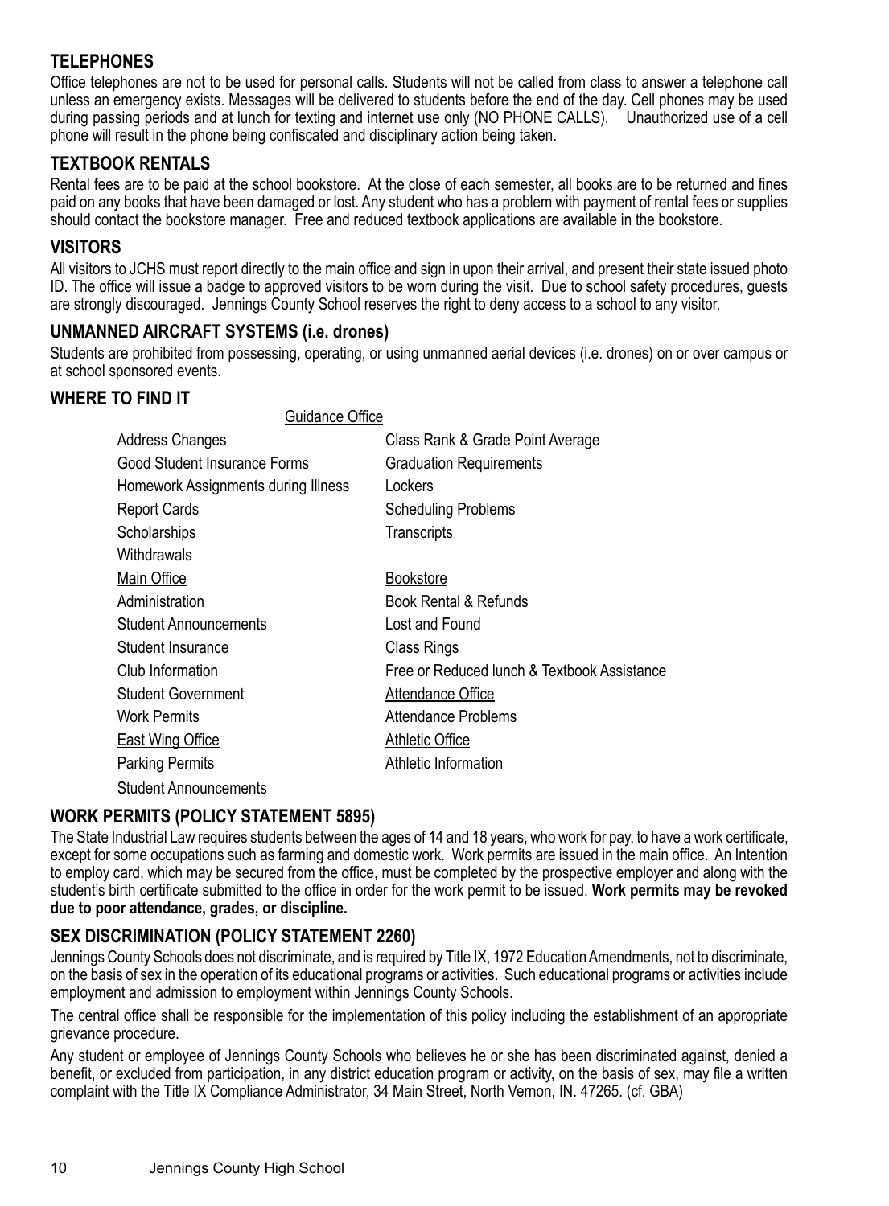## TELEPHONES

Office telephones are not to be used for personal calls. Students will not be called from class to answer a telephone call unless an emergency exists. Messages will be delivered to students before the end of the day. Cell phones may be used during passing periods and at lunch for texting and internet use only (NO PHONE CALLS). Unauthorized use of a cell phone will result in the phone being confiscated and disciplinary action being taken.

## TEXTBOOK RENTALS

Rental fees are to be paid at the school bookstore. At the close of each semester, all books are to be returned and fines paid on any books that have been damaged or lost. Any student who has a problem with payment of rental fees or supplies should contact the bookstore manager. Free and reduced textbook applications are available in the bookstore.

## VISITORS

All visitors to JCHS must report directly to the main office and sign in upon their arrival, and present their state issued photo ID. The office will issue a badge to approved visitors to be worn during the visit. Due to school safety procedures, guests are strongly discouraged. Jennings County School reserves the right to deny access to a school to any visitor.

## UNMANNED AIRCRAFT SYSTEMS (i.e. drones)

Students are prohibited from possessing, operating, or using unmanned aerial devices (i.e. drones) on or over campus or at school sponsored events.

## WHERE TO FIND IT

<u>Guidance Office</u>

| | |
|---|---|
| Address Changes | Class Rank & Grade Point Average |
| Good Student Insurance Forms | Graduation Requirements |
| Homework Assignments during Illness | Lockers |
| Report Cards | Scheduling Problems |
| Scholarships | Transcripts |
| Withdrawals | |
| <u>Main Office</u> | <u>Bookstore</u> |
| Administration | Book Rental & Refunds |
| Student Announcements | Lost and Found |
| Student Insurance | Class Rings |
| Club Information | Free or Reduced lunch & Textbook Assistance |
| Student Government | <u>Attendance Office</u> |
| Work Permits | Attendance Problems |
| <u>East Wing Office</u> | <u>Athletic Office</u> |
| Parking Permits | Athletic Information |
| Student Announcements | |

## WORK PERMITS (POLICY STATEMENT 5895)

The State Industrial Law requires students between the ages of 14 and 18 years, who work for pay, to have a work certificate, except for some occupations such as farming and domestic work. Work permits are issued in the main office. An Intention to employ card, which may be secured from the office, must be completed by the prospective employer and along with the student's birth certificate submitted to the office in order for the work permit to be issued. **Work permits may be revoked due to poor attendance, grades, or discipline.**

## SEX DISCRIMINATION (POLICY STATEMENT 2260)

Jennings County Schools does not discriminate, and is required by Title IX, 1972 Education Amendments, not to discriminate, on the basis of sex in the operation of its educational programs or activities. Such educational programs or activities include employment and admission to employment within Jennings County Schools.

The central office shall be responsible for the implementation of this policy including the establishment of an appropriate grievance procedure.

Any student or employee of Jennings County Schools who believes he or she has been discriminated against, denied a benefit, or excluded from participation, in any district education program or activity, on the basis of sex, may file a written complaint with the Title IX Compliance Administrator, 34 Main Street, North Vernon, IN. 47265. (cf. GBA)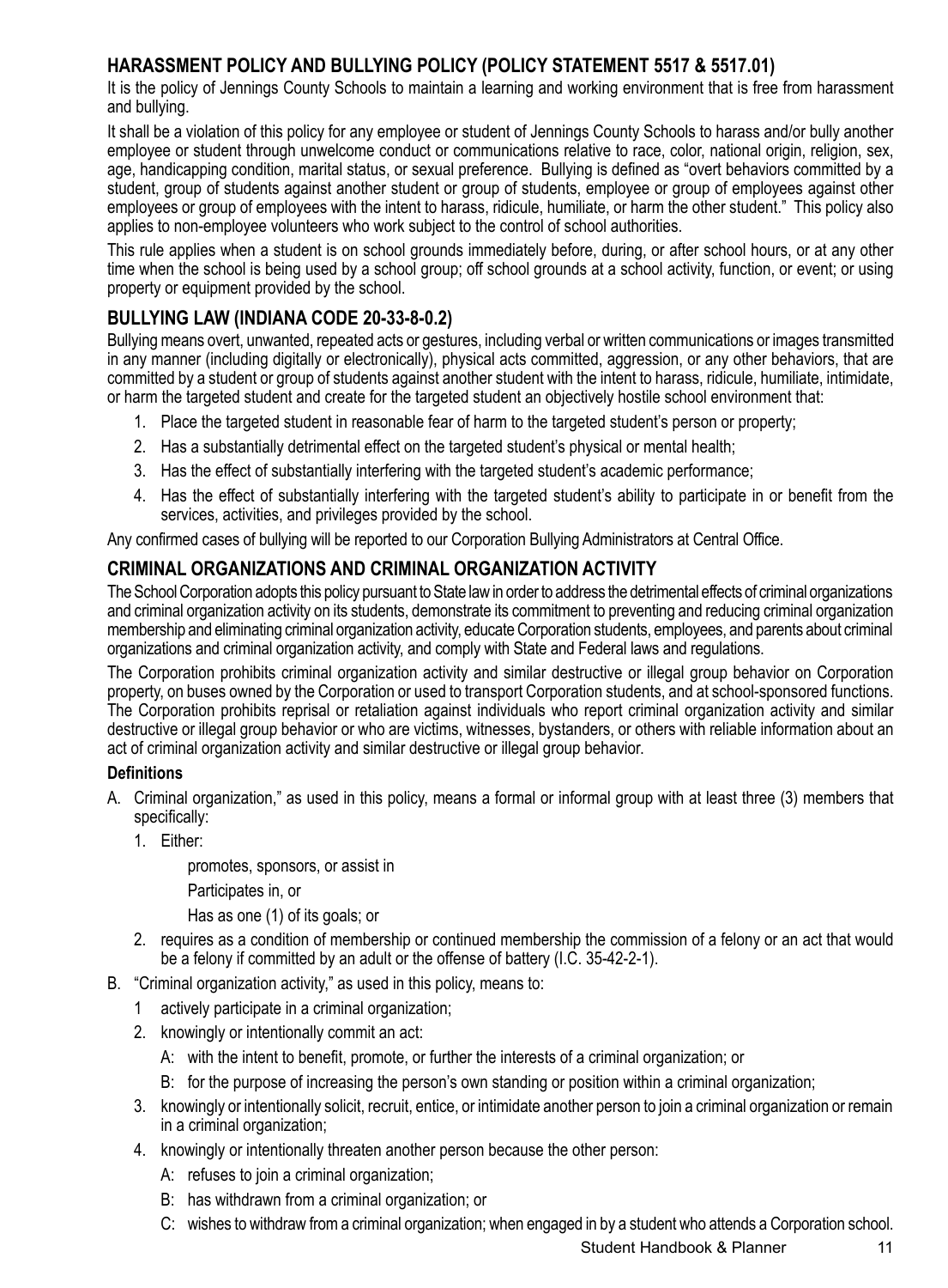## HARASSMENT POLICY AND BULLYING POLICY (POLICY STATEMENT 5517 & 5517.01)

It is the policy of Jennings County Schools to maintain a learning and working environment that is free from harassment and bullying.

It shall be a violation of this policy for any employee or student of Jennings County Schools to harass and/or bully another employee or student through unwelcome conduct or communications relative to race, color, national origin, religion, sex, age, handicapping condition, marital status, or sexual preference. Bullying is defined as "overt behaviors committed by a student, group of students against another student or group of students, employee or group of employees against other employees or group of employees with the intent to harass, ridicule, humiliate, or harm the other student." This policy also applies to non-employee volunteers who work subject to the control of school authorities.

This rule applies when a student is on school grounds immediately before, during, or after school hours, or at any other time when the school is being used by a school group; off school grounds at a school activity, function, or event; or using property or equipment provided by the school.

## BULLYING LAW (INDIANA CODE 20-33-8-0.2)

Bullying means overt, unwanted, repeated acts or gestures, including verbal or written communications or images transmitted in any manner (including digitally or electronically), physical acts committed, aggression, or any other behaviors, that are committed by a student or group of students against another student with the intent to harass, ridicule, humiliate, intimidate, or harm the targeted student and create for the targeted student an objectively hostile school environment that:

1. Place the targeted student in reasonable fear of harm to the targeted student's person or property;
2. Has a substantially detrimental effect on the targeted student's physical or mental health;
3. Has the effect of substantially interfering with the targeted student's academic performance;
4. Has the effect of substantially interfering with the targeted student's ability to participate in or benefit from the services, activities, and privileges provided by the school.

Any confirmed cases of bullying will be reported to our Corporation Bullying Administrators at Central Office.

## CRIMINAL ORGANIZATIONS AND CRIMINAL ORGANIZATION ACTIVITY

The School Corporation adopts this policy pursuant to State law in order to address the detrimental effects of criminal organizations and criminal organization activity on its students, demonstrate its commitment to preventing and reducing criminal organization membership and eliminating criminal organization activity, educate Corporation students, employees, and parents about criminal organizations and criminal organization activity, and comply with State and Federal laws and regulations.

The Corporation prohibits criminal organization activity and similar destructive or illegal group behavior on Corporation property, on buses owned by the Corporation or used to transport Corporation students, and at school-sponsored functions. The Corporation prohibits reprisal or retaliation against individuals who report criminal organization activity and similar destructive or illegal group behavior or who are victims, witnesses, bystanders, or others with reliable information about an act of criminal organization activity and similar destructive or illegal group behavior.

**Definitions**

A. Criminal organization," as used in this policy, means a formal or informal group with at least three (3) members that specifically:
   1. Either:
      - promotes, sponsors, or assist in
      - Participates in, or
      - Has as one (1) of its goals; or
   2. requires as a condition of membership or continued membership the commission of a felony or an act that would be a felony if committed by an adult or the offense of battery (I.C. 35-42-2-1).

B. "Criminal organization activity," as used in this policy, means to:
   1. actively participate in a criminal organization;
   2. knowingly or intentionally commit an act:
      - A: with the intent to benefit, promote, or further the interests of a criminal organization; or
      - B: for the purpose of increasing the person's own standing or position within a criminal organization;
   3. knowingly or intentionally solicit, recruit, entice, or intimidate another person to join a criminal organization or remain in a criminal organization;
   4. knowingly or intentionally threaten another person because the other person:
      - A: refuses to join a criminal organization;
      - B: has withdrawn from a criminal organization; or
      - C: wishes to withdraw from a criminal organization; when engaged in by a student who attends a Corporation school.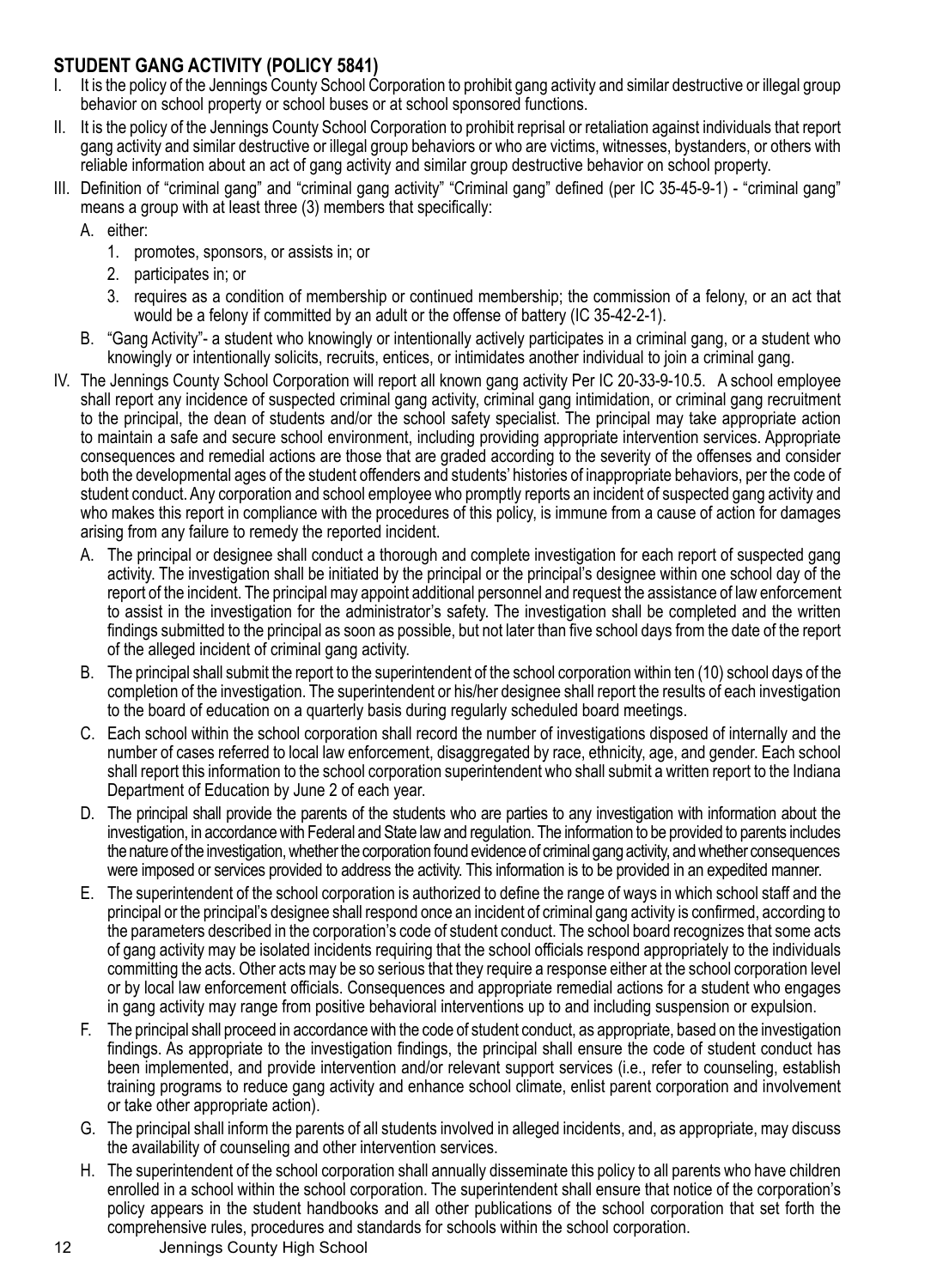## STUDENT GANG ACTIVITY (POLICY 5841)

I. It is the policy of the Jennings County School Corporation to prohibit gang activity and similar destructive or illegal group behavior on school property or school buses or at school sponsored functions.

II. It is the policy of the Jennings County School Corporation to prohibit reprisal or retaliation against individuals that report gang activity and similar destructive or illegal group behaviors or who are victims, witnesses, bystanders, or others with reliable information about an act of gang activity and similar group destructive behavior on school property.

III. Definition of "criminal gang" and "criminal gang activity" "Criminal gang" defined (per IC 35-45-9-1) - "criminal gang" means a group with at least three (3) members that specifically:

   A. either:

      1. promotes, sponsors, or assists in; or
      2. participates in; or
      3. requires as a condition of membership or continued membership; the commission of a felony, or an act that would be a felony if committed by an adult or the offense of battery (IC 35-42-2-1).

   B. "Gang Activity"- a student who knowingly or intentionally actively participates in a criminal gang, or a student who knowingly or intentionally solicits, recruits, entices, or intimidates another individual to join a criminal gang.

IV. The Jennings County School Corporation will report all known gang activity Per IC 20-33-9-10.5. A school employee shall report any incidence of suspected criminal gang activity, criminal gang intimidation, or criminal gang recruitment to the principal, the dean of students and/or the school safety specialist. The principal may take appropriate action to maintain a safe and secure school environment, including providing appropriate intervention services. Appropriate consequences and remedial actions are those that are graded according to the severity of the offenses and consider both the developmental ages of the student offenders and students' histories of inappropriate behaviors, per the code of student conduct. Any corporation and school employee who promptly reports an incident of suspected gang activity and who makes this report in compliance with the procedures of this policy, is immune from a cause of action for damages arising from any failure to remedy the reported incident.

   A. The principal or designee shall conduct a thorough and complete investigation for each report of suspected gang activity. The investigation shall be initiated by the principal or the principal's designee within one school day of the report of the incident. The principal may appoint additional personnel and request the assistance of law enforcement to assist in the investigation for the administrator's safety. The investigation shall be completed and the written findings submitted to the principal as soon as possible, but not later than five school days from the date of the report of the alleged incident of criminal gang activity.

   B. The principal shall submit the report to the superintendent of the school corporation within ten (10) school days of the completion of the investigation. The superintendent or his/her designee shall report the results of each investigation to the board of education on a quarterly basis during regularly scheduled board meetings.

   C. Each school within the school corporation shall record the number of investigations disposed of internally and the number of cases referred to local law enforcement, disaggregated by race, ethnicity, age, and gender. Each school shall report this information to the school corporation superintendent who shall submit a written report to the Indiana Department of Education by June 2 of each year.

   D. The principal shall provide the parents of the students who are parties to any investigation with information about the investigation, in accordance with Federal and State law and regulation. The information to be provided to parents includes the nature of the investigation, whether the corporation found evidence of criminal gang activity, and whether consequences were imposed or services provided to address the activity. This information is to be provided in an expedited manner.

   E. The superintendent of the school corporation is authorized to define the range of ways in which school staff and the principal or the principal's designee shall respond once an incident of criminal gang activity is confirmed, according to the parameters described in the corporation's code of student conduct. The school board recognizes that some acts of gang activity may be isolated incidents requiring that the school officials respond appropriately to the individuals committing the acts. Other acts may be so serious that they require a response either at the school corporation level or by local law enforcement officials. Consequences and appropriate remedial actions for a student who engages in gang activity may range from positive behavioral interventions up to and including suspension or expulsion.

   F. The principal shall proceed in accordance with the code of student conduct, as appropriate, based on the investigation findings. As appropriate to the investigation findings, the principal shall ensure the code of student conduct has been implemented, and provide intervention and/or relevant support services (i.e., refer to counseling, establish training programs to reduce gang activity and enhance school climate, enlist parent corporation and involvement or take other appropriate action).

   G. The principal shall inform the parents of all students involved in alleged incidents, and, as appropriate, may discuss the availability of counseling and other intervention services.

   H. The superintendent of the school corporation shall annually disseminate this policy to all parents who have children enrolled in a school within the school corporation. The superintendent shall ensure that notice of the corporation's policy appears in the student handbooks and all other publications of the school corporation that set forth the comprehensive rules, procedures and standards for schools within the school corporation.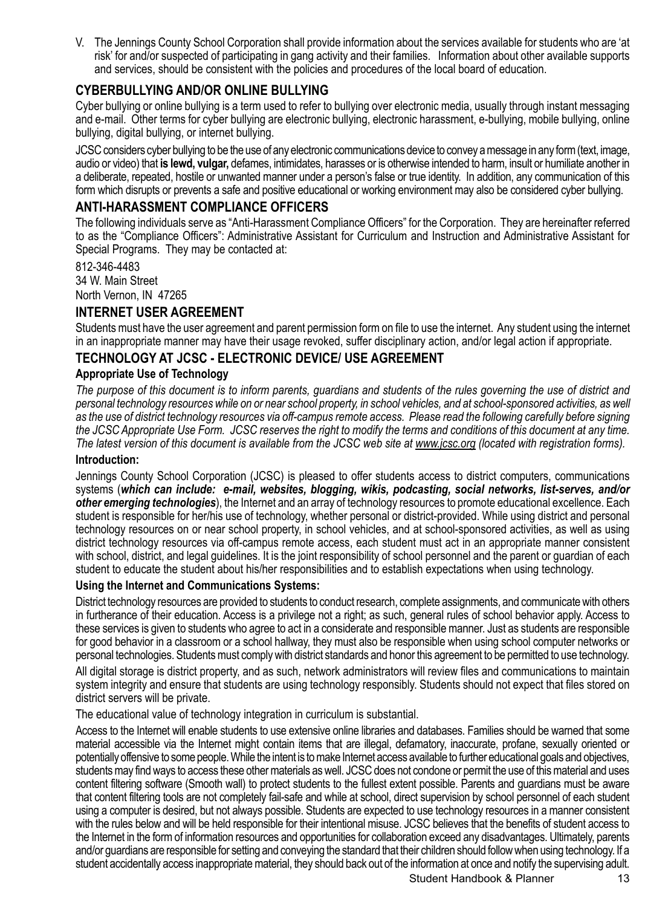V. The Jennings County School Corporation shall provide information about the services available for students who are 'at risk' for and/or suspected of participating in gang activity and their families. Information about other available supports and services, should be consistent with the policies and procedures of the local board of education.

## CYBERBULLYING AND/OR ONLINE BULLYING

Cyber bullying or online bullying is a term used to refer to bullying over electronic media, usually through instant messaging and e-mail. Other terms for cyber bullying are electronic bullying, electronic harassment, e-bullying, mobile bullying, online bullying, digital bullying, or internet bullying.

JCSC considers cyber bullying to be the use of any electronic communications device to convey a message in any form (text, image, audio or video) that **is lewd, vulgar,** defames, intimidates, harasses or is otherwise intended to harm, insult or humiliate another in a deliberate, repeated, hostile or unwanted manner under a person's false or true identity. In addition, any communication of this form which disrupts or prevents a safe and positive educational or working environment may also be considered cyber bullying.

## ANTI-HARASSMENT COMPLIANCE OFFICERS

The following individuals serve as "Anti-Harassment Compliance Officers" for the Corporation. They are hereinafter referred to as the "Compliance Officers": Administrative Assistant for Curriculum and Instruction and Administrative Assistant for Special Programs. They may be contacted at:

812-346-4483
34 W. Main Street
North Vernon, IN 47265

## INTERNET USER AGREEMENT

Students must have the user agreement and parent permission form on file to use the internet. Any student using the internet in an inappropriate manner may have their usage revoked, suffer disciplinary action, and/or legal action if appropriate.

## TECHNOLOGY AT JCSC - ELECTRONIC DEVICE/ USE AGREEMENT

### Appropriate Use of Technology

*The purpose of this document is to inform parents, guardians and students of the rules governing the use of district and personal technology resources while on or near school property, in school vehicles, and at school-sponsored activities, as well as the use of district technology resources via off-campus remote access. Please read the following carefully before signing the JCSC Appropriate Use Form. JCSC reserves the right to modify the terms and conditions of this document at any time. The latest version of this document is available from the JCSC web site at www.jcsc.org (located with registration forms).*

### Introduction:

Jennings County School Corporation (JCSC) is pleased to offer students access to district computers, communications systems (***which can include: e-mail, websites, blogging, wikis, podcasting, social networks, list-serves, and/or other emerging technologies***), the Internet and an array of technology resources to promote educational excellence. Each student is responsible for her/his use of technology, whether personal or district-provided. While using district and personal technology resources on or near school property, in school vehicles, and at school-sponsored activities, as well as using district technology resources via off-campus remote access, each student must act in an appropriate manner consistent with school, district, and legal guidelines. It is the joint responsibility of school personnel and the parent or guardian of each student to educate the student about his/her responsibilities and to establish expectations when using technology.

### Using the Internet and Communications Systems:

District technology resources are provided to students to conduct research, complete assignments, and communicate with others in furtherance of their education. Access is a privilege not a right; as such, general rules of school behavior apply. Access to these services is given to students who agree to act in a considerate and responsible manner. Just as students are responsible for good behavior in a classroom or a school hallway, they must also be responsible when using school computer networks or personal technologies. Students must comply with district standards and honor this agreement to be permitted to use technology.

All digital storage is district property, and as such, network administrators will review files and communications to maintain system integrity and ensure that students are using technology responsibly. Students should not expect that files stored on district servers will be private.

The educational value of technology integration in curriculum is substantial.

Access to the Internet will enable students to use extensive online libraries and databases. Families should be warned that some material accessible via the Internet might contain items that are illegal, defamatory, inaccurate, profane, sexually oriented or potentially offensive to some people. While the intent is to make Internet access available to further educational goals and objectives, students may find ways to access these other materials as well. JCSC does not condone or permit the use of this material and uses content filtering software (Smooth wall) to protect students to the fullest extent possible. Parents and guardians must be aware that content filtering tools are not completely fail-safe and while at school, direct supervision by school personnel of each student using a computer is desired, but not always possible. Students are expected to use technology resources in a manner consistent with the rules below and will be held responsible for their intentional misuse. JCSC believes that the benefits of student access to the Internet in the form of information resources and opportunities for collaboration exceed any disadvantages. Ultimately, parents and/or guardians are responsible for setting and conveying the standard that their children should follow when using technology. If a student accidentally access inappropriate material, they should back out of the information at once and notify the supervising adult.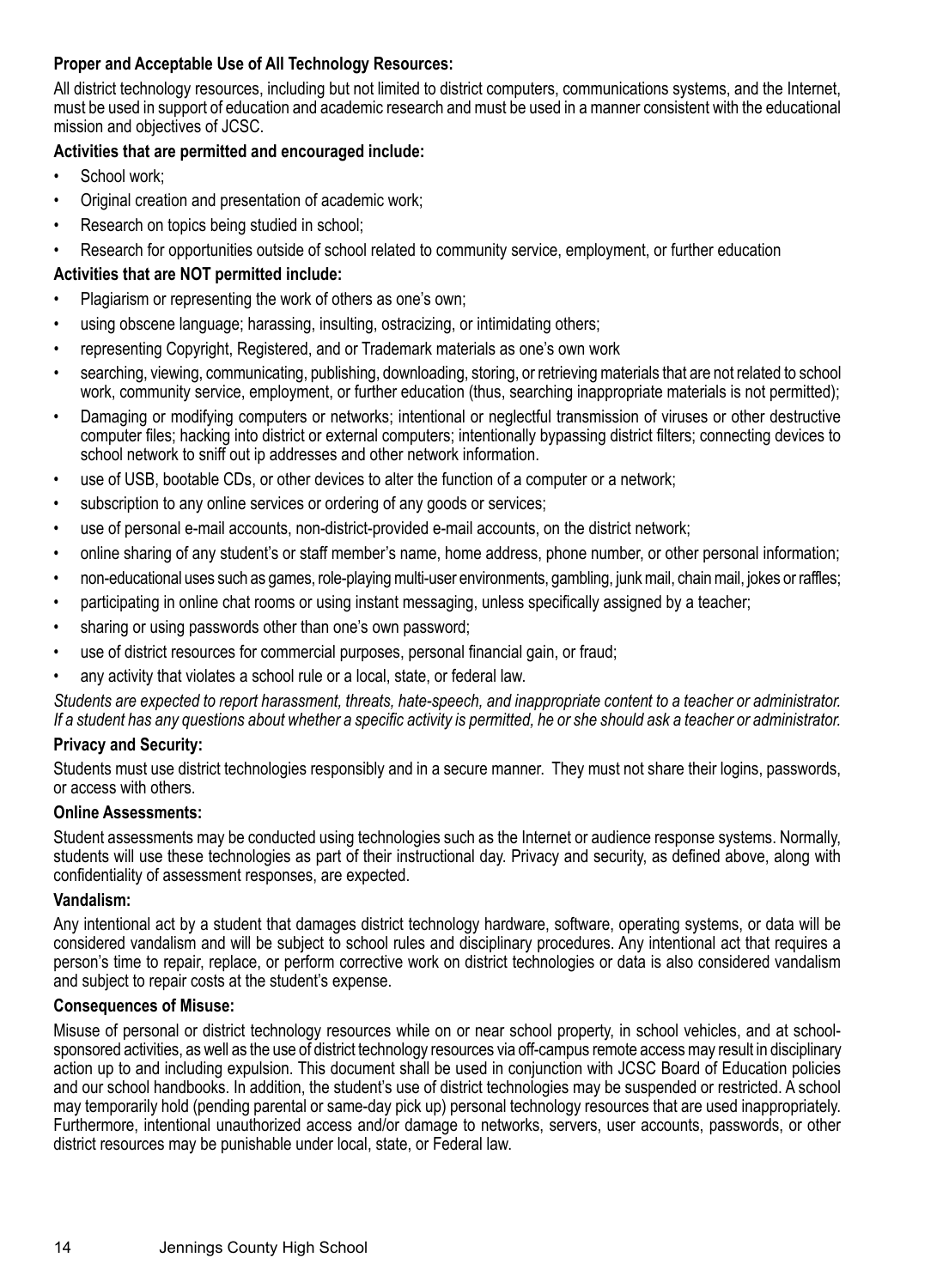**Proper and Acceptable Use of All Technology Resources:**

All district technology resources, including but not limited to district computers, communications systems, and the Internet, must be used in support of education and academic research and must be used in a manner consistent with the educational mission and objectives of JCSC.

**Activities that are permitted and encouraged include:**

- School work;
- Original creation and presentation of academic work;
- Research on topics being studied in school;
- Research for opportunities outside of school related to community service, employment, or further education

**Activities that are NOT permitted include:**

- Plagiarism or representing the work of others as one's own;
- using obscene language; harassing, insulting, ostracizing, or intimidating others;
- representing Copyright, Registered, and or Trademark materials as one's own work
- searching, viewing, communicating, publishing, downloading, storing, or retrieving materials that are not related to school work, community service, employment, or further education (thus, searching inappropriate materials is not permitted);
- Damaging or modifying computers or networks; intentional or neglectful transmission of viruses or other destructive computer files; hacking into district or external computers; intentionally bypassing district filters; connecting devices to school network to sniff out ip addresses and other network information.
- use of USB, bootable CDs, or other devices to alter the function of a computer or a network;
- subscription to any online services or ordering of any goods or services;
- use of personal e-mail accounts, non-district-provided e-mail accounts, on the district network;
- online sharing of any student's or staff member's name, home address, phone number, or other personal information;
- non-educational uses such as games, role-playing multi-user environments, gambling, junk mail, chain mail, jokes or raffles;
- participating in online chat rooms or using instant messaging, unless specifically assigned by a teacher;
- sharing or using passwords other than one's own password;
- use of district resources for commercial purposes, personal financial gain, or fraud;
- any activity that violates a school rule or a local, state, or federal law.

*Students are expected to report harassment, threats, hate-speech, and inappropriate content to a teacher or administrator. If a student has any questions about whether a specific activity is permitted, he or she should ask a teacher or administrator.*

**Privacy and Security:**

Students must use district technologies responsibly and in a secure manner. They must not share their logins, passwords, or access with others.

**Online Assessments:**

Student assessments may be conducted using technologies such as the Internet or audience response systems. Normally, students will use these technologies as part of their instructional day. Privacy and security, as defined above, along with confidentiality of assessment responses, are expected.

**Vandalism:**

Any intentional act by a student that damages district technology hardware, software, operating systems, or data will be considered vandalism and will be subject to school rules and disciplinary procedures. Any intentional act that requires a person's time to repair, replace, or perform corrective work on district technologies or data is also considered vandalism and subject to repair costs at the student's expense.

**Consequences of Misuse:**

Misuse of personal or district technology resources while on or near school property, in school vehicles, and at school-sponsored activities, as well as the use of district technology resources via off-campus remote access may result in disciplinary action up to and including expulsion. This document shall be used in conjunction with JCSC Board of Education policies and our school handbooks. In addition, the student's use of district technologies may be suspended or restricted. A school may temporarily hold (pending parental or same-day pick up) personal technology resources that are used inappropriately. Furthermore, intentional unauthorized access and/or damage to networks, servers, user accounts, passwords, or other district resources may be punishable under local, state, or Federal law.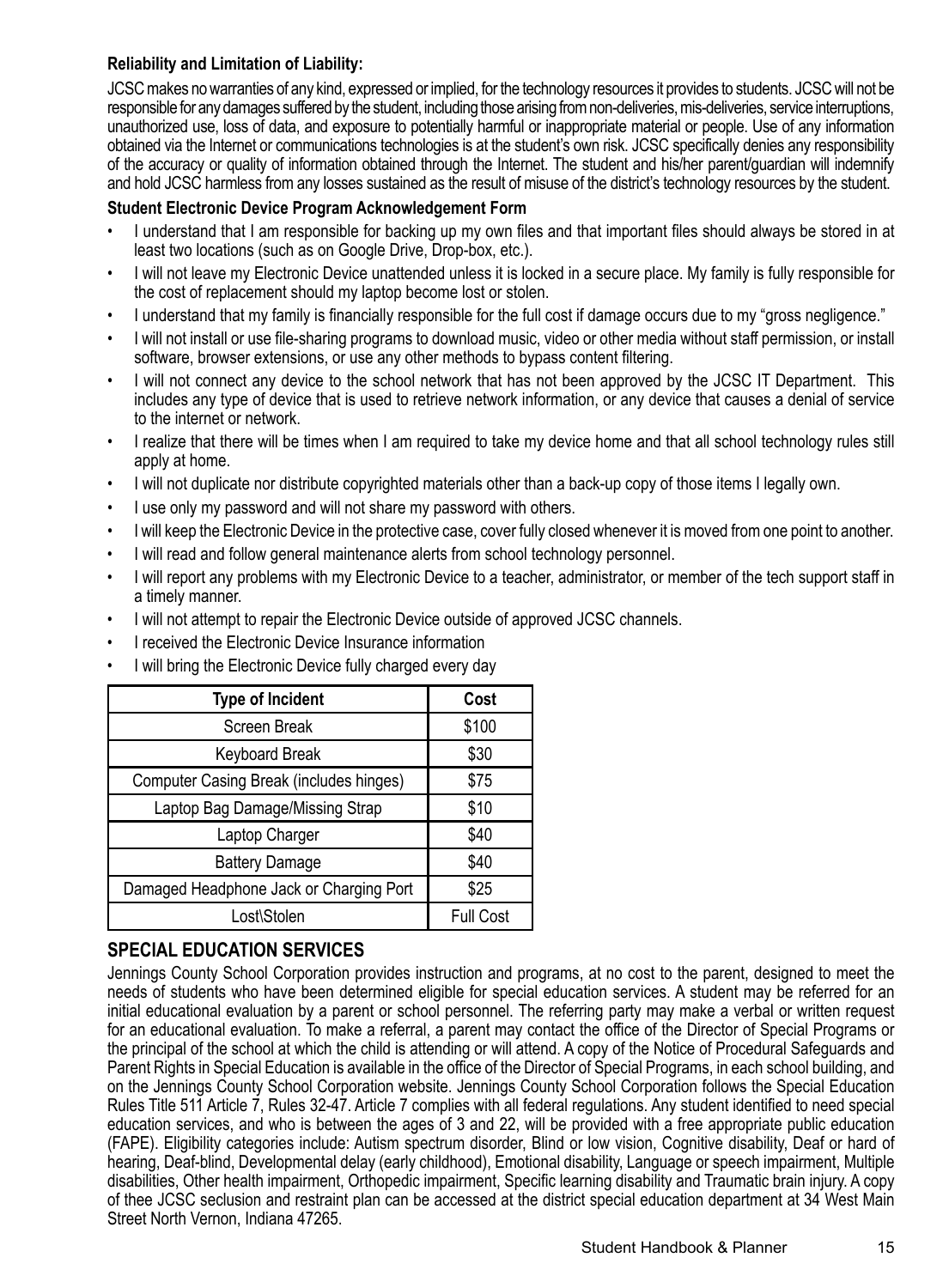**Reliability and Limitation of Liability:**

JCSC makes no warranties of any kind, expressed or implied, for the technology resources it provides to students. JCSC will not be responsible for any damages suffered by the student, including those arising from non-deliveries, mis-deliveries, service interruptions, unauthorized use, loss of data, and exposure to potentially harmful or inappropriate material or people. Use of any information obtained via the Internet or communications technologies is at the student's own risk. JCSC specifically denies any responsibility of the accuracy or quality of information obtained through the Internet. The student and his/her parent/guardian will indemnify and hold JCSC harmless from any losses sustained as the result of misuse of the district's technology resources by the student.

**Student Electronic Device Program Acknowledgement Form**

- I understand that I am responsible for backing up my own files and that important files should always be stored in at least two locations (such as on Google Drive, Drop-box, etc.).
- I will not leave my Electronic Device unattended unless it is locked in a secure place. My family is fully responsible for the cost of replacement should my laptop become lost or stolen.
- I understand that my family is financially responsible for the full cost if damage occurs due to my "gross negligence."
- I will not install or use file-sharing programs to download music, video or other media without staff permission, or install software, browser extensions, or use any other methods to bypass content filtering.
- I will not connect any device to the school network that has not been approved by the JCSC IT Department. This includes any type of device that is used to retrieve network information, or any device that causes a denial of service to the internet or network.
- I realize that there will be times when I am required to take my device home and that all school technology rules still apply at home.
- I will not duplicate nor distribute copyrighted materials other than a back-up copy of those items I legally own.
- I use only my password and will not share my password with others.
- I will keep the Electronic Device in the protective case, cover fully closed whenever it is moved from one point to another.
- I will read and follow general maintenance alerts from school technology personnel.
- I will report any problems with my Electronic Device to a teacher, administrator, or member of the tech support staff in a timely manner.
- I will not attempt to repair the Electronic Device outside of approved JCSC channels.
- I received the Electronic Device Insurance information
- I will bring the Electronic Device fully charged every day

| Type of Incident | Cost |
|---|---|
| Screen Break | $100 |
| Keyboard Break | $30 |
| Computer Casing Break (includes hinges) | $75 |
| Laptop Bag Damage/Missing Strap | $10 |
| Laptop Charger | $40 |
| Battery Damage | $40 |
| Damaged Headphone Jack or Charging Port | $25 |
| Lost\Stolen | Full Cost |

## SPECIAL EDUCATION SERVICES

Jennings County School Corporation provides instruction and programs, at no cost to the parent, designed to meet the needs of students who have been determined eligible for special education services. A student may be referred for an initial educational evaluation by a parent or school personnel. The referring party may make a verbal or written request for an educational evaluation. To make a referral, a parent may contact the office of the Director of Special Programs or the principal of the school at which the child is attending or will attend. A copy of the Notice of Procedural Safeguards and Parent Rights in Special Education is available in the office of the Director of Special Programs, in each school building, and on the Jennings County School Corporation website. Jennings County School Corporation follows the Special Education Rules Title 511 Article 7, Rules 32-47. Article 7 complies with all federal regulations. Any student identified to need special education services, and who is between the ages of 3 and 22, will be provided with a free appropriate public education (FAPE). Eligibility categories include: Autism spectrum disorder, Blind or low vision, Cognitive disability, Deaf or hard of hearing, Deaf-blind, Developmental delay (early childhood), Emotional disability, Language or speech impairment, Multiple disabilities, Other health impairment, Orthopedic impairment, Specific learning disability and Traumatic brain injury. A copy of thee JCSC seclusion and restraint plan can be accessed at the district special education department at 34 West Main Street North Vernon, Indiana 47265.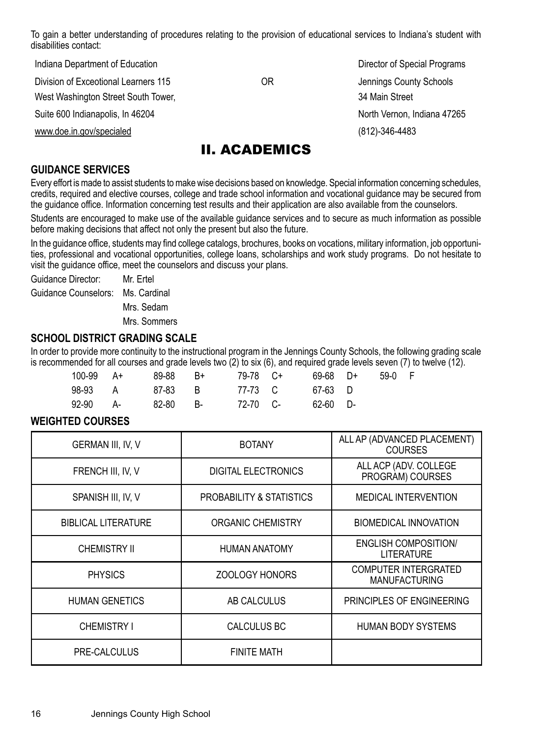To gain a better understanding of procedures relating to the provision of educational services to Indiana's student with disabilities contact:

Indiana Department of Education
Division of Exceotional Learners 115
West Washington Street South Tower,
Suite 600 Indianapolis, In 46204
www.doe.in.gov/specialed

OR

Director of Special Programs
Jennings County Schools
34 Main Street
North Vernon, Indiana 47265
(812)-346-4483

# II. ACADEMICS

## GUIDANCE SERVICES

Every effort is made to assist students to make wise decisions based on knowledge. Special information concerning schedules, credits, required and elective courses, college and trade school information and vocational guidance may be secured from the guidance office. Information concerning test results and their application are also available from the counselors.

Students are encouraged to make use of the available guidance services and to secure as much information as possible before making decisions that affect not only the present but also the future.

In the guidance office, students may find college catalogs, brochures, books on vocations, military information, job opportunities, professional and vocational opportunities, college loans, scholarships and work study programs. Do not hesitate to visit the guidance office, meet the counselors and discuss your plans.

Guidance Director: Mr. Ertel

Guidance Counselors: Ms. Cardinal
Mrs. Sedam
Mrs. Sommers

## SCHOOL DISTRICT GRADING SCALE

In order to provide more continuity to the instructional program in the Jennings County Schools, the following grading scale is recommended for all courses and grade levels two (2) to six (6), and required grade levels seven (7) to twelve (12).

| | | | | | | | | | |
|---|---|---|---|---|---|---|---|---|---|
| 100-99 | A+ | 89-88 | B+ | 79-78 | C+ | 69-68 | D+ | 59-0 | F |
| 98-93 | A | 87-83 | B | 77-73 | C | 67-63 | D | | |
| 92-90 | A- | 82-80 | B- | 72-70 | C- | 62-60 | D- | | |

## WEIGHTED COURSES

| | | |
|---|---|---|
| GERMAN III, IV, V | BOTANY | ALL AP (ADVANCED PLACEMENT) COURSES |
| FRENCH III, IV, V | DIGITAL ELECTRONICS | ALL ACP (ADV. COLLEGE PROGRAM) COURSES |
| SPANISH III, IV, V | PROBABILITY & STATISTICS | MEDICAL INTERVENTION |
| BIBLICAL LITERATURE | ORGANIC CHEMISTRY | BIOMEDICAL INNOVATION |
| CHEMISTRY II | HUMAN ANATOMY | ENGLISH COMPOSITION/ LITERATURE |
| PHYSICS | ZOOLOGY HONORS | COMPUTER INTERGRATED MANUFACTURING |
| HUMAN GENETICS | AB CALCULUS | PRINCIPLES OF ENGINEERING |
| CHEMISTRY I | CALCULUS BC | HUMAN BODY SYSTEMS |
| PRE-CALCULUS | FINITE MATH | |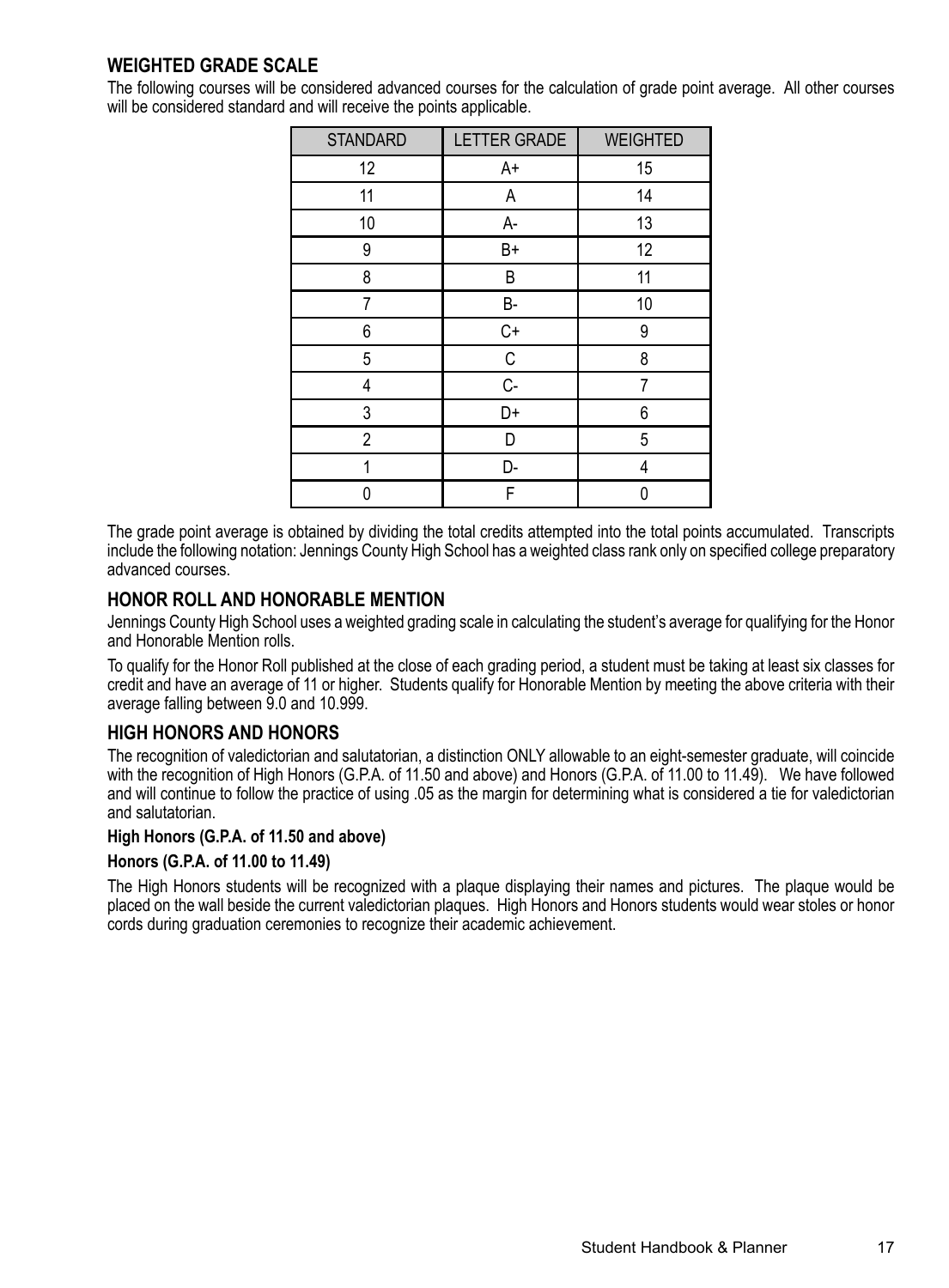## WEIGHTED GRADE SCALE

The following courses will be considered advanced courses for the calculation of grade point average. All other courses will be considered standard and will receive the points applicable.

| STANDARD | LETTER GRADE | WEIGHTED |
|---|---|---|
| 12 | A+ | 15 |
| 11 | A | 14 |
| 10 | A- | 13 |
| 9 | B+ | 12 |
| 8 | B | 11 |
| 7 | B- | 10 |
| 6 | C+ | 9 |
| 5 | C | 8 |
| 4 | C- | 7 |
| 3 | D+ | 6 |
| 2 | D | 5 |
| 1 | D- | 4 |
| 0 | F | 0 |

The grade point average is obtained by dividing the total credits attempted into the total points accumulated. Transcripts include the following notation: Jennings County High School has a weighted class rank only on specified college preparatory advanced courses.

## HONOR ROLL AND HONORABLE MENTION

Jennings County High School uses a weighted grading scale in calculating the student's average for qualifying for the Honor and Honorable Mention rolls.

To qualify for the Honor Roll published at the close of each grading period, a student must be taking at least six classes for credit and have an average of 11 or higher. Students qualify for Honorable Mention by meeting the above criteria with their average falling between 9.0 and 10.999.

## HIGH HONORS AND HONORS

The recognition of valedictorian and salutatorian, a distinction ONLY allowable to an eight-semester graduate, will coincide with the recognition of High Honors (G.P.A. of 11.50 and above) and Honors (G.P.A. of 11.00 to 11.49). We have followed and will continue to follow the practice of using .05 as the margin for determining what is considered a tie for valedictorian and salutatorian.

**High Honors (G.P.A. of 11.50 and above)**

**Honors (G.P.A. of 11.00 to 11.49)**

The High Honors students will be recognized with a plaque displaying their names and pictures. The plaque would be placed on the wall beside the current valedictorian plaques. High Honors and Honors students would wear stoles or honor cords during graduation ceremonies to recognize their academic achievement.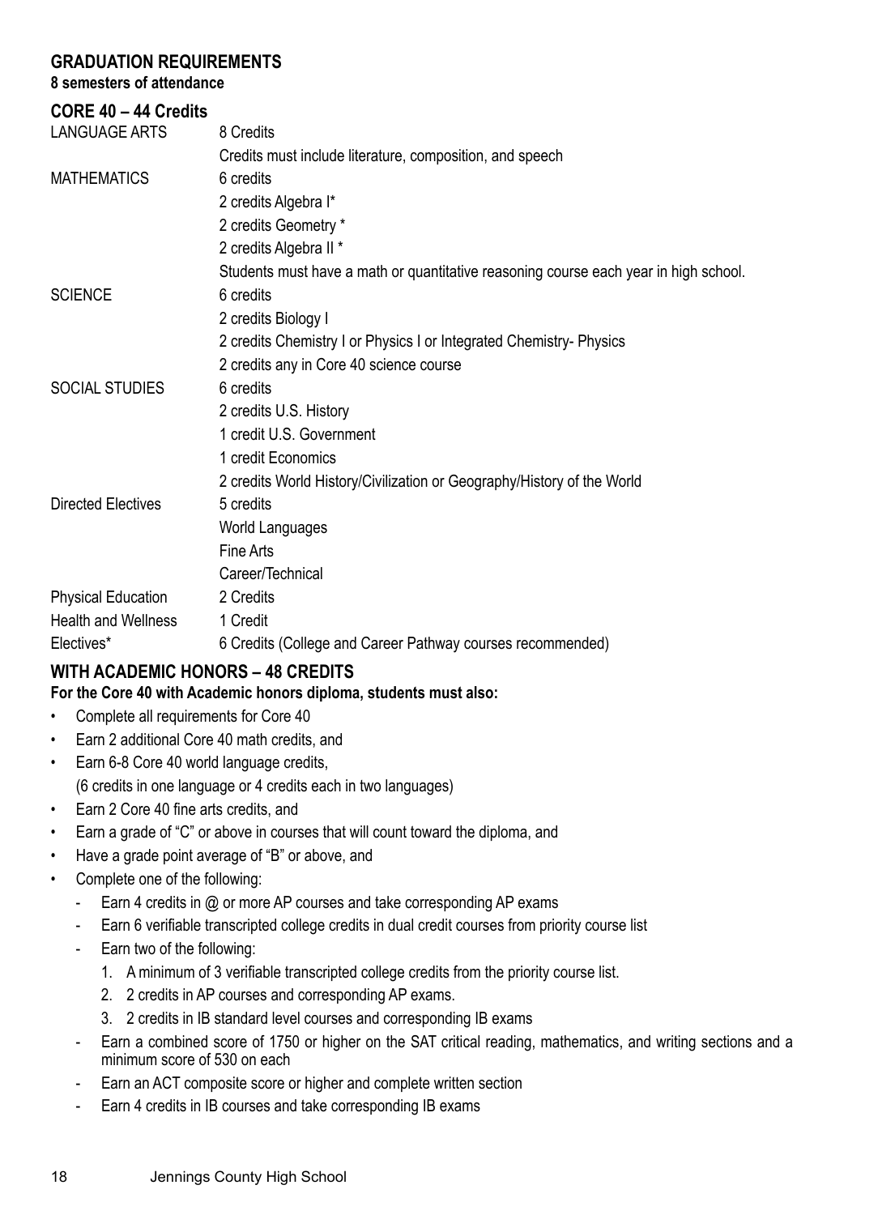## GRADUATION REQUIREMENTS

**8 semesters of attendance**

### CORE 40 – 44 Credits

| | |
|---|---|
| LANGUAGE ARTS | 8 Credits |
| | Credits must include literature, composition, and speech |
| MATHEMATICS | 6 credits |
| | 2 credits Algebra I* |
| | 2 credits Geometry * |
| | 2 credits Algebra II * |
| | Students must have a math or quantitative reasoning course each year in high school. |
| SCIENCE | 6 credits |
| | 2 credits Biology I |
| | 2 credits Chemistry I or Physics I or Integrated Chemistry- Physics |
| | 2 credits any in Core 40 science course |
| SOCIAL STUDIES | 6 credits |
| | 2 credits U.S. History |
| | 1 credit U.S. Government |
| | 1 credit Economics |
| | 2 credits World History/Civilization or Geography/History of the World |
| Directed Electives | 5 credits |
| | World Languages |
| | Fine Arts |
| | Career/Technical |
| Physical Education | 2 Credits |
| Health and Wellness | 1 Credit |
| Electives* | 6 Credits (College and Career Pathway courses recommended) |

### WITH ACADEMIC HONORS – 48 CREDITS

**For the Core 40 with Academic honors diploma, students must also:**

- Complete all requirements for Core 40
- Earn 2 additional Core 40 math credits, and
- Earn 6-8 Core 40 world language credits,
  (6 credits in one language or 4 credits each in two languages)
- Earn 2 Core 40 fine arts credits, and
- Earn a grade of "C" or above in courses that will count toward the diploma, and
- Have a grade point average of "B" or above, and
- Complete one of the following:
  - Earn 4 credits in @ or more AP courses and take corresponding AP exams
  - Earn 6 verifiable transcripted college credits in dual credit courses from priority course list
  - Earn two of the following:
    1. A minimum of 3 verifiable transcripted college credits from the priority course list.
    2. 2 credits in AP courses and corresponding AP exams.
    3. 2 credits in IB standard level courses and corresponding IB exams
  - Earn a combined score of 1750 or higher on the SAT critical reading, mathematics, and writing sections and a minimum score of 530 on each
  - Earn an ACT composite score or higher and complete written section
  - Earn 4 credits in IB courses and take corresponding IB exams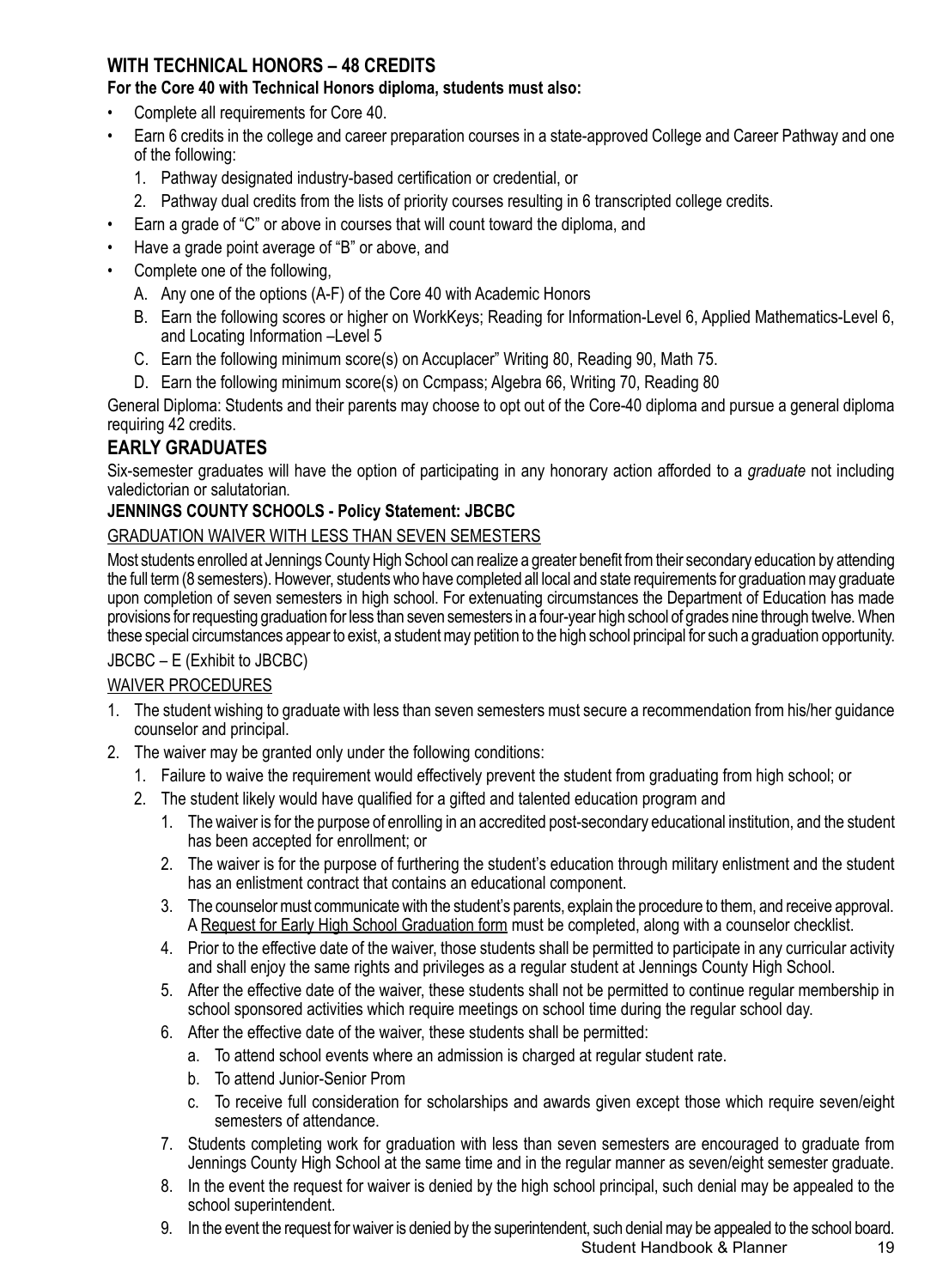## WITH TECHNICAL HONORS – 48 CREDITS

**For the Core 40 with Technical Honors diploma, students must also:**

- Complete all requirements for Core 40.
- Earn 6 credits in the college and career preparation courses in a state-approved College and Career Pathway and one of the following:
  1. Pathway designated industry-based certification or credential, or
  2. Pathway dual credits from the lists of priority courses resulting in 6 transcripted college credits.
- Earn a grade of "C" or above in courses that will count toward the diploma, and
- Have a grade point average of "B" or above, and
- Complete one of the following,
  A. Any one of the options (A-F) of the Core 40 with Academic Honors
  B. Earn the following scores or higher on WorkKeys; Reading for Information-Level 6, Applied Mathematics-Level 6, and Locating Information –Level 5
  C. Earn the following minimum score(s) on Accuplacer" Writing 80, Reading 90, Math 75.
  D. Earn the following minimum score(s) on Ccmpass; Algebra 66, Writing 70, Reading 80

General Diploma: Students and their parents may choose to opt out of the Core-40 diploma and pursue a general diploma requiring 42 credits.

## EARLY GRADUATES

Six-semester graduates will have the option of participating in any honorary action afforded to a *graduate* not including valedictorian or salutatorian.

**JENNINGS COUNTY SCHOOLS - Policy Statement: JBCBC**

GRADUATION WAIVER WITH LESS THAN SEVEN SEMESTERS

Most students enrolled at Jennings County High School can realize a greater benefit from their secondary education by attending the full term (8 semesters). However, students who have completed all local and state requirements for graduation may graduate upon completion of seven semesters in high school. For extenuating circumstances the Department of Education has made provisions for requesting graduation for less than seven semesters in a four-year high school of grades nine through twelve. When these special circumstances appear to exist, a student may petition to the high school principal for such a graduation opportunity.

JBCBC – E (Exhibit to JBCBC)

WAIVER PROCEDURES

1. The student wishing to graduate with less than seven semesters must secure a recommendation from his/her guidance counselor and principal.
2. The waiver may be granted only under the following conditions:
   1. Failure to waive the requirement would effectively prevent the student from graduating from high school; or
   2. The student likely would have qualified for a gifted and talented education program and
      1. The waiver is for the purpose of enrolling in an accredited post-secondary educational institution, and the student has been accepted for enrollment; or
      2. The waiver is for the purpose of furthering the student's education through military enlistment and the student has an enlistment contract that contains an educational component.
      3. The counselor must communicate with the student's parents, explain the procedure to them, and receive approval. A Request for Early High School Graduation form must be completed, along with a counselor checklist.
      4. Prior to the effective date of the waiver, those students shall be permitted to participate in any curricular activity and shall enjoy the same rights and privileges as a regular student at Jennings County High School.
      5. After the effective date of the waiver, these students shall not be permitted to continue regular membership in school sponsored activities which require meetings on school time during the regular school day.
      6. After the effective date of the waiver, these students shall be permitted:
         a. To attend school events where an admission is charged at regular student rate.
         b. To attend Junior-Senior Prom
         c. To receive full consideration for scholarships and awards given except those which require seven/eight semesters of attendance.
      7. Students completing work for graduation with less than seven semesters are encouraged to graduate from Jennings County High School at the same time and in the regular manner as seven/eight semester graduate.
      8. In the event the request for waiver is denied by the high school principal, such denial may be appealed to the school superintendent.
      9. In the event the request for waiver is denied by the superintendent, such denial may be appealed to the school board.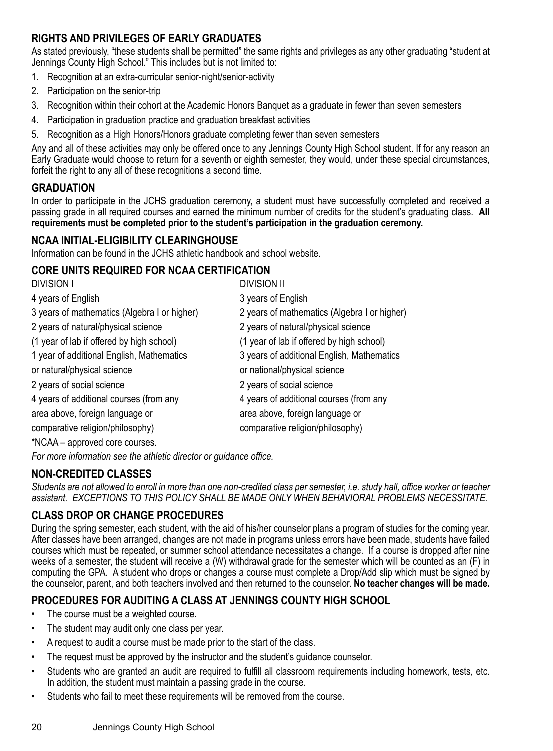## RIGHTS AND PRIVILEGES OF EARLY GRADUATES

As stated previously, "these students shall be permitted" the same rights and privileges as any other graduating "student at Jennings County High School." This includes but is not limited to:

1. Recognition at an extra-curricular senior-night/senior-activity
2. Participation on the senior-trip
3. Recognition within their cohort at the Academic Honors Banquet as a graduate in fewer than seven semesters
4. Participation in graduation practice and graduation breakfast activities
5. Recognition as a High Honors/Honors graduate completing fewer than seven semesters

Any and all of these activities may only be offered once to any Jennings County High School student. If for any reason an Early Graduate would choose to return for a seventh or eighth semester, they would, under these special circumstances, forfeit the right to any all of these recognitions a second time.

## GRADUATION

In order to participate in the JCHS graduation ceremony, a student must have successfully completed and received a passing grade in all required courses and earned the minimum number of credits for the student's graduating class. **All requirements must be completed prior to the student's participation in the graduation ceremony.**

## NCAA INITIAL-ELIGIBILITY CLEARINGHOUSE

Information can be found in the JCHS athletic handbook and school website.

## CORE UNITS REQUIRED FOR NCAA CERTIFICATION

| DIVISION I | DIVISION II |
|---|---|
| 4 years of English | 3 years of English |
| 3 years of mathematics (Algebra I or higher) | 2 years of mathematics (Algebra I or higher) |
| 2 years of natural/physical science | 2 years of natural/physical science |
| (1 year of lab if offered by high school) | (1 year of lab if offered by high school) |
| 1 year of additional English, Mathematics or natural/physical science | 3 years of additional English, Mathematics or national/physical science |
| 2 years of social science | 2 years of social science |
| 4 years of additional courses (from any area above, foreign language or comparative religion/philosophy) | 4 years of additional courses (from any area above, foreign language or comparative religion/philosophy) |

*NCAA – approved core courses.

*For more information see the athletic director or guidance office.*

## NON-CREDITED CLASSES

*Students are not allowed to enroll in more than one non-credited class per semester, i.e. study hall, office worker or teacher assistant. EXCEPTIONS TO THIS POLICY SHALL BE MADE ONLY WHEN BEHAVIORAL PROBLEMS NECESSITATE.*

## CLASS DROP OR CHANGE PROCEDURES

During the spring semester, each student, with the aid of his/her counselor plans a program of studies for the coming year. After classes have been arranged, changes are not made in programs unless errors have been made, students have failed courses which must be repeated, or summer school attendance necessitates a change. If a course is dropped after nine weeks of a semester, the student will receive a (W) withdrawal grade for the semester which will be counted as an (F) in computing the GPA. A student who drops or changes a course must complete a Drop/Add slip which must be signed by the counselor, parent, and both teachers involved and then returned to the counselor. **No teacher changes will be made.**

## PROCEDURES FOR AUDITING A CLASS AT JENNINGS COUNTY HIGH SCHOOL

- The course must be a weighted course.
- The student may audit only one class per year.
- A request to audit a course must be made prior to the start of the class.
- The request must be approved by the instructor and the student's guidance counselor.
- Students who are granted an audit are required to fulfill all classroom requirements including homework, tests, etc. In addition, the student must maintain a passing grade in the course.
- Students who fail to meet these requirements will be removed from the course.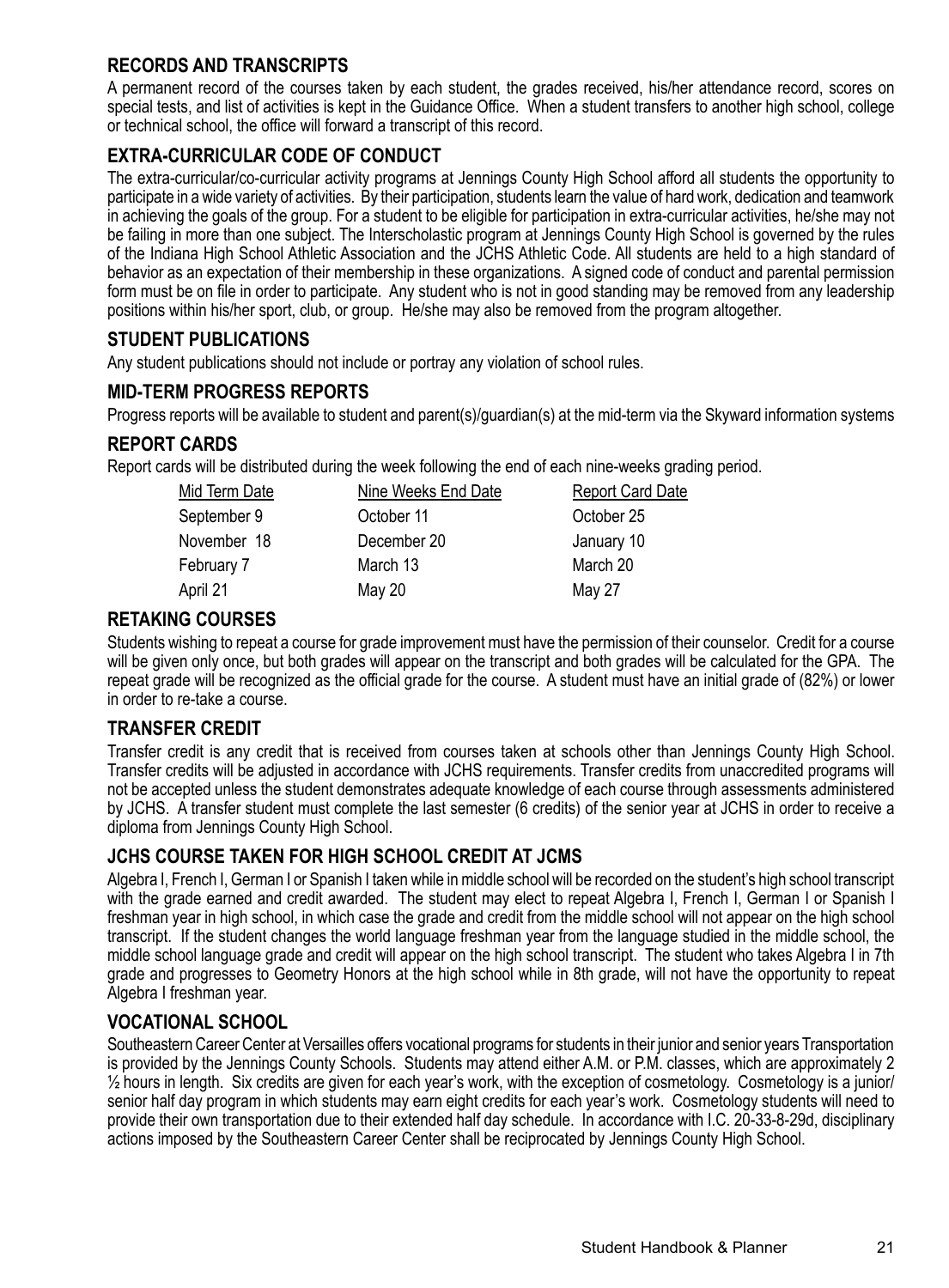## RECORDS AND TRANSCRIPTS

A permanent record of the courses taken by each student, the grades received, his/her attendance record, scores on special tests, and list of activities is kept in the Guidance Office. When a student transfers to another high school, college or technical school, the office will forward a transcript of this record.

## EXTRA-CURRICULAR CODE OF CONDUCT

The extra-curricular/co-curricular activity programs at Jennings County High School afford all students the opportunity to participate in a wide variety of activities. By their participation, students learn the value of hard work, dedication and teamwork in achieving the goals of the group. For a student to be eligible for participation in extra-curricular activities, he/she may not be failing in more than one subject. The Interscholastic program at Jennings County High School is governed by the rules of the Indiana High School Athletic Association and the JCHS Athletic Code. All students are held to a high standard of behavior as an expectation of their membership in these organizations. A signed code of conduct and parental permission form must be on file in order to participate. Any student who is not in good standing may be removed from any leadership positions within his/her sport, club, or group. He/she may also be removed from the program altogether.

## STUDENT PUBLICATIONS

Any student publications should not include or portray any violation of school rules.

## MID-TERM PROGRESS REPORTS

Progress reports will be available to student and parent(s)/guardian(s) at the mid-term via the Skyward information systems

## REPORT CARDS

Report cards will be distributed during the week following the end of each nine-weeks grading period.

| Mid Term Date | Nine Weeks End Date | Report Card Date |
|---|---|---|
| September 9 | October 11 | October 25 |
| November 18 | December 20 | January 10 |
| February 7 | March 13 | March 20 |
| April 21 | May 20 | May 27 |

## RETAKING COURSES

Students wishing to repeat a course for grade improvement must have the permission of their counselor. Credit for a course will be given only once, but both grades will appear on the transcript and both grades will be calculated for the GPA. The repeat grade will be recognized as the official grade for the course. A student must have an initial grade of (82%) or lower in order to re-take a course.

## TRANSFER CREDIT

Transfer credit is any credit that is received from courses taken at schools other than Jennings County High School. Transfer credits will be adjusted in accordance with JCHS requirements. Transfer credits from unaccredited programs will not be accepted unless the student demonstrates adequate knowledge of each course through assessments administered by JCHS. A transfer student must complete the last semester (6 credits) of the senior year at JCHS in order to receive a diploma from Jennings County High School.

## JCHS COURSE TAKEN FOR HIGH SCHOOL CREDIT AT JCMS

Algebra I, French I, German I or Spanish I taken while in middle school will be recorded on the student's high school transcript with the grade earned and credit awarded. The student may elect to repeat Algebra I, French I, German I or Spanish I freshman year in high school, in which case the grade and credit from the middle school will not appear on the high school transcript. If the student changes the world language freshman year from the language studied in the middle school, the middle school language grade and credit will appear on the high school transcript. The student who takes Algebra I in 7th grade and progresses to Geometry Honors at the high school while in 8th grade, will not have the opportunity to repeat Algebra I freshman year.

## VOCATIONAL SCHOOL

Southeastern Career Center at Versailles offers vocational programs for students in their junior and senior years Transportation is provided by the Jennings County Schools. Students may attend either A.M. or P.M. classes, which are approximately 2 ½ hours in length. Six credits are given for each year's work, with the exception of cosmetology. Cosmetology is a junior/senior half day program in which students may earn eight credits for each year's work. Cosmetology students will need to provide their own transportation due to their extended half day schedule. In accordance with I.C. 20-33-8-29d, disciplinary actions imposed by the Southeastern Career Center shall be reciprocated by Jennings County High School.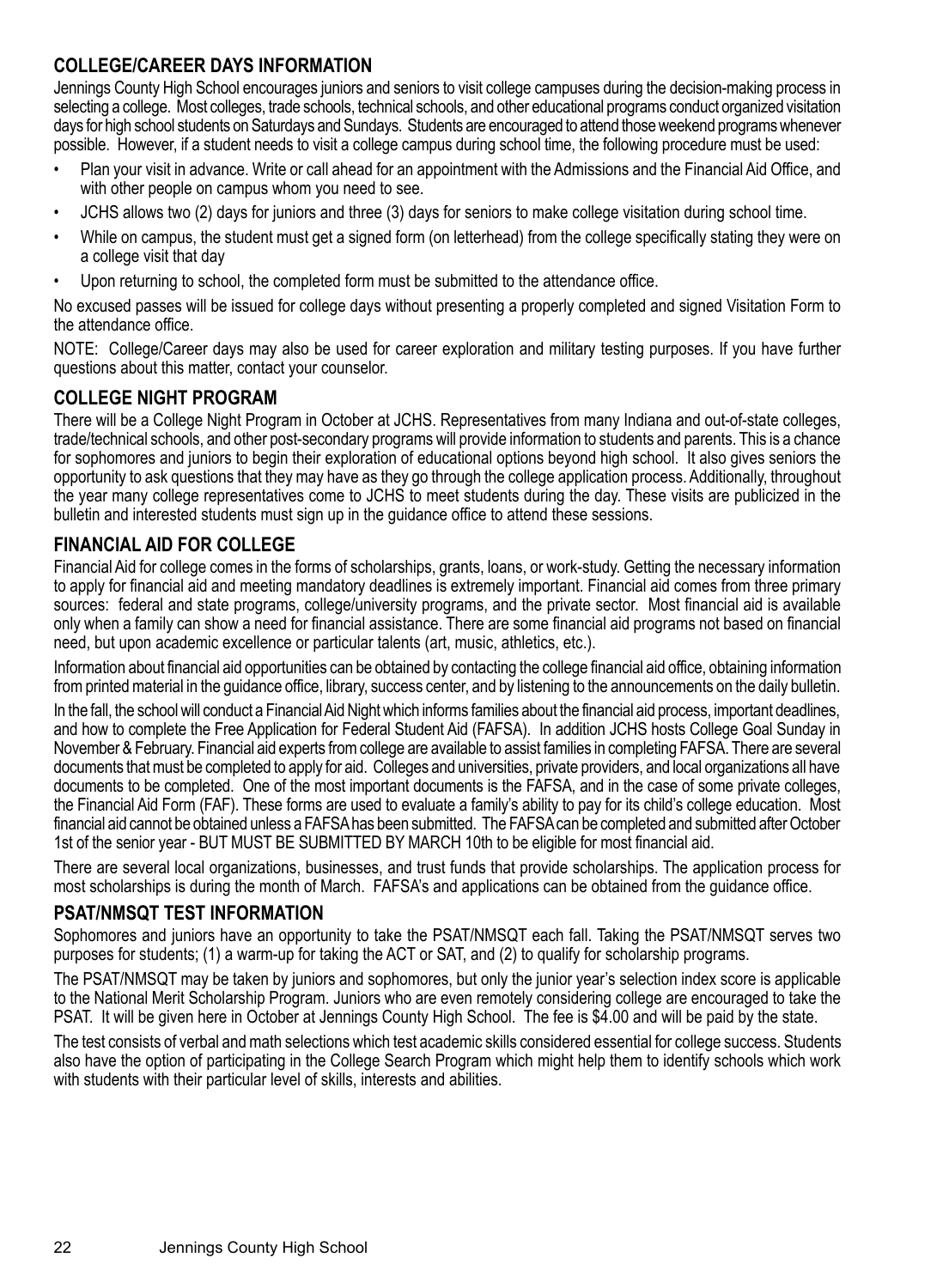## COLLEGE/CAREER DAYS INFORMATION

Jennings County High School encourages juniors and seniors to visit college campuses during the decision-making process in selecting a college. Most colleges, trade schools, technical schools, and other educational programs conduct organized visitation days for high school students on Saturdays and Sundays. Students are encouraged to attend those weekend programs whenever possible. However, if a student needs to visit a college campus during school time, the following procedure must be used:

- Plan your visit in advance. Write or call ahead for an appointment with the Admissions and the Financial Aid Office, and with other people on campus whom you need to see.
- JCHS allows two (2) days for juniors and three (3) days for seniors to make college visitation during school time.
- While on campus, the student must get a signed form (on letterhead) from the college specifically stating they were on a college visit that day
- Upon returning to school, the completed form must be submitted to the attendance office.

No excused passes will be issued for college days without presenting a properly completed and signed Visitation Form to the attendance office.

NOTE: College/Career days may also be used for career exploration and military testing purposes. If you have further questions about this matter, contact your counselor.

## COLLEGE NIGHT PROGRAM

There will be a College Night Program in October at JCHS. Representatives from many Indiana and out-of-state colleges, trade/technical schools, and other post-secondary programs will provide information to students and parents. This is a chance for sophomores and juniors to begin their exploration of educational options beyond high school. It also gives seniors the opportunity to ask questions that they may have as they go through the college application process. Additionally, throughout the year many college representatives come to JCHS to meet students during the day. These visits are publicized in the bulletin and interested students must sign up in the guidance office to attend these sessions.

## FINANCIAL AID FOR COLLEGE

Financial Aid for college comes in the forms of scholarships, grants, loans, or work-study. Getting the necessary information to apply for financial aid and meeting mandatory deadlines is extremely important. Financial aid comes from three primary sources: federal and state programs, college/university programs, and the private sector. Most financial aid is available only when a family can show a need for financial assistance. There are some financial aid programs not based on financial need, but upon academic excellence or particular talents (art, music, athletics, etc.).

Information about financial aid opportunities can be obtained by contacting the college financial aid office, obtaining information from printed material in the guidance office, library, success center, and by listening to the announcements on the daily bulletin.

In the fall, the school will conduct a Financial Aid Night which informs families about the financial aid process, important deadlines, and how to complete the Free Application for Federal Student Aid (FAFSA). In addition JCHS hosts College Goal Sunday in November & February. Financial aid experts from college are available to assist families in completing FAFSA. There are several documents that must be completed to apply for aid. Colleges and universities, private providers, and local organizations all have documents to be completed. One of the most important documents is the FAFSA, and in the case of some private colleges, the Financial Aid Form (FAF). These forms are used to evaluate a family's ability to pay for its child's college education. Most financial aid cannot be obtained unless a FAFSA has been submitted. The FAFSA can be completed and submitted after October 1st of the senior year - BUT MUST BE SUBMITTED BY MARCH 10th to be eligible for most financial aid.

There are several local organizations, businesses, and trust funds that provide scholarships. The application process for most scholarships is during the month of March. FAFSA's and applications can be obtained from the guidance office.

## PSAT/NMSQT TEST INFORMATION

Sophomores and juniors have an opportunity to take the PSAT/NMSQT each fall. Taking the PSAT/NMSQT serves two purposes for students; (1) a warm-up for taking the ACT or SAT, and (2) to qualify for scholarship programs.

The PSAT/NMSQT may be taken by juniors and sophomores, but only the junior year's selection index score is applicable to the National Merit Scholarship Program. Juniors who are even remotely considering college are encouraged to take the PSAT. It will be given here in October at Jennings County High School. The fee is $4.00 and will be paid by the state.

The test consists of verbal and math selections which test academic skills considered essential for college success. Students also have the option of participating in the College Search Program which might help them to identify schools which work with students with their particular level of skills, interests and abilities.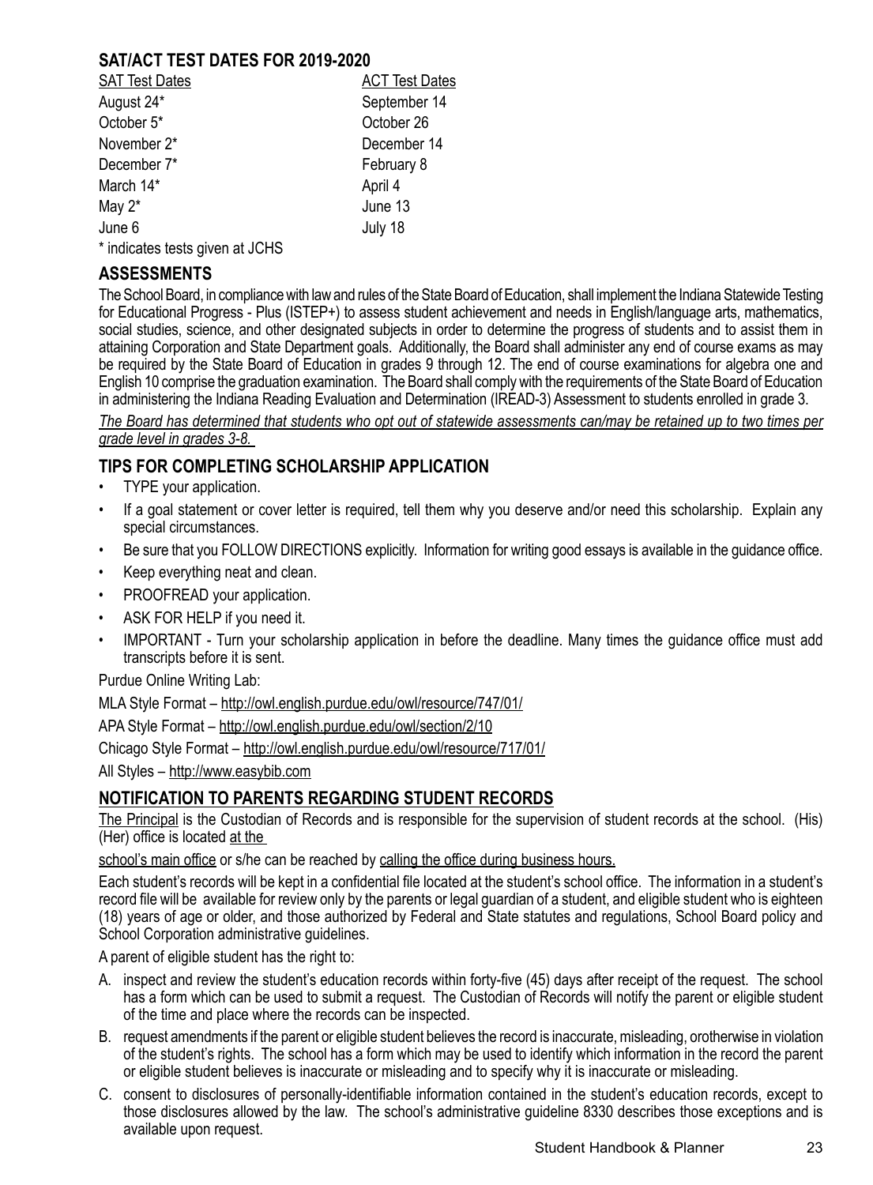## SAT/ACT TEST DATES FOR 2019-2020

| SAT Test Dates | ACT Test Dates |
|---|---|
| August 24* | September 14 |
| October 5* | October 26 |
| November 2* | December 14 |
| December 7* | February 8 |
| March 14* | April 4 |
| May 2* | June 13 |
| June 6 | July 18 |

* indicates tests given at JCHS

## ASSESSMENTS

The School Board, in compliance with law and rules of the State Board of Education, shall implement the Indiana Statewide Testing for Educational Progress - Plus (ISTEP+) to assess student achievement and needs in English/language arts, mathematics, social studies, science, and other designated subjects in order to determine the progress of students and to assist them in attaining Corporation and State Department goals. Additionally, the Board shall administer any end of course exams as may be required by the State Board of Education in grades 9 through 12. The end of course examinations for algebra one and English 10 comprise the graduation examination. The Board shall comply with the requirements of the State Board of Education in administering the Indiana Reading Evaluation and Determination (IREAD-3) Assessment to students enrolled in grade 3.

*The Board has determined that students who opt out of statewide assessments can/may be retained up to two times per grade level in grades 3-8.*

## TIPS FOR COMPLETING SCHOLARSHIP APPLICATION

- TYPE your application.
- If a goal statement or cover letter is required, tell them why you deserve and/or need this scholarship. Explain any special circumstances.
- Be sure that you FOLLOW DIRECTIONS explicitly. Information for writing good essays is available in the guidance office.
- Keep everything neat and clean.
- PROOFREAD your application.
- ASK FOR HELP if you need it.
- IMPORTANT - Turn your scholarship application in before the deadline. Many times the guidance office must add transcripts before it is sent.

Purdue Online Writing Lab:

MLA Style Format – http://owl.english.purdue.edu/owl/resource/747/01/

APA Style Format – http://owl.english.purdue.edu/owl/section/2/10

Chicago Style Format – http://owl.english.purdue.edu/owl/resource/717/01/

All Styles – http://www.easybib.com

## NOTIFICATION TO PARENTS REGARDING STUDENT RECORDS

The Principal is the Custodian of Records and is responsible for the supervision of student records at the school. (His) (Her) office is located at the school's main office or s/he can be reached by calling the office during business hours.

Each student's records will be kept in a confidential file located at the student's school office. The information in a student's record file will be available for review only by the parents or legal guardian of a student, and eligible student who is eighteen (18) years of age or older, and those authorized by Federal and State statutes and regulations, School Board policy and School Corporation administrative guidelines.

A parent of eligible student has the right to:

A. inspect and review the student's education records within forty-five (45) days after receipt of the request. The school has a form which can be used to submit a request. The Custodian of Records will notify the parent or eligible student of the time and place where the records can be inspected.

B. request amendments if the parent or eligible student believes the record is inaccurate, misleading, orotherwise in violation of the student's rights. The school has a form which may be used to identify which information in the record the parent or eligible student believes is inaccurate or misleading and to specify why it is inaccurate or misleading.

C. consent to disclosures of personally-identifiable information contained in the student's education records, except to those disclosures allowed by the law. The school's administrative guideline 8330 describes those exceptions and is available upon request.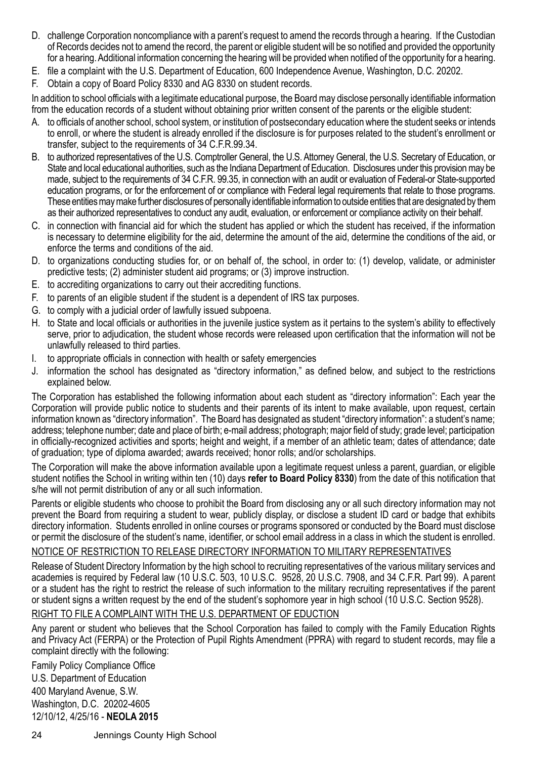D. challenge Corporation noncompliance with a parent's request to amend the records through a hearing. If the Custodian of Records decides not to amend the record, the parent or eligible student will be so notified and provided the opportunity for a hearing. Additional information concerning the hearing will be provided when notified of the opportunity for a hearing.
E. file a complaint with the U.S. Department of Education, 600 Independence Avenue, Washington, D.C. 20202.
F. Obtain a copy of Board Policy 8330 and AG 8330 on student records.

In addition to school officials with a legitimate educational purpose, the Board may disclose personally identifiable information from the education records of a student without obtaining prior written consent of the parents or the eligible student:

A. to officials of another school, school system, or institution of postsecondary education where the student seeks or intends to enroll, or where the student is already enrolled if the disclosure is for purposes related to the student's enrollment or transfer, subject to the requirements of 34 C.F.R.99.34.
B. to authorized representatives of the U.S. Comptroller General, the U.S. Attorney General, the U.S. Secretary of Education, or State and local educational authorities, such as the Indiana Department of Education. Disclosures under this provision may be made, subject to the requirements of 34 C.F.R. 99.35, in connection with an audit or evaluation of Federal-or State-supported education programs, or for the enforcement of or compliance with Federal legal requirements that relate to those programs. These entities may make further disclosures of personally identifiable information to outside entities that are designated by them as their authorized representatives to conduct any audit, evaluation, or enforcement or compliance activity on their behalf.
C. in connection with financial aid for which the student has applied or which the student has received, if the information is necessary to determine eligibility for the aid, determine the amount of the aid, determine the conditions of the aid, or enforce the terms and conditions of the aid.
D. to organizations conducting studies for, or on behalf of, the school, in order to: (1) develop, validate, or administer predictive tests; (2) administer student aid programs; or (3) improve instruction.
E. to accrediting organizations to carry out their accrediting functions.
F. to parents of an eligible student if the student is a dependent of IRS tax purposes.
G. to comply with a judicial order of lawfully issued subpoena.
H. to State and local officials or authorities in the juvenile justice system as it pertains to the system's ability to effectively serve, prior to adjudication, the student whose records were released upon certification that the information will not be unlawfully released to third parties.
I. to appropriate officials in connection with health or safety emergencies
J. information the school has designated as "directory information," as defined below, and subject to the restrictions explained below.

The Corporation has established the following information about each student as "directory information": Each year the Corporation will provide public notice to students and their parents of its intent to make available, upon request, certain information known as "directory information". The Board has designated as student "directory information": a student's name; address; telephone number; date and place of birth; e-mail address; photograph; major field of study; grade level; participation in officially-recognized activities and sports; height and weight, if a member of an athletic team; dates of attendance; date of graduation; type of diploma awarded; awards received; honor rolls; and/or scholarships.

The Corporation will make the above information available upon a legitimate request unless a parent, guardian, or eligible student notifies the School in writing within ten (10) days **refer to Board Policy 8330**) from the date of this notification that s/he will not permit distribution of any or all such information.

Parents or eligible students who choose to prohibit the Board from disclosing any or all such directory information may not prevent the Board from requiring a student to wear, publicly display, or disclose a student ID card or badge that exhibits directory information. Students enrolled in online courses or programs sponsored or conducted by the Board must disclose or permit the disclosure of the student's name, identifier, or school email address in a class in which the student is enrolled.

NOTICE OF RESTRICTION TO RELEASE DIRECTORY INFORMATION TO MILITARY REPRESENTATIVES

Release of Student Directory Information by the high school to recruiting representatives of the various military services and academies is required by Federal law (10 U.S.C. 503, 10 U.S.C. 9528, 20 U.S.C. 7908, and 34 C.F.R. Part 99). A parent or a student has the right to restrict the release of such information to the military recruiting representatives if the parent or student signs a written request by the end of the student's sophomore year in high school (10 U.S.C. Section 9528).

RIGHT TO FILE A COMPLAINT WITH THE U.S. DEPARTMENT OF EDUCTION

Any parent or student who believes that the School Corporation has failed to comply with the Family Education Rights and Privacy Act (FERPA) or the Protection of Pupil Rights Amendment (PPRA) with regard to student records, may file a complaint directly with the following:

Family Policy Compliance Office
U.S. Department of Education
400 Maryland Avenue, S.W.
Washington, D.C. 20202-4605
12/10/12, 4/25/16 - **NEOLA 2015**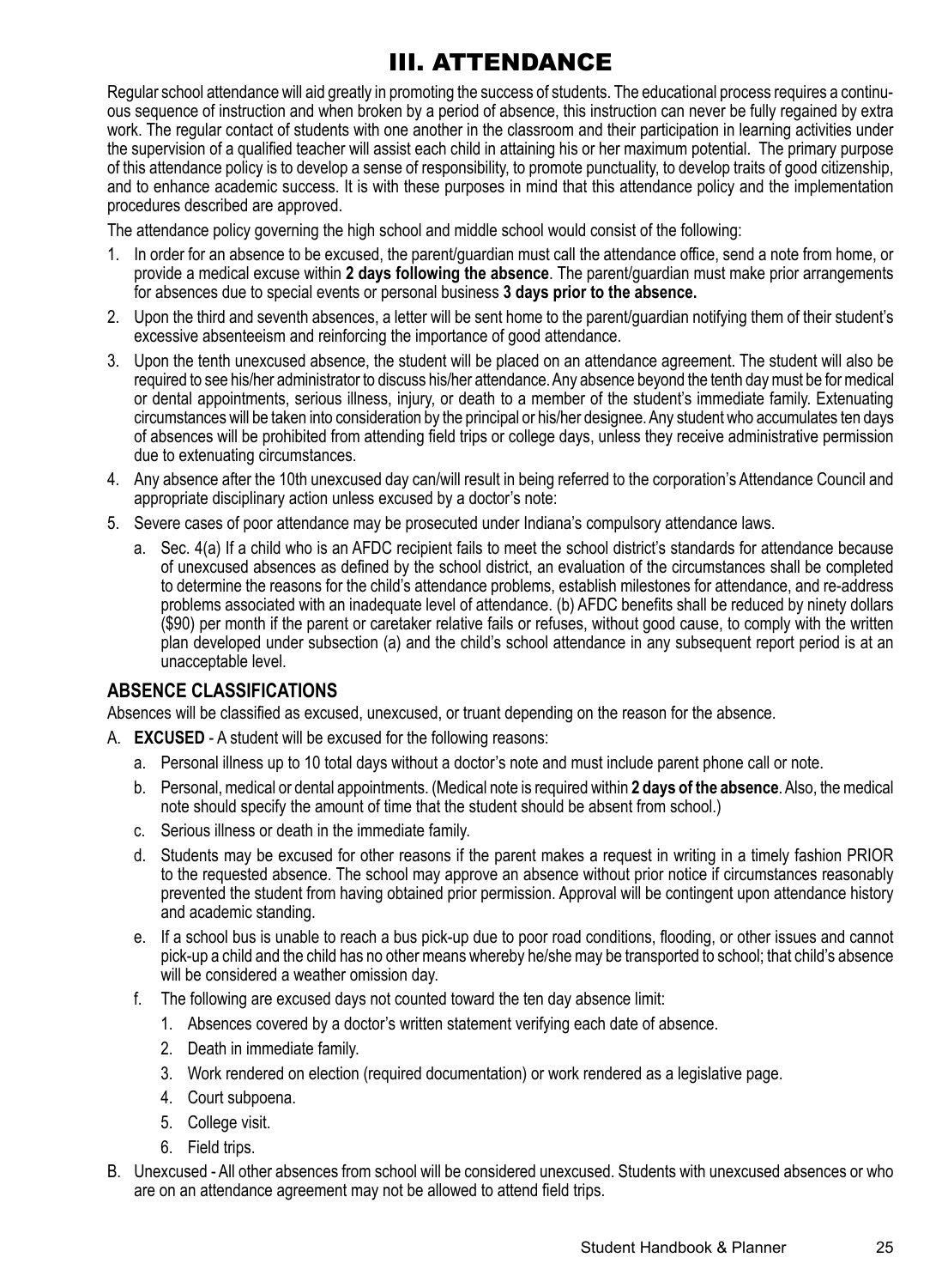# III. ATTENDANCE

Regular school attendance will aid greatly in promoting the success of students. The educational process requires a continuous sequence of instruction and when broken by a period of absence, this instruction can never be fully regained by extra work. The regular contact of students with one another in the classroom and their participation in learning activities under the supervision of a qualified teacher will assist each child in attaining his or her maximum potential. The primary purpose of this attendance policy is to develop a sense of responsibility, to promote punctuality, to develop traits of good citizenship, and to enhance academic success. It is with these purposes in mind that this attendance policy and the implementation procedures described are approved.

The attendance policy governing the high school and middle school would consist of the following:

1. In order for an absence to be excused, the parent/guardian must call the attendance office, send a note from home, or provide a medical excuse within **2 days following the absence**. The parent/guardian must make prior arrangements for absences due to special events or personal business **3 days prior to the absence.**
2. Upon the third and seventh absences, a letter will be sent home to the parent/guardian notifying them of their student's excessive absenteeism and reinforcing the importance of good attendance.
3. Upon the tenth unexcused absence, the student will be placed on an attendance agreement. The student will also be required to see his/her administrator to discuss his/her attendance. Any absence beyond the tenth day must be for medical or dental appointments, serious illness, injury, or death to a member of the student's immediate family. Extenuating circumstances will be taken into consideration by the principal or his/her designee. Any student who accumulates ten days of absences will be prohibited from attending field trips or college days, unless they receive administrative permission due to extenuating circumstances.
4. Any absence after the 10th unexcused day can/will result in being referred to the corporation's Attendance Council and appropriate disciplinary action unless excused by a doctor's note:
5. Severe cases of poor attendance may be prosecuted under Indiana's compulsory attendance laws.
   a. Sec. 4(a) If a child who is an AFDC recipient fails to meet the school district's standards for attendance because of unexcused absences as defined by the school district, an evaluation of the circumstances shall be completed to determine the reasons for the child's attendance problems, establish milestones for attendance, and re-address problems associated with an inadequate level of attendance. (b) AFDC benefits shall be reduced by ninety dollars ($90) per month if the parent or caretaker relative fails or refuses, without good cause, to comply with the written plan developed under subsection (a) and the child's school attendance in any subsequent report period is at an unacceptable level.

## ABSENCE CLASSIFICATIONS

Absences will be classified as excused, unexcused, or truant depending on the reason for the absence.

A. **EXCUSED** - A student will be excused for the following reasons:
   a. Personal illness up to 10 total days without a doctor's note and must include parent phone call or note.
   b. Personal, medical or dental appointments. (Medical note is required within **2 days of the absence**. Also, the medical note should specify the amount of time that the student should be absent from school.)
   c. Serious illness or death in the immediate family.
   d. Students may be excused for other reasons if the parent makes a request in writing in a timely fashion PRIOR to the requested absence. The school may approve an absence without prior notice if circumstances reasonably prevented the student from having obtained prior permission. Approval will be contingent upon attendance history and academic standing.
   e. If a school bus is unable to reach a bus pick-up due to poor road conditions, flooding, or other issues and cannot pick-up a child and the child has no other means whereby he/she may be transported to school; that child's absence will be considered a weather omission day.
   f. The following are excused days not counted toward the ten day absence limit:
      1. Absences covered by a doctor's written statement verifying each date of absence.
      2. Death in immediate family.
      3. Work rendered on election (required documentation) or work rendered as a legislative page.
      4. Court subpoena.
      5. College visit.
      6. Field trips.

B. Unexcused - All other absences from school will be considered unexcused. Students with unexcused absences or who are on an attendance agreement may not be allowed to attend field trips.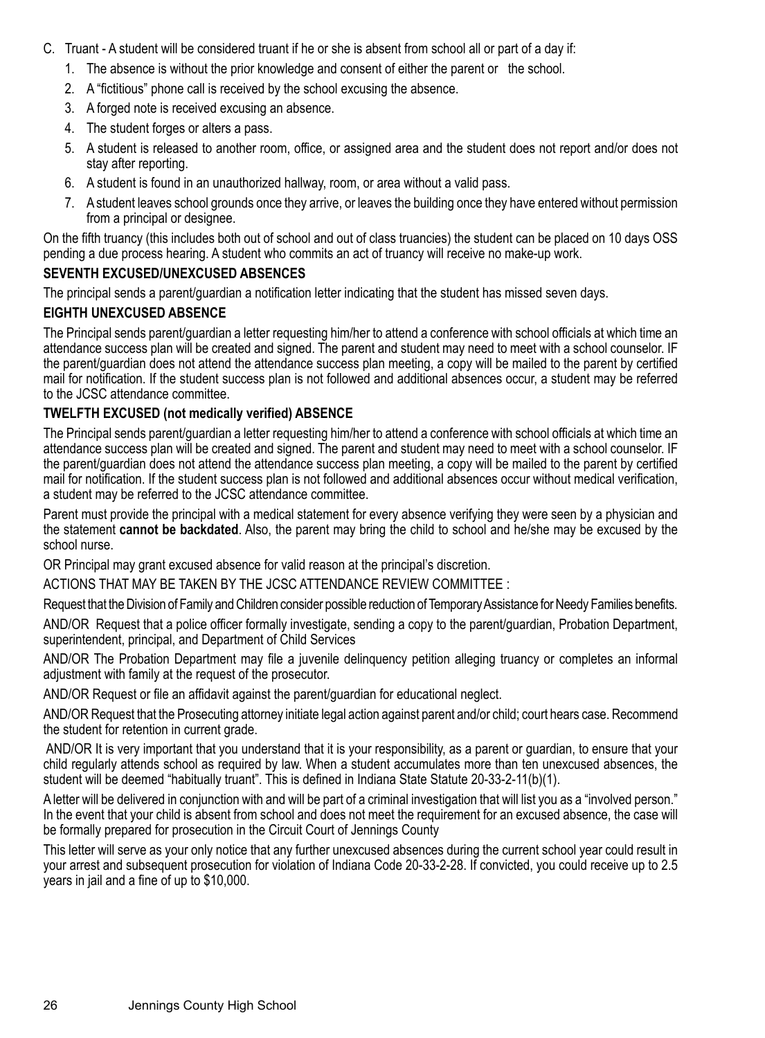C. Truant - A student will be considered truant if he or she is absent from school all or part of a day if:

1. The absence is without the prior knowledge and consent of either the parent or the school.
2. A "fictitious" phone call is received by the school excusing the absence.
3. A forged note is received excusing an absence.
4. The student forges or alters a pass.
5. A student is released to another room, office, or assigned area and the student does not report and/or does not stay after reporting.
6. A student is found in an unauthorized hallway, room, or area without a valid pass.
7. A student leaves school grounds once they arrive, or leaves the building once they have entered without permission from a principal or designee.

On the fifth truancy (this includes both out of school and out of class truancies) the student can be placed on 10 days OSS pending a due process hearing. A student who commits an act of truancy will receive no make-up work.

**SEVENTH EXCUSED/UNEXCUSED ABSENCES**

The principal sends a parent/guardian a notification letter indicating that the student has missed seven days.

**EIGHTH UNEXCUSED ABSENCE**

The Principal sends parent/guardian a letter requesting him/her to attend a conference with school officials at which time an attendance success plan will be created and signed. The parent and student may need to meet with a school counselor. IF the parent/guardian does not attend the attendance success plan meeting, a copy will be mailed to the parent by certified mail for notification. If the student success plan is not followed and additional absences occur, a student may be referred to the JCSC attendance committee.

**TWELFTH EXCUSED (not medically verified) ABSENCE**

The Principal sends parent/guardian a letter requesting him/her to attend a conference with school officials at which time an attendance success plan will be created and signed. The parent and student may need to meet with a school counselor. IF the parent/guardian does not attend the attendance success plan meeting, a copy will be mailed to the parent by certified mail for notification. If the student success plan is not followed and additional absences occur without medical verification, a student may be referred to the JCSC attendance committee.

Parent must provide the principal with a medical statement for every absence verifying they were seen by a physician and the statement **cannot be backdated**. Also, the parent may bring the child to school and he/she may be excused by the school nurse.

OR Principal may grant excused absence for valid reason at the principal's discretion.

ACTIONS THAT MAY BE TAKEN BY THE JCSC ATTENDANCE REVIEW COMMITTEE :

Request that the Division of Family and Children consider possible reduction of Temporary Assistance for Needy Families benefits.

AND/OR Request that a police officer formally investigate, sending a copy to the parent/guardian, Probation Department, superintendent, principal, and Department of Child Services

AND/OR The Probation Department may file a juvenile delinquency petition alleging truancy or completes an informal adjustment with family at the request of the prosecutor.

AND/OR Request or file an affidavit against the parent/guardian for educational neglect.

AND/OR Request that the Prosecuting attorney initiate legal action against parent and/or child; court hears case. Recommend the student for retention in current grade.

AND/OR It is very important that you understand that it is your responsibility, as a parent or guardian, to ensure that your child regularly attends school as required by law. When a student accumulates more than ten unexcused absences, the student will be deemed "habitually truant". This is defined in Indiana State Statute 20-33-2-11(b)(1).

A letter will be delivered in conjunction with and will be part of a criminal investigation that will list you as a "involved person." In the event that your child is absent from school and does not meet the requirement for an excused absence, the case will be formally prepared for prosecution in the Circuit Court of Jennings County

This letter will serve as your only notice that any further unexcused absences during the current school year could result in your arrest and subsequent prosecution for violation of Indiana Code 20-33-2-28. If convicted, you could receive up to 2.5 years in jail and a fine of up to $10,000.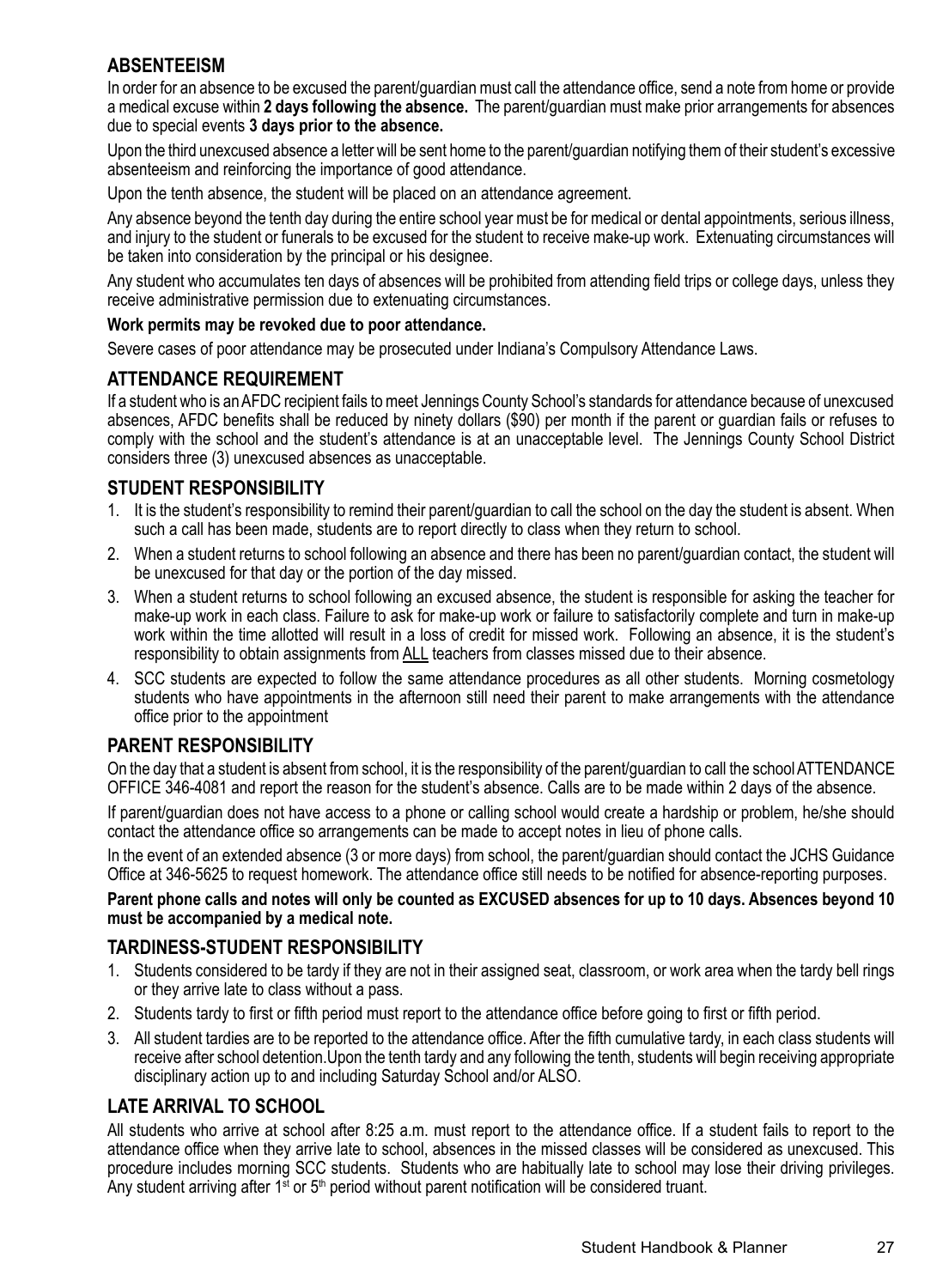## ABSENTEEISM

In order for an absence to be excused the parent/guardian must call the attendance office, send a note from home or provide a medical excuse within **2 days following the absence.** The parent/guardian must make prior arrangements for absences due to special events **3 days prior to the absence.**

Upon the third unexcused absence a letter will be sent home to the parent/guardian notifying them of their student's excessive absenteeism and reinforcing the importance of good attendance.

Upon the tenth absence, the student will be placed on an attendance agreement.

Any absence beyond the tenth day during the entire school year must be for medical or dental appointments, serious illness, and injury to the student or funerals to be excused for the student to receive make-up work. Extenuating circumstances will be taken into consideration by the principal or his designee.

Any student who accumulates ten days of absences will be prohibited from attending field trips or college days, unless they receive administrative permission due to extenuating circumstances.

**Work permits may be revoked due to poor attendance.**

Severe cases of poor attendance may be prosecuted under Indiana's Compulsory Attendance Laws.

## ATTENDANCE REQUIREMENT

If a student who is an AFDC recipient fails to meet Jennings County School's standards for attendance because of unexcused absences, AFDC benefits shall be reduced by ninety dollars ($90) per month if the parent or guardian fails or refuses to comply with the school and the student's attendance is at an unacceptable level. The Jennings County School District considers three (3) unexcused absences as unacceptable.

## STUDENT RESPONSIBILITY

1. It is the student's responsibility to remind their parent/guardian to call the school on the day the student is absent. When such a call has been made, students are to report directly to class when they return to school.
2. When a student returns to school following an absence and there has been no parent/guardian contact, the student will be unexcused for that day or the portion of the day missed.
3. When a student returns to school following an excused absence, the student is responsible for asking the teacher for make-up work in each class. Failure to ask for make-up work or failure to satisfactorily complete and turn in make-up work within the time allotted will result in a loss of credit for missed work. Following an absence, it is the student's responsibility to obtain assignments from ALL teachers from classes missed due to their absence.
4. SCC students are expected to follow the same attendance procedures as all other students. Morning cosmetology students who have appointments in the afternoon still need their parent to make arrangements with the attendance office prior to the appointment

## PARENT RESPONSIBILITY

On the day that a student is absent from school, it is the responsibility of the parent/guardian to call the school ATTENDANCE OFFICE 346-4081 and report the reason for the student's absence. Calls are to be made within 2 days of the absence.

If parent/guardian does not have access to a phone or calling school would create a hardship or problem, he/she should contact the attendance office so arrangements can be made to accept notes in lieu of phone calls.

In the event of an extended absence (3 or more days) from school, the parent/guardian should contact the JCHS Guidance Office at 346-5625 to request homework. The attendance office still needs to be notified for absence-reporting purposes.

**Parent phone calls and notes will only be counted as EXCUSED absences for up to 10 days. Absences beyond 10 must be accompanied by a medical note.**

## TARDINESS-STUDENT RESPONSIBILITY

1. Students considered to be tardy if they are not in their assigned seat, classroom, or work area when the tardy bell rings or they arrive late to class without a pass.
2. Students tardy to first or fifth period must report to the attendance office before going to first or fifth period.
3. All student tardies are to be reported to the attendance office. After the fifth cumulative tardy, in each class students will receive after school detention.Upon the tenth tardy and any following the tenth, students will begin receiving appropriate disciplinary action up to and including Saturday School and/or ALSO.

## LATE ARRIVAL TO SCHOOL

All students who arrive at school after 8:25 a.m. must report to the attendance office. If a student fails to report to the attendance office when they arrive late to school, absences in the missed classes will be considered as unexcused. This procedure includes morning SCC students. Students who are habitually late to school may lose their driving privileges. Any student arriving after 1st or 5th period without parent notification will be considered truant.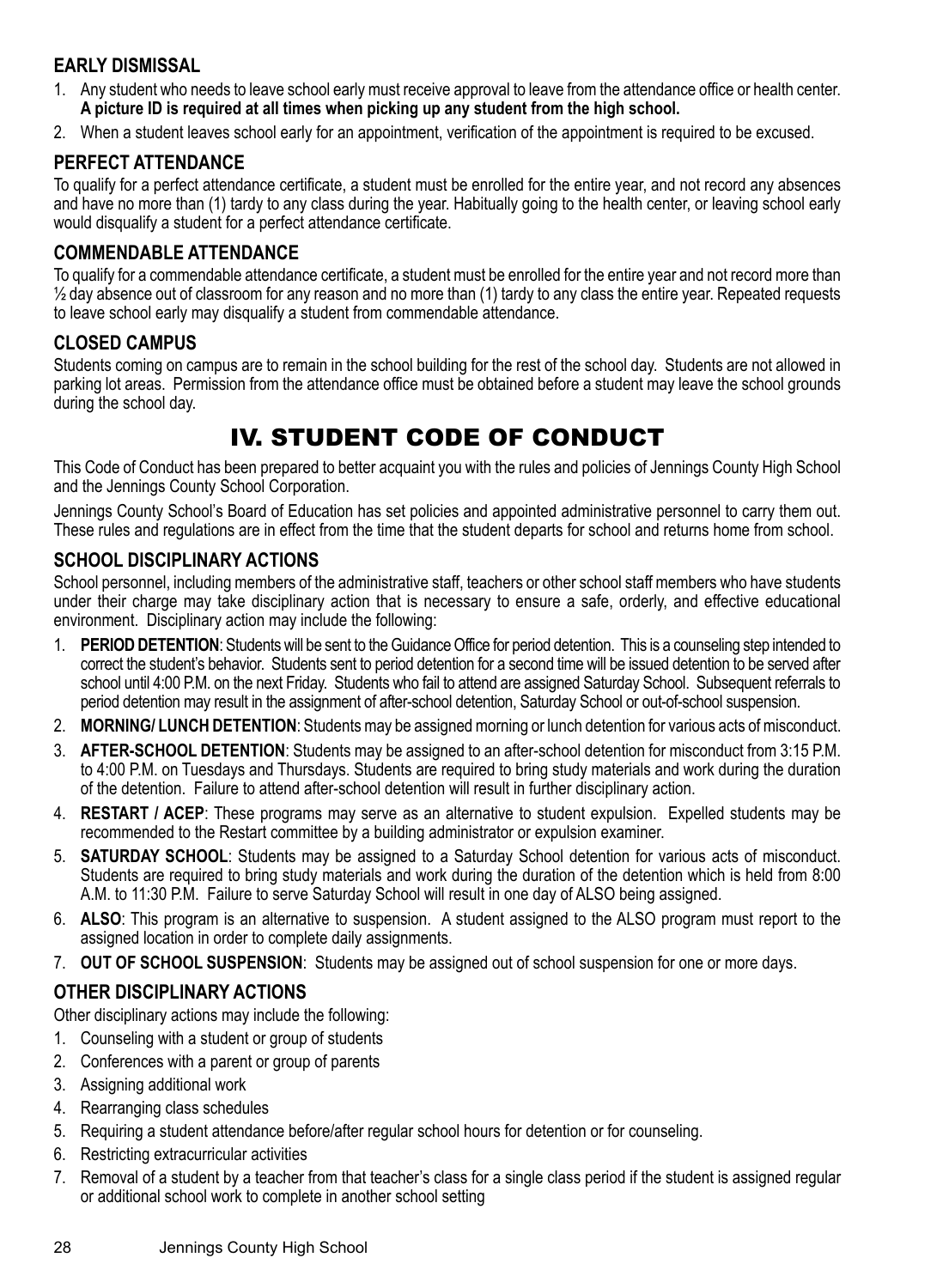### EARLY DISMISSAL

1. Any student who needs to leave school early must receive approval to leave from the attendance office or health center. **A picture ID is required at all times when picking up any student from the high school.**
2. When a student leaves school early for an appointment, verification of the appointment is required to be excused.

### PERFECT ATTENDANCE

To qualify for a perfect attendance certificate, a student must be enrolled for the entire year, and not record any absences and have no more than (1) tardy to any class during the year. Habitually going to the health center, or leaving school early would disqualify a student for a perfect attendance certificate.

### COMMENDABLE ATTENDANCE

To qualify for a commendable attendance certificate, a student must be enrolled for the entire year and not record more than ½ day absence out of classroom for any reason and no more than (1) tardy to any class the entire year. Repeated requests to leave school early may disqualify a student from commendable attendance.

### CLOSED CAMPUS

Students coming on campus are to remain in the school building for the rest of the school day. Students are not allowed in parking lot areas. Permission from the attendance office must be obtained before a student may leave the school grounds during the school day.

## IV. STUDENT CODE OF CONDUCT

This Code of Conduct has been prepared to better acquaint you with the rules and policies of Jennings County High School and the Jennings County School Corporation.

Jennings County School's Board of Education has set policies and appointed administrative personnel to carry them out. These rules and regulations are in effect from the time that the student departs for school and returns home from school.

### SCHOOL DISCIPLINARY ACTIONS

School personnel, including members of the administrative staff, teachers or other school staff members who have students under their charge may take disciplinary action that is necessary to ensure a safe, orderly, and effective educational environment. Disciplinary action may include the following:

1. **PERIOD DETENTION**: Students will be sent to the Guidance Office for period detention. This is a counseling step intended to correct the student's behavior. Students sent to period detention for a second time will be issued detention to be served after school until 4:00 P.M. on the next Friday. Students who fail to attend are assigned Saturday School. Subsequent referrals to period detention may result in the assignment of after-school detention, Saturday School or out-of-school suspension.
2. **MORNING/ LUNCH DETENTION**: Students may be assigned morning or lunch detention for various acts of misconduct.
3. **AFTER-SCHOOL DETENTION**: Students may be assigned to an after-school detention for misconduct from 3:15 P.M. to 4:00 P.M. on Tuesdays and Thursdays. Students are required to bring study materials and work during the duration of the detention. Failure to attend after-school detention will result in further disciplinary action.
4. **RESTART / ACEP**: These programs may serve as an alternative to student expulsion. Expelled students may be recommended to the Restart committee by a building administrator or expulsion examiner.
5. **SATURDAY SCHOOL**: Students may be assigned to a Saturday School detention for various acts of misconduct. Students are required to bring study materials and work during the duration of the detention which is held from 8:00 A.M. to 11:30 P.M. Failure to serve Saturday School will result in one day of ALSO being assigned.
6. **ALSO**: This program is an alternative to suspension. A student assigned to the ALSO program must report to the assigned location in order to complete daily assignments.
7. **OUT OF SCHOOL SUSPENSION**: Students may be assigned out of school suspension for one or more days.

### OTHER DISCIPLINARY ACTIONS

Other disciplinary actions may include the following:

1. Counseling with a student or group of students
2. Conferences with a parent or group of parents
3. Assigning additional work
4. Rearranging class schedules
5. Requiring a student attendance before/after regular school hours for detention or for counseling.
6. Restricting extracurricular activities
7. Removal of a student by a teacher from that teacher's class for a single class period if the student is assigned regular or additional school work to complete in another school setting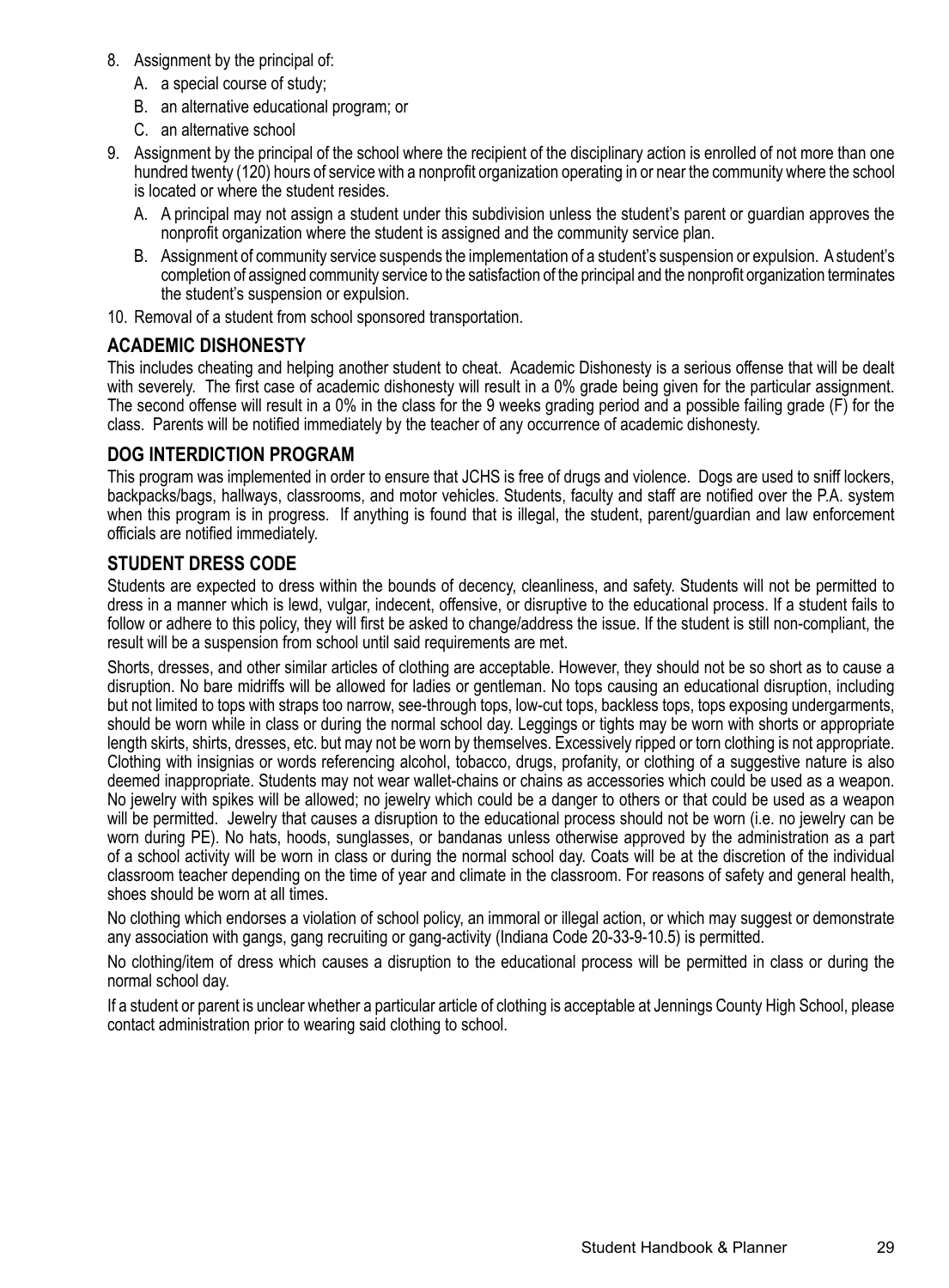8. Assignment by the principal of:
   A. a special course of study;
   B. an alternative educational program; or
   C. an alternative school
9. Assignment by the principal of the school where the recipient of the disciplinary action is enrolled of not more than one hundred twenty (120) hours of service with a nonprofit organization operating in or near the community where the school is located or where the student resides.
   A. A principal may not assign a student under this subdivision unless the student's parent or guardian approves the nonprofit organization where the student is assigned and the community service plan.
   B. Assignment of community service suspends the implementation of a student's suspension or expulsion. A student's completion of assigned community service to the satisfaction of the principal and the nonprofit organization terminates the student's suspension or expulsion.
10. Removal of a student from school sponsored transportation.

## ACADEMIC DISHONESTY

This includes cheating and helping another student to cheat. Academic Dishonesty is a serious offense that will be dealt with severely. The first case of academic dishonesty will result in a 0% grade being given for the particular assignment. The second offense will result in a 0% in the class for the 9 weeks grading period and a possible failing grade (F) for the class. Parents will be notified immediately by the teacher of any occurrence of academic dishonesty.

## DOG INTERDICTION PROGRAM

This program was implemented in order to ensure that JCHS is free of drugs and violence. Dogs are used to sniff lockers, backpacks/bags, hallways, classrooms, and motor vehicles. Students, faculty and staff are notified over the P.A. system when this program is in progress. If anything is found that is illegal, the student, parent/guardian and law enforcement officials are notified immediately.

## STUDENT DRESS CODE

Students are expected to dress within the bounds of decency, cleanliness, and safety. Students will not be permitted to dress in a manner which is lewd, vulgar, indecent, offensive, or disruptive to the educational process. If a student fails to follow or adhere to this policy, they will first be asked to change/address the issue. If the student is still non-compliant, the result will be a suspension from school until said requirements are met.

Shorts, dresses, and other similar articles of clothing are acceptable. However, they should not be so short as to cause a disruption. No bare midriffs will be allowed for ladies or gentleman. No tops causing an educational disruption, including but not limited to tops with straps too narrow, see-through tops, low-cut tops, backless tops, tops exposing undergarments, should be worn while in class or during the normal school day. Leggings or tights may be worn with shorts or appropriate length skirts, shirts, dresses, etc. but may not be worn by themselves. Excessively ripped or torn clothing is not appropriate. Clothing with insignias or words referencing alcohol, tobacco, drugs, profanity, or clothing of a suggestive nature is also deemed inappropriate. Students may not wear wallet-chains or chains as accessories which could be used as a weapon. No jewelry with spikes will be allowed; no jewelry which could be a danger to others or that could be used as a weapon will be permitted. Jewelry that causes a disruption to the educational process should not be worn (i.e. no jewelry can be worn during PE). No hats, hoods, sunglasses, or bandanas unless otherwise approved by the administration as a part of a school activity will be worn in class or during the normal school day. Coats will be at the discretion of the individual classroom teacher depending on the time of year and climate in the classroom. For reasons of safety and general health, shoes should be worn at all times.

No clothing which endorses a violation of school policy, an immoral or illegal action, or which may suggest or demonstrate any association with gangs, gang recruiting or gang-activity (Indiana Code 20-33-9-10.5) is permitted.

No clothing/item of dress which causes a disruption to the educational process will be permitted in class or during the normal school day.

If a student or parent is unclear whether a particular article of clothing is acceptable at Jennings County High School, please contact administration prior to wearing said clothing to school.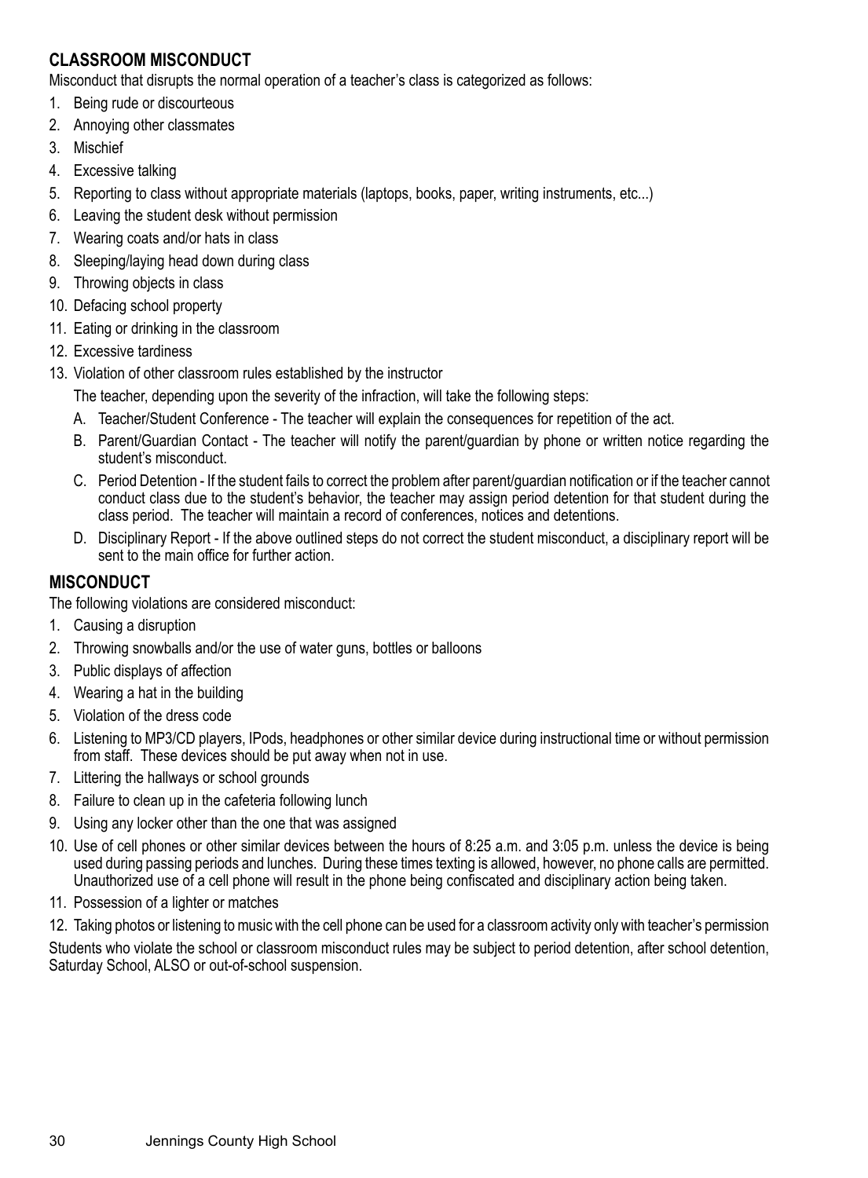## CLASSROOM MISCONDUCT

Misconduct that disrupts the normal operation of a teacher's class is categorized as follows:

1. Being rude or discourteous
2. Annoying other classmates
3. Mischief
4. Excessive talking
5. Reporting to class without appropriate materials (laptops, books, paper, writing instruments, etc...)
6. Leaving the student desk without permission
7. Wearing coats and/or hats in class
8. Sleeping/laying head down during class
9. Throwing objects in class
10. Defacing school property
11. Eating or drinking in the classroom
12. Excessive tardiness
13. Violation of other classroom rules established by the instructor

    The teacher, depending upon the severity of the infraction, will take the following steps:

    A. Teacher/Student Conference - The teacher will explain the consequences for repetition of the act.

    B. Parent/Guardian Contact - The teacher will notify the parent/guardian by phone or written notice regarding the student's misconduct.

    C. Period Detention - If the student fails to correct the problem after parent/guardian notification or if the teacher cannot conduct class due to the student's behavior, the teacher may assign period detention for that student during the class period. The teacher will maintain a record of conferences, notices and detentions.

    D. Disciplinary Report - If the above outlined steps do not correct the student misconduct, a disciplinary report will be sent to the main office for further action.

## MISCONDUCT

The following violations are considered misconduct:

1. Causing a disruption
2. Throwing snowballs and/or the use of water guns, bottles or balloons
3. Public displays of affection
4. Wearing a hat in the building
5. Violation of the dress code
6. Listening to MP3/CD players, IPods, headphones or other similar device during instructional time or without permission from staff. These devices should be put away when not in use.
7. Littering the hallways or school grounds
8. Failure to clean up in the cafeteria following lunch
9. Using any locker other than the one that was assigned
10. Use of cell phones or other similar devices between the hours of 8:25 a.m. and 3:05 p.m. unless the device is being used during passing periods and lunches. During these times texting is allowed, however, no phone calls are permitted. Unauthorized use of a cell phone will result in the phone being confiscated and disciplinary action being taken.
11. Possession of a lighter or matches
12. Taking photos or listening to music with the cell phone can be used for a classroom activity only with teacher's permission

Students who violate the school or classroom misconduct rules may be subject to period detention, after school detention, Saturday School, ALSO or out-of-school suspension.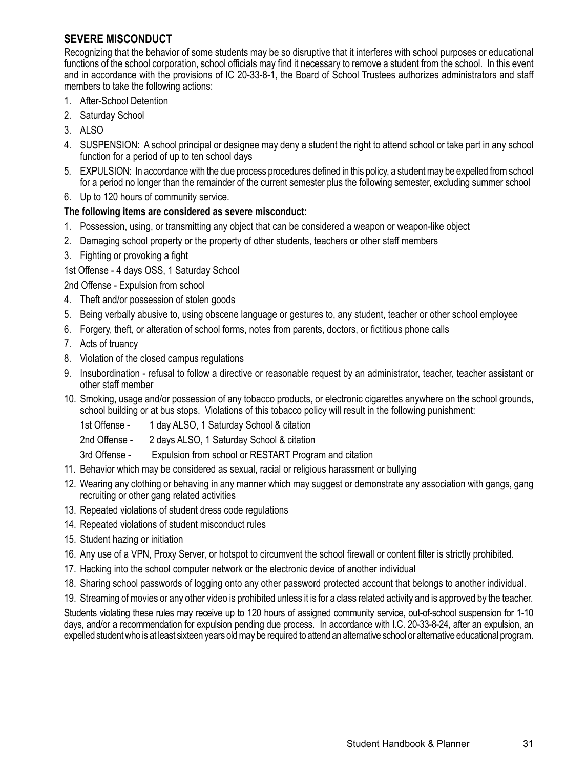## SEVERE MISCONDUCT

Recognizing that the behavior of some students may be so disruptive that it interferes with school purposes or educational functions of the school corporation, school officials may find it necessary to remove a student from the school. In this event and in accordance with the provisions of IC 20-33-8-1, the Board of School Trustees authorizes administrators and staff members to take the following actions:

1. After-School Detention
2. Saturday School
3. ALSO
4. SUSPENSION: A school principal or designee may deny a student the right to attend school or take part in any school function for a period of up to ten school days
5. EXPULSION: In accordance with the due process procedures defined in this policy, a student may be expelled from school for a period no longer than the remainder of the current semester plus the following semester, excluding summer school
6. Up to 120 hours of community service.

**The following items are considered as severe misconduct:**

1. Possession, using, or transmitting any object that can be considered a weapon or weapon-like object
2. Damaging school property or the property of other students, teachers or other staff members
3. Fighting or provoking a fight

1st Offense - 4 days OSS, 1 Saturday School

2nd Offense - Expulsion from school

4. Theft and/or possession of stolen goods
5. Being verbally abusive to, using obscene language or gestures to, any student, teacher or other school employee
6. Forgery, theft, or alteration of school forms, notes from parents, doctors, or fictitious phone calls
7. Acts of truancy
8. Violation of the closed campus regulations
9. Insubordination - refusal to follow a directive or reasonable request by an administrator, teacher, teacher assistant or other staff member
10. Smoking, usage and/or possession of any tobacco products, or electronic cigarettes anywhere on the school grounds, school building or at bus stops. Violations of this tobacco policy will result in the following punishment:

    1st Offense - 1 day ALSO, 1 Saturday School & citation

    2nd Offense - 2 days ALSO, 1 Saturday School & citation

    3rd Offense - Expulsion from school or RESTART Program and citation

11. Behavior which may be considered as sexual, racial or religious harassment or bullying
12. Wearing any clothing or behaving in any manner which may suggest or demonstrate any association with gangs, gang recruiting or other gang related activities
13. Repeated violations of student dress code regulations
14. Repeated violations of student misconduct rules
15. Student hazing or initiation
16. Any use of a VPN, Proxy Server, or hotspot to circumvent the school firewall or content filter is strictly prohibited.
17. Hacking into the school computer network or the electronic device of another individual
18. Sharing school passwords of logging onto any other password protected account that belongs to another individual.
19. Streaming of movies or any other video is prohibited unless it is for a class related activity and is approved by the teacher.

Students violating these rules may receive up to 120 hours of assigned community service, out-of-school suspension for 1-10 days, and/or a recommendation for expulsion pending due process. In accordance with I.C. 20-33-8-24, after an expulsion, an expelled student who is at least sixteen years old may be required to attend an alternative school or alternative educational program.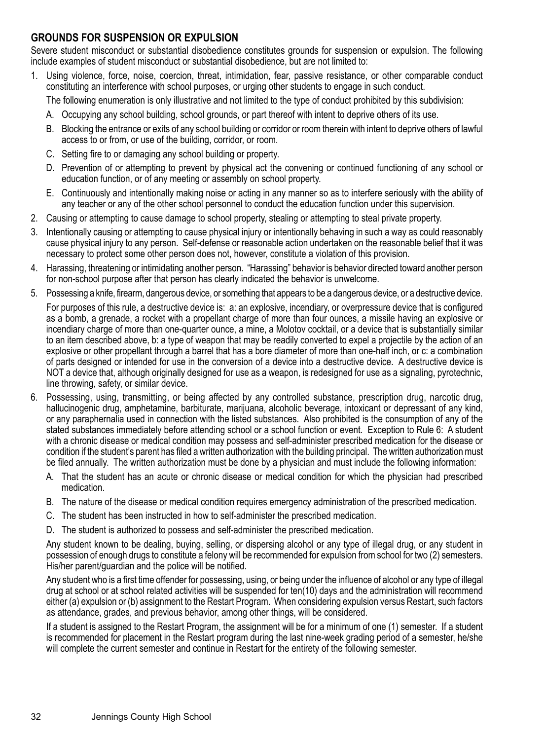## GROUNDS FOR SUSPENSION OR EXPULSION

Severe student misconduct or substantial disobedience constitutes grounds for suspension or expulsion. The following include examples of student misconduct or substantial disobedience, but are not limited to:

1. Using violence, force, noise, coercion, threat, intimidation, fear, passive resistance, or other comparable conduct constituting an interference with school purposes, or urging other students to engage in such conduct.

   The following enumeration is only illustrative and not limited to the type of conduct prohibited by this subdivision:

   A. Occupying any school building, school grounds, or part thereof with intent to deprive others of its use.

   B. Blocking the entrance or exits of any school building or corridor or room therein with intent to deprive others of lawful access to or from, or use of the building, corridor, or room.

   C. Setting fire to or damaging any school building or property.

   D. Prevention of or attempting to prevent by physical act the convening or continued functioning of any school or education function, or of any meeting or assembly on school property.

   E. Continuously and intentionally making noise or acting in any manner so as to interfere seriously with the ability of any teacher or any of the other school personnel to conduct the education function under this supervision.

2. Causing or attempting to cause damage to school property, stealing or attempting to steal private property.

3. Intentionally causing or attempting to cause physical injury or intentionally behaving in such a way as could reasonably cause physical injury to any person. Self-defense or reasonable action undertaken on the reasonable belief that it was necessary to protect some other person does not, however, constitute a violation of this provision.

4. Harassing, threatening or intimidating another person. "Harassing" behavior is behavior directed toward another person for non-school purpose after that person has clearly indicated the behavior is unwelcome.

5. Possessing a knife, firearm, dangerous device, or something that appears to be a dangerous device, or a destructive device.

   For purposes of this rule, a destructive device is: a: an explosive, incendiary, or overpressure device that is configured as a bomb, a grenade, a rocket with a propellant charge of more than four ounces, a missile having an explosive or incendiary charge of more than one-quarter ounce, a mine, a Molotov cocktail, or a device that is substantially similar to an item described above, b: a type of weapon that may be readily converted to expel a projectile by the action of an explosive or other propellant through a barrel that has a bore diameter of more than one-half inch, or c: a combination of parts designed or intended for use in the conversion of a device into a destructive device. A destructive device is NOT a device that, although originally designed for use as a weapon, is redesigned for use as a signaling, pyrotechnic, line throwing, safety, or similar device.

6. Possessing, using, transmitting, or being affected by any controlled substance, prescription drug, narcotic drug, hallucinogenic drug, amphetamine, barbiturate, marijuana, alcoholic beverage, intoxicant or depressant of any kind, or any paraphernalia used in connection with the listed substances. Also prohibited is the consumption of any of the stated substances immediately before attending school or a school function or event. Exception to Rule 6: A student with a chronic disease or medical condition may possess and self-administer prescribed medication for the disease or condition if the student's parent has filed a written authorization with the building principal. The written authorization must be filed annually. The written authorization must be done by a physician and must include the following information:

   A. That the student has an acute or chronic disease or medical condition for which the physician had prescribed medication.

   B. The nature of the disease or medical condition requires emergency administration of the prescribed medication.

   C. The student has been instructed in how to self-administer the prescribed medication.

   D. The student is authorized to possess and self-administer the prescribed medication.

   Any student known to be dealing, buying, selling, or dispersing alcohol or any type of illegal drug, or any student in possession of enough drugs to constitute a felony will be recommended for expulsion from school for two (2) semesters. His/her parent/guardian and the police will be notified.

   Any student who is a first time offender for possessing, using, or being under the influence of alcohol or any type of illegal drug at school or at school related activities will be suspended for ten(10) days and the administration will recommend either (a) expulsion or (b) assignment to the Restart Program. When considering expulsion versus Restart, such factors as attendance, grades, and previous behavior, among other things, will be considered.

   If a student is assigned to the Restart Program, the assignment will be for a minimum of one (1) semester. If a student is recommended for placement in the Restart program during the last nine-week grading period of a semester, he/she will complete the current semester and continue in Restart for the entirety of the following semester.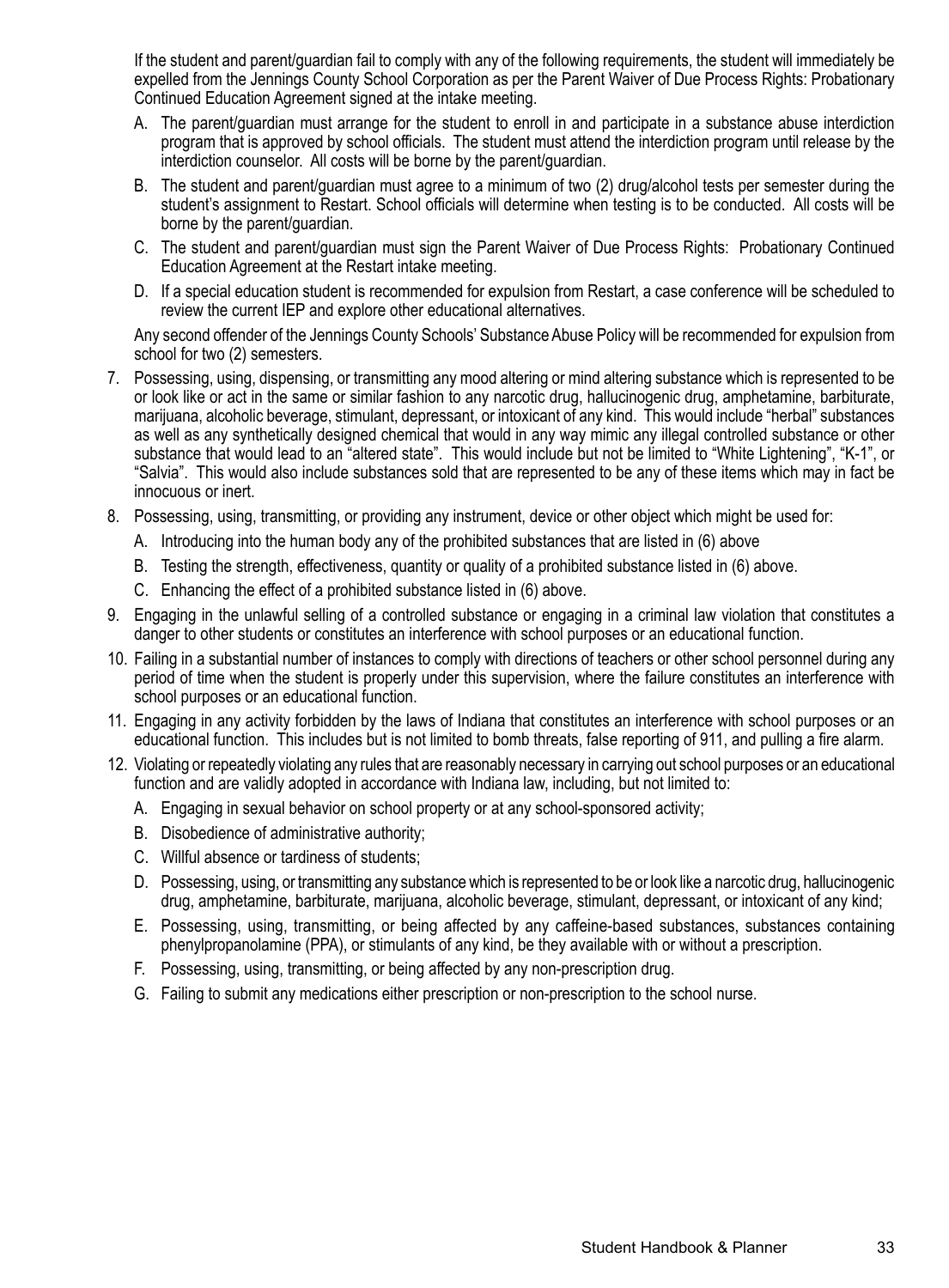If the student and parent/guardian fail to comply with any of the following requirements, the student will immediately be expelled from the Jennings County School Corporation as per the Parent Waiver of Due Process Rights: Probationary Continued Education Agreement signed at the intake meeting.

A. The parent/guardian must arrange for the student to enroll in and participate in a substance abuse interdiction program that is approved by school officials. The student must attend the interdiction program until release by the interdiction counselor. All costs will be borne by the parent/guardian.

B. The student and parent/guardian must agree to a minimum of two (2) drug/alcohol tests per semester during the student's assignment to Restart. School officials will determine when testing is to be conducted. All costs will be borne by the parent/guardian.

C. The student and parent/guardian must sign the Parent Waiver of Due Process Rights: Probationary Continued Education Agreement at the Restart intake meeting.

D. If a special education student is recommended for expulsion from Restart, a case conference will be scheduled to review the current IEP and explore other educational alternatives.

Any second offender of the Jennings County Schools' Substance Abuse Policy will be recommended for expulsion from school for two (2) semesters.

7. Possessing, using, dispensing, or transmitting any mood altering or mind altering substance which is represented to be or look like or act in the same or similar fashion to any narcotic drug, hallucinogenic drug, amphetamine, barbiturate, marijuana, alcoholic beverage, stimulant, depressant, or intoxicant of any kind. This would include "herbal" substances as well as any synthetically designed chemical that would in any way mimic any illegal controlled substance or other substance that would lead to an "altered state". This would include but not be limited to "White Lightening", "K-1", or "Salvia". This would also include substances sold that are represented to be any of these items which may in fact be innocuous or inert.

8. Possessing, using, transmitting, or providing any instrument, device or other object which might be used for:
   A. Introducing into the human body any of the prohibited substances that are listed in (6) above
   B. Testing the strength, effectiveness, quantity or quality of a prohibited substance listed in (6) above.
   C. Enhancing the effect of a prohibited substance listed in (6) above.

9. Engaging in the unlawful selling of a controlled substance or engaging in a criminal law violation that constitutes a danger to other students or constitutes an interference with school purposes or an educational function.

10. Failing in a substantial number of instances to comply with directions of teachers or other school personnel during any period of time when the student is properly under this supervision, where the failure constitutes an interference with school purposes or an educational function.

11. Engaging in any activity forbidden by the laws of Indiana that constitutes an interference with school purposes or an educational function. This includes but is not limited to bomb threats, false reporting of 911, and pulling a fire alarm.

12. Violating or repeatedly violating any rules that are reasonably necessary in carrying out school purposes or an educational function and are validly adopted in accordance with Indiana law, including, but not limited to:
   A. Engaging in sexual behavior on school property or at any school-sponsored activity;
   B. Disobedience of administrative authority;
   C. Willful absence or tardiness of students;
   D. Possessing, using, or transmitting any substance which is represented to be or look like a narcotic drug, hallucinogenic drug, amphetamine, barbiturate, marijuana, alcoholic beverage, stimulant, depressant, or intoxicant of any kind;
   E. Possessing, using, transmitting, or being affected by any caffeine-based substances, substances containing phenylpropanolamine (PPA), or stimulants of any kind, be they available with or without a prescription.
   F. Possessing, using, transmitting, or being affected by any non-prescription drug.
   G. Failing to submit any medications either prescription or non-prescription to the school nurse.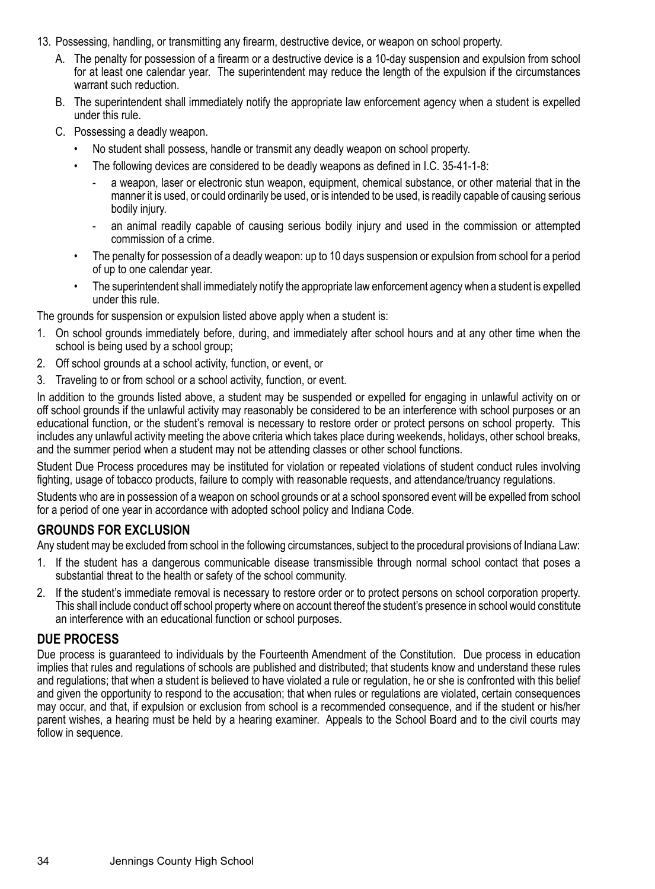13. Possessing, handling, or transmitting any firearm, destructive device, or weapon on school property.
    A. The penalty for possession of a firearm or a destructive device is a 10-day suspension and expulsion from school for at least one calendar year. The superintendent may reduce the length of the expulsion if the circumstances warrant such reduction.
    B. The superintendent shall immediately notify the appropriate law enforcement agency when a student is expelled under this rule.
    C. Possessing a deadly weapon.
        - No student shall possess, handle or transmit any deadly weapon on school property.
        - The following devices are considered to be deadly weapons as defined in I.C. 35-41-1-8:
            - a weapon, laser or electronic stun weapon, equipment, chemical substance, or other material that in the manner it is used, or could ordinarily be used, or is intended to be used, is readily capable of causing serious bodily injury.
            - an animal readily capable of causing serious bodily injury and used in the commission or attempted commission of a crime.
        - The penalty for possession of a deadly weapon: up to 10 days suspension or expulsion from school for a period of up to one calendar year.
        - The superintendent shall immediately notify the appropriate law enforcement agency when a student is expelled under this rule.

The grounds for suspension or expulsion listed above apply when a student is:

1. On school grounds immediately before, during, and immediately after school hours and at any other time when the school is being used by a school group;
2. Off school grounds at a school activity, function, or event, or
3. Traveling to or from school or a school activity, function, or event.

In addition to the grounds listed above, a student may be suspended or expelled for engaging in unlawful activity on or off school grounds if the unlawful activity may reasonably be considered to be an interference with school purposes or an educational function, or the student's removal is necessary to restore order or protect persons on school property. This includes any unlawful activity meeting the above criteria which takes place during weekends, holidays, other school breaks, and the summer period when a student may not be attending classes or other school functions.

Student Due Process procedures may be instituted for violation or repeated violations of student conduct rules involving fighting, usage of tobacco products, failure to comply with reasonable requests, and attendance/truancy regulations.

Students who are in possession of a weapon on school grounds or at a school sponsored event will be expelled from school for a period of one year in accordance with adopted school policy and Indiana Code.

## GROUNDS FOR EXCLUSION

Any student may be excluded from school in the following circumstances, subject to the procedural provisions of Indiana Law:

1. If the student has a dangerous communicable disease transmissible through normal school contact that poses a substantial threat to the health or safety of the school community.
2. If the student's immediate removal is necessary to restore order or to protect persons on school corporation property. This shall include conduct off school property where on account thereof the student's presence in school would constitute an interference with an educational function or school purposes.

## DUE PROCESS

Due process is guaranteed to individuals by the Fourteenth Amendment of the Constitution. Due process in education implies that rules and regulations of schools are published and distributed; that students know and understand these rules and regulations; that when a student is believed to have violated a rule or regulation, he or she is confronted with this belief and given the opportunity to respond to the accusation; that when rules or regulations are violated, certain consequences may occur, and that, if expulsion or exclusion from school is a recommended consequence, and if the student or his/her parent wishes, a hearing must be held by a hearing examiner. Appeals to the School Board and to the civil courts may follow in sequence.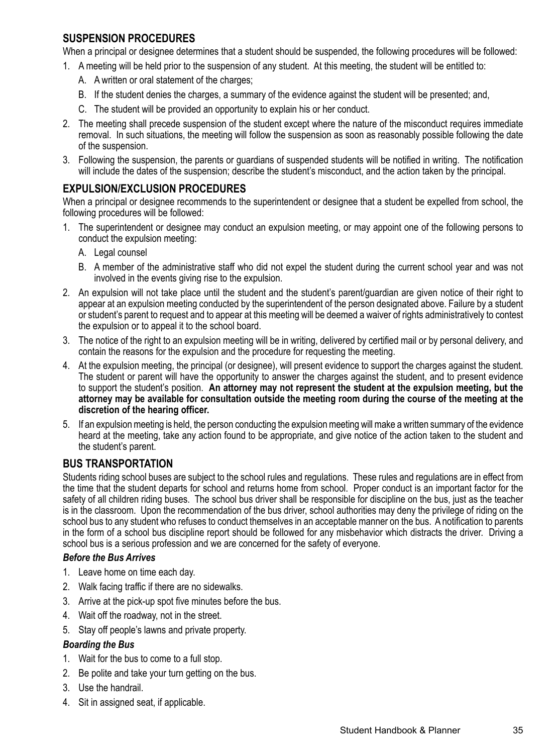## SUSPENSION PROCEDURES

When a principal or designee determines that a student should be suspended, the following procedures will be followed:

1. A meeting will be held prior to the suspension of any student. At this meeting, the student will be entitled to:
   A. A written or oral statement of the charges;
   B. If the student denies the charges, a summary of the evidence against the student will be presented; and,
   C. The student will be provided an opportunity to explain his or her conduct.
2. The meeting shall precede suspension of the student except where the nature of the misconduct requires immediate removal. In such situations, the meeting will follow the suspension as soon as reasonably possible following the date of the suspension.
3. Following the suspension, the parents or guardians of suspended students will be notified in writing. The notification will include the dates of the suspension; describe the student's misconduct, and the action taken by the principal.

## EXPULSION/EXCLUSION PROCEDURES

When a principal or designee recommends to the superintendent or designee that a student be expelled from school, the following procedures will be followed:

1. The superintendent or designee may conduct an expulsion meeting, or may appoint one of the following persons to conduct the expulsion meeting:
   A. Legal counsel
   B. A member of the administrative staff who did not expel the student during the current school year and was not involved in the events giving rise to the expulsion.
2. An expulsion will not take place until the student and the student's parent/guardian are given notice of their right to appear at an expulsion meeting conducted by the superintendent of the person designated above. Failure by a student or student's parent to request and to appear at this meeting will be deemed a waiver of rights administratively to contest the expulsion or to appeal it to the school board.
3. The notice of the right to an expulsion meeting will be in writing, delivered by certified mail or by personal delivery, and contain the reasons for the expulsion and the procedure for requesting the meeting.
4. At the expulsion meeting, the principal (or designee), will present evidence to support the charges against the student. The student or parent will have the opportunity to answer the charges against the student, and to present evidence to support the student's position. **An attorney may not represent the student at the expulsion meeting, but the attorney may be available for consultation outside the meeting room during the course of the meeting at the discretion of the hearing officer.**
5. If an expulsion meeting is held, the person conducting the expulsion meeting will make a written summary of the evidence heard at the meeting, take any action found to be appropriate, and give notice of the action taken to the student and the student's parent.

## BUS TRANSPORTATION

Students riding school buses are subject to the school rules and regulations. These rules and regulations are in effect from the time that the student departs for school and returns home from school. Proper conduct is an important factor for the safety of all children riding buses. The school bus driver shall be responsible for discipline on the bus, just as the teacher is in the classroom. Upon the recommendation of the bus driver, school authorities may deny the privilege of riding on the school bus to any student who refuses to conduct themselves in an acceptable manner on the bus. A notification to parents in the form of a school bus discipline report should be followed for any misbehavior which distracts the driver. Driving a school bus is a serious profession and we are concerned for the safety of everyone.

***Before the Bus Arrives***

1. Leave home on time each day.
2. Walk facing traffic if there are no sidewalks.
3. Arrive at the pick-up spot five minutes before the bus.
4. Wait off the roadway, not in the street.
5. Stay off people's lawns and private property.

***Boarding the Bus***

1. Wait for the bus to come to a full stop.
2. Be polite and take your turn getting on the bus.
3. Use the handrail.
4. Sit in assigned seat, if applicable.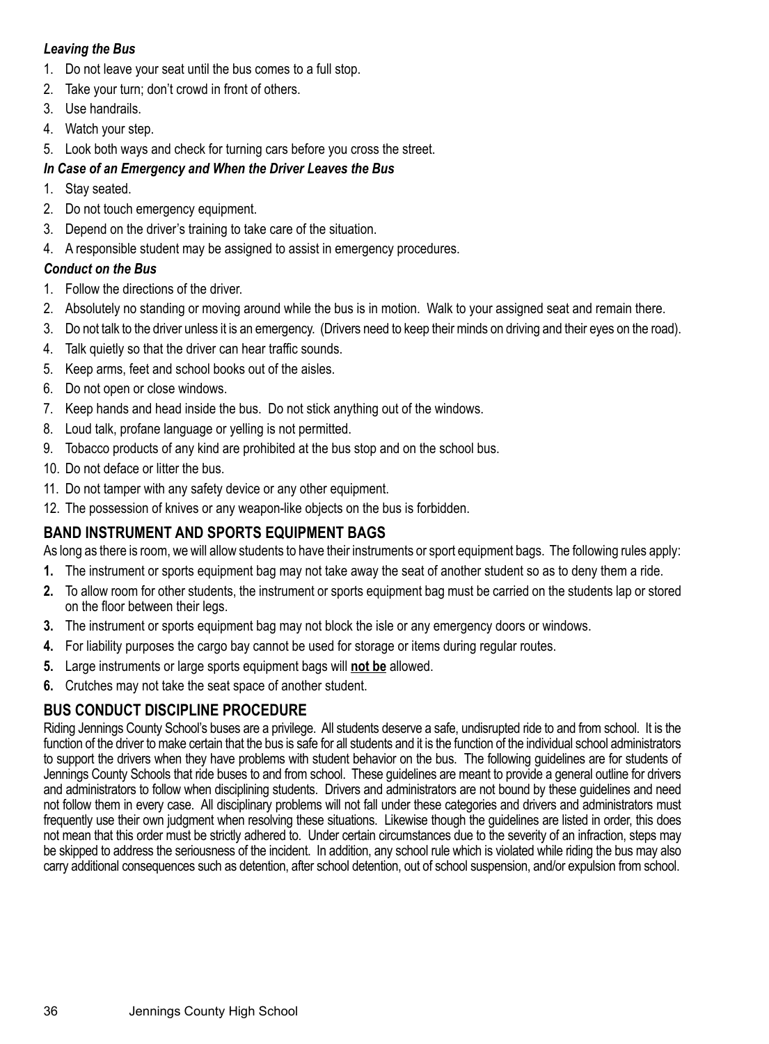***Leaving the Bus***

1. Do not leave your seat until the bus comes to a full stop.
2. Take your turn; don't crowd in front of others.
3. Use handrails.
4. Watch your step.
5. Look both ways and check for turning cars before you cross the street.

***In Case of an Emergency and When the Driver Leaves the Bus***

1. Stay seated.
2. Do not touch emergency equipment.
3. Depend on the driver's training to take care of the situation.
4. A responsible student may be assigned to assist in emergency procedures.

***Conduct on the Bus***

1. Follow the directions of the driver.
2. Absolutely no standing or moving around while the bus is in motion. Walk to your assigned seat and remain there.
3. Do not talk to the driver unless it is an emergency. (Drivers need to keep their minds on driving and their eyes on the road).
4. Talk quietly so that the driver can hear traffic sounds.
5. Keep arms, feet and school books out of the aisles.
6. Do not open or close windows.
7. Keep hands and head inside the bus. Do not stick anything out of the windows.
8. Loud talk, profane language or yelling is not permitted.
9. Tobacco products of any kind are prohibited at the bus stop and on the school bus.
10. Do not deface or litter the bus.
11. Do not tamper with any safety device or any other equipment.
12. The possession of knives or any weapon-like objects on the bus is forbidden.

## BAND INSTRUMENT AND SPORTS EQUIPMENT BAGS

As long as there is room, we will allow students to have their instruments or sport equipment bags. The following rules apply:

1. The instrument or sports equipment bag may not take away the seat of another student so as to deny them a ride.
2. To allow room for other students, the instrument or sports equipment bag must be carried on the students lap or stored on the floor between their legs.
3. The instrument or sports equipment bag may not block the isle or any emergency doors or windows.
4. For liability purposes the cargo bay cannot be used for storage or items during regular routes.
5. Large instruments or large sports equipment bags will **<u>not be</u>** allowed.
6. Crutches may not take the seat space of another student.

## BUS CONDUCT DISCIPLINE PROCEDURE

Riding Jennings County School's buses are a privilege. All students deserve a safe, undisrupted ride to and from school. It is the function of the driver to make certain that the bus is safe for all students and it is the function of the individual school administrators to support the drivers when they have problems with student behavior on the bus. The following guidelines are for students of Jennings County Schools that ride buses to and from school. These guidelines are meant to provide a general outline for drivers and administrators to follow when disciplining students. Drivers and administrators are not bound by these guidelines and need not follow them in every case. All disciplinary problems will not fall under these categories and drivers and administrators must frequently use their own judgment when resolving these situations. Likewise though the guidelines are listed in order, this does not mean that this order must be strictly adhered to. Under certain circumstances due to the severity of an infraction, steps may be skipped to address the seriousness of the incident. In addition, any school rule which is violated while riding the bus may also carry additional consequences such as detention, after school detention, out of school suspension, and/or expulsion from school.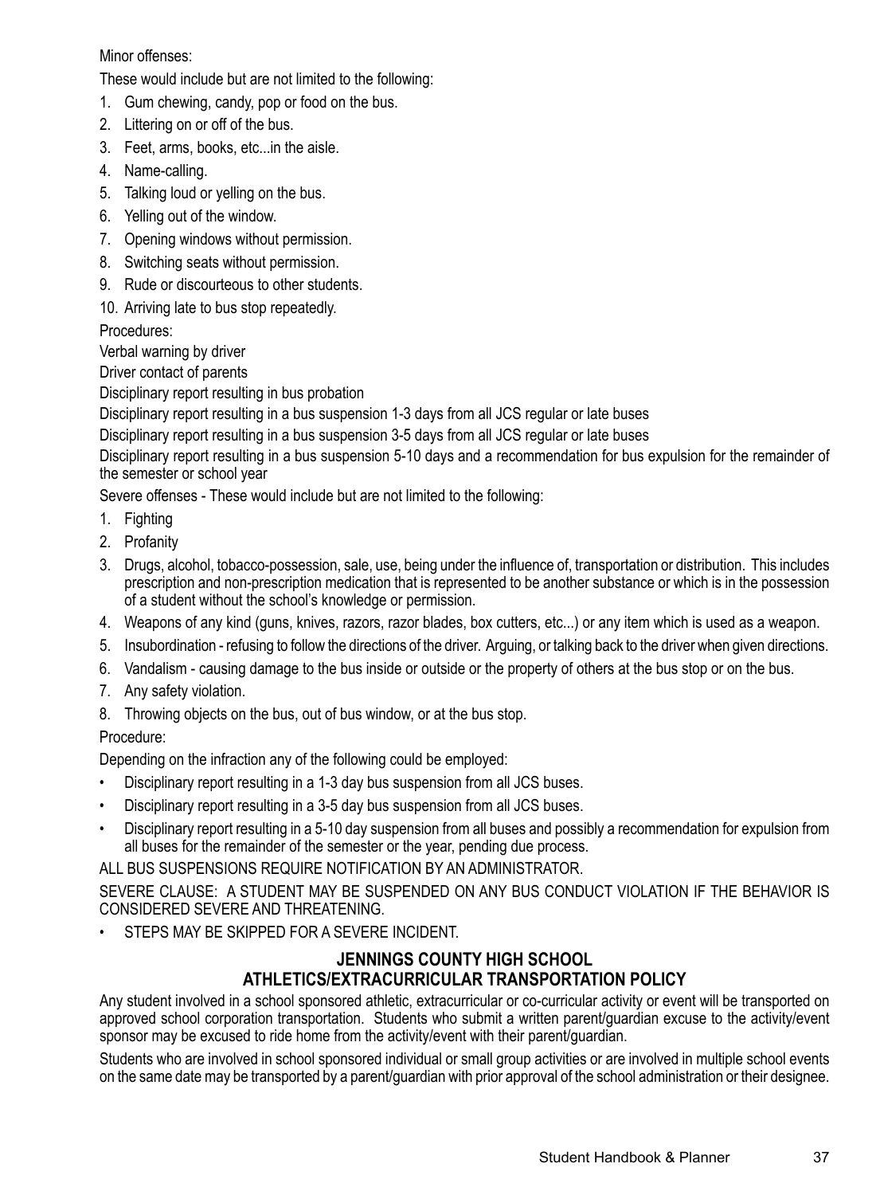Minor offenses:

These would include but are not limited to the following:

1. Gum chewing, candy, pop or food on the bus.
2. Littering on or off of the bus.
3. Feet, arms, books, etc...in the aisle.
4. Name-calling.
5. Talking loud or yelling on the bus.
6. Yelling out of the window.
7. Opening windows without permission.
8. Switching seats without permission.
9. Rude or discourteous to other students.
10. Arriving late to bus stop repeatedly.

Procedures:

Verbal warning by driver

Driver contact of parents

Disciplinary report resulting in bus probation

Disciplinary report resulting in a bus suspension 1-3 days from all JCS regular or late buses

Disciplinary report resulting in a bus suspension 3-5 days from all JCS regular or late buses

Disciplinary report resulting in a bus suspension 5-10 days and a recommendation for bus expulsion for the remainder of the semester or school year

Severe offenses - These would include but are not limited to the following:

1. Fighting
2. Profanity
3. Drugs, alcohol, tobacco-possession, sale, use, being under the influence of, transportation or distribution. This includes prescription and non-prescription medication that is represented to be another substance or which is in the possession of a student without the school's knowledge or permission.
4. Weapons of any kind (guns, knives, razors, razor blades, box cutters, etc...) or any item which is used as a weapon.
5. Insubordination - refusing to follow the directions of the driver. Arguing, or talking back to the driver when given directions.
6. Vandalism - causing damage to the bus inside or outside or the property of others at the bus stop or on the bus.
7. Any safety violation.
8. Throwing objects on the bus, out of bus window, or at the bus stop.

Procedure:

Depending on the infraction any of the following could be employed:

- Disciplinary report resulting in a 1-3 day bus suspension from all JCS buses.
- Disciplinary report resulting in a 3-5 day bus suspension from all JCS buses.
- Disciplinary report resulting in a 5-10 day suspension from all buses and possibly a recommendation for expulsion from all buses for the remainder of the semester or the year, pending due process.

ALL BUS SUSPENSIONS REQUIRE NOTIFICATION BY AN ADMINISTRATOR.

SEVERE CLAUSE: A STUDENT MAY BE SUSPENDED ON ANY BUS CONDUCT VIOLATION IF THE BEHAVIOR IS CONSIDERED SEVERE AND THREATENING.

- STEPS MAY BE SKIPPED FOR A SEVERE INCIDENT.

## JENNINGS COUNTY HIGH SCHOOL
## ATHLETICS/EXTRACURRICULAR TRANSPORTATION POLICY

Any student involved in a school sponsored athletic, extracurricular or co-curricular activity or event will be transported on approved school corporation transportation. Students who submit a written parent/guardian excuse to the activity/event sponsor may be excused to ride home from the activity/event with their parent/guardian.

Students who are involved in school sponsored individual or small group activities or are involved in multiple school events on the same date may be transported by a parent/guardian with prior approval of the school administration or their designee.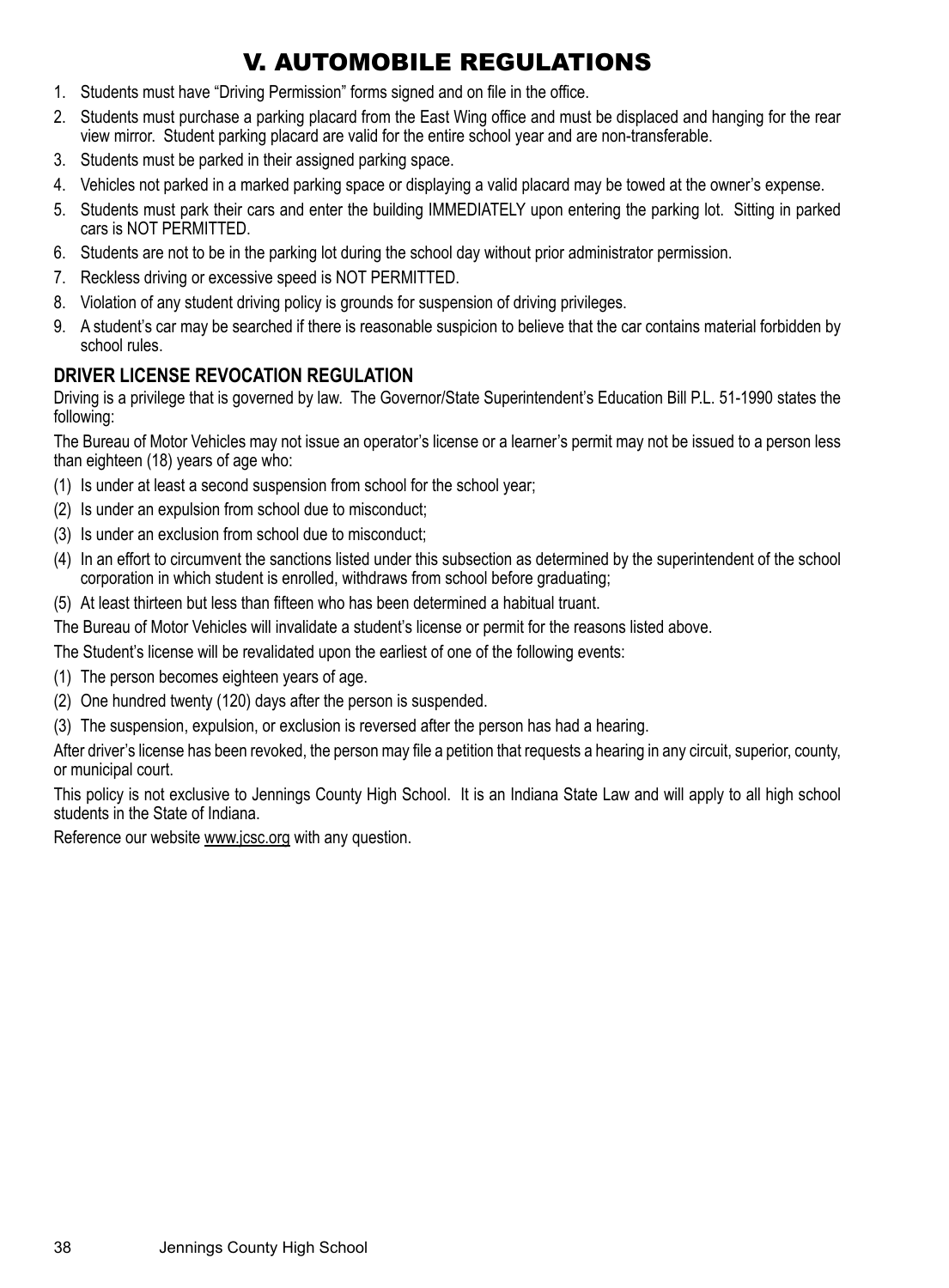# V. AUTOMOBILE REGULATIONS

1. Students must have "Driving Permission" forms signed and on file in the office.
2. Students must purchase a parking placard from the East Wing office and must be displaced and hanging for the rear view mirror. Student parking placard are valid for the entire school year and are non-transferable.
3. Students must be parked in their assigned parking space.
4. Vehicles not parked in a marked parking space or displaying a valid placard may be towed at the owner's expense.
5. Students must park their cars and enter the building IMMEDIATELY upon entering the parking lot. Sitting in parked cars is NOT PERMITTED.
6. Students are not to be in the parking lot during the school day without prior administrator permission.
7. Reckless driving or excessive speed is NOT PERMITTED.
8. Violation of any student driving policy is grounds for suspension of driving privileges.
9. A student's car may be searched if there is reasonable suspicion to believe that the car contains material forbidden by school rules.

## DRIVER LICENSE REVOCATION REGULATION

Driving is a privilege that is governed by law. The Governor/State Superintendent's Education Bill P.L. 51-1990 states the following:

The Bureau of Motor Vehicles may not issue an operator's license or a learner's permit may not be issued to a person less than eighteen (18) years of age who:

(1) Is under at least a second suspension from school for the school year;
(2) Is under an expulsion from school due to misconduct;
(3) Is under an exclusion from school due to misconduct;
(4) In an effort to circumvent the sanctions listed under this subsection as determined by the superintendent of the school corporation in which student is enrolled, withdraws from school before graduating;
(5) At least thirteen but less than fifteen who has been determined a habitual truant.

The Bureau of Motor Vehicles will invalidate a student's license or permit for the reasons listed above.

The Student's license will be revalidated upon the earliest of one of the following events:

(1) The person becomes eighteen years of age.
(2) One hundred twenty (120) days after the person is suspended.
(3) The suspension, expulsion, or exclusion is reversed after the person has had a hearing.

After driver's license has been revoked, the person may file a petition that requests a hearing in any circuit, superior, county, or municipal court.

This policy is not exclusive to Jennings County High School. It is an Indiana State Law and will apply to all high school students in the State of Indiana.

Reference our website www.jcsc.org with any question.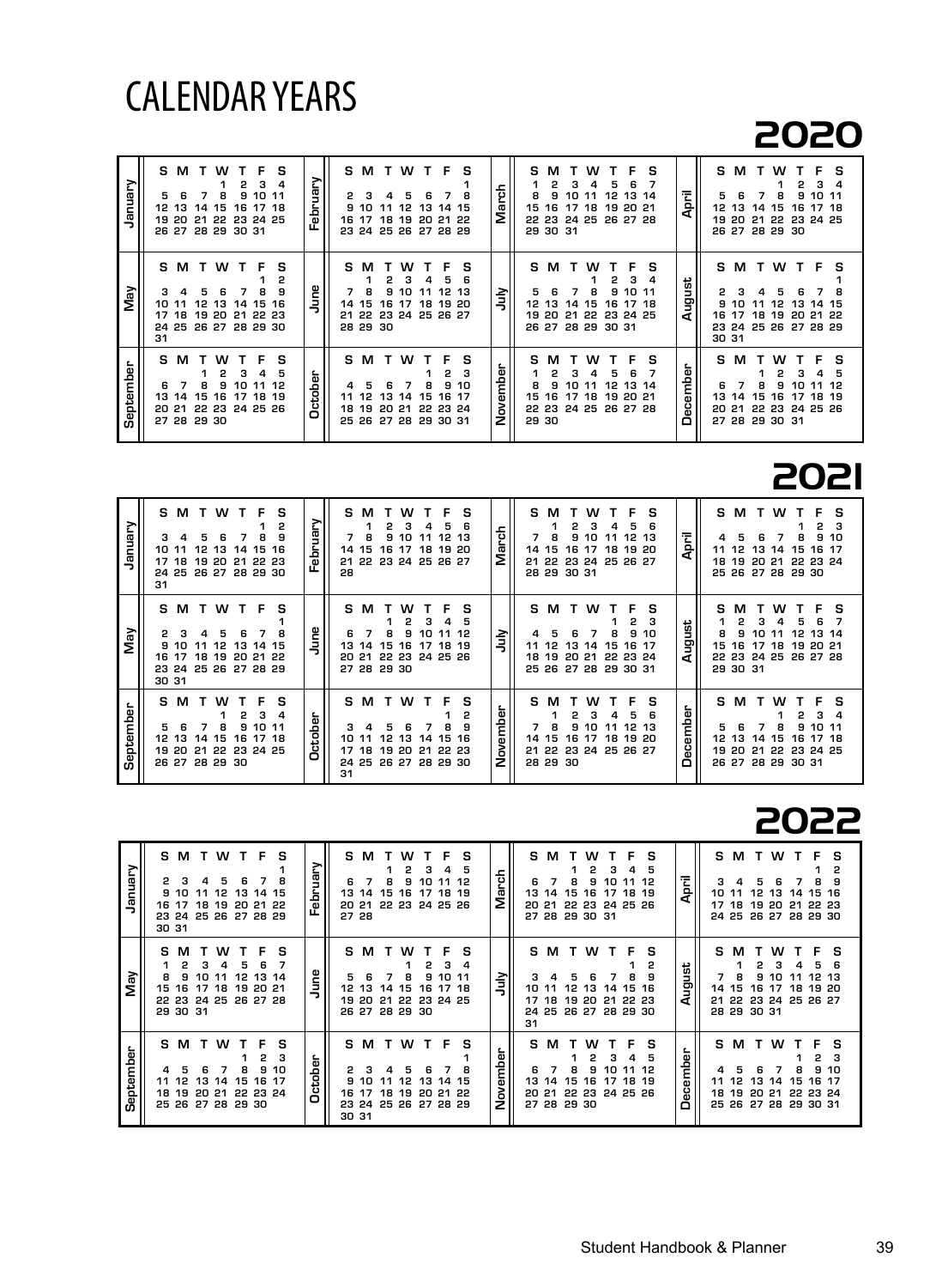# CALENDAR YEARS

## 2020

### January

| S | M | T | W | T | F | S |
|---|---|---|---|---|---|---|
| | | | 1 | 2 | 3 | 4 |
| 5 | 6 | 7 | 8 | 9 | 10 | 11 |
| 12 | 13 | 14 | 15 | 16 | 17 | 18 |
| 19 | 20 | 21 | 22 | 23 | 24 | 25 |
| 26 | 27 | 28 | 29 | 30 | 31 | |

### February

| S | M | T | W | T | F | S |
|---|---|---|---|---|---|---|
| | | | | | | 1 |
| 2 | 3 | 4 | 5 | 6 | 7 | 8 |
| 9 | 10 | 11 | 12 | 13 | 14 | 15 |
| 16 | 17 | 18 | 19 | 20 | 21 | 22 |
| 23 | 24 | 25 | 26 | 27 | 28 | 29 |

### March

| S | M | T | W | T | F | S |
|---|---|---|---|---|---|---|
| 1 | 2 | 3 | 4 | 5 | 6 | 7 |
| 8 | 9 | 10 | 11 | 12 | 13 | 14 |
| 15 | 16 | 17 | 18 | 19 | 20 | 21 |
| 22 | 23 | 24 | 25 | 26 | 27 | 28 |
| 29 | 30 | 31 | | | | |

### April

| S | M | T | W | T | F | S |
|---|---|---|---|---|---|---|
| | | | 1 | 2 | 3 | 4 |
| 5 | 6 | 7 | 8 | 9 | 10 | 11 |
| 12 | 13 | 14 | 15 | 16 | 17 | 18 |
| 19 | 20 | 21 | 22 | 23 | 24 | 25 |
| 26 | 27 | 28 | 29 | 30 | | |

### May

| S | M | T | W | T | F | S |
|---|---|---|---|---|---|---|
| | | | | | 1 | 2 |
| 3 | 4 | 5 | 6 | 7 | 8 | 9 |
| 10 | 11 | 12 | 13 | 14 | 15 | 16 |
| 17 | 18 | 19 | 20 | 21 | 22 | 23 |
| 24 | 25 | 26 | 27 | 28 | 29 | 30 |
| 31 | | | | | | |

### June

| S | M | T | W | T | F | S |
|---|---|---|---|---|---|---|
| | 1 | 2 | 3 | 4 | 5 | 6 |
| 7 | 8 | 9 | 10 | 11 | 12 | 13 |
| 14 | 15 | 16 | 17 | 18 | 19 | 20 |
| 21 | 22 | 23 | 24 | 25 | 26 | 27 |
| 28 | 29 | 30 | | | | |

### July

| S | M | T | W | T | F | S |
|---|---|---|---|---|---|---|
| | | | 1 | 2 | 3 | 4 |
| 5 | 6 | 7 | 8 | 9 | 10 | 11 |
| 12 | 13 | 14 | 15 | 16 | 17 | 18 |
| 19 | 20 | 21 | 22 | 23 | 24 | 25 |
| 26 | 27 | 28 | 29 | 30 | 31 | |

### August

| S | M | T | W | T | F | S |
|---|---|---|---|---|---|---|
| | | | | | | 1 |
| 2 | 3 | 4 | 5 | 6 | 7 | 8 |
| 9 | 10 | 11 | 12 | 13 | 14 | 15 |
| 16 | 17 | 18 | 19 | 20 | 21 | 22 |
| 23 | 24 | 25 | 26 | 27 | 28 | 29 |
| 30 | 31 | | | | | |

### September

| S | M | T | W | T | F | S |
|---|---|---|---|---|---|---|
| | | 1 | 2 | 3 | 4 | 5 |
| 6 | 7 | 8 | 9 | 10 | 11 | 12 |
| 13 | 14 | 15 | 16 | 17 | 18 | 19 |
| 20 | 21 | 22 | 23 | 24 | 25 | 26 |
| 27 | 28 | 29 | 30 | | | |

### October

| S | M | T | W | T | F | S |
|---|---|---|---|---|---|---|
| | | | | 1 | 2 | 3 |
| 4 | 5 | 6 | 7 | 8 | 9 | 10 |
| 11 | 12 | 13 | 14 | 15 | 16 | 17 |
| 18 | 19 | 20 | 21 | 22 | 23 | 24 |
| 25 | 26 | 27 | 28 | 29 | 30 | 31 |

### November

| S | M | T | W | T | F | S |
|---|---|---|---|---|---|---|
| 1 | 2 | 3 | 4 | 5 | 6 | 7 |
| 8 | 9 | 10 | 11 | 12 | 13 | 14 |
| 15 | 16 | 17 | 18 | 19 | 20 | 21 |
| 22 | 23 | 24 | 25 | 26 | 27 | 28 |
| 29 | 30 | | | | | |

### December

| S | M | T | W | T | F | S |
|---|---|---|---|---|---|---|
| | | 1 | 2 | 3 | 4 | 5 |
| 6 | 7 | 8 | 9 | 10 | 11 | 12 |
| 13 | 14 | 15 | 16 | 17 | 18 | 19 |
| 20 | 21 | 22 | 23 | 24 | 25 | 26 |
| 27 | 28 | 29 | 30 | 31 | | |

## 2021

### January

| S | M | T | W | T | F | S |
|---|---|---|---|---|---|---|
| | | | | | 1 | 2 |
| 3 | 4 | 5 | 6 | 7 | 8 | 9 |
| 10 | 11 | 12 | 13 | 14 | 15 | 16 |
| 17 | 18 | 19 | 20 | 21 | 22 | 23 |
| 24 | 25 | 26 | 27 | 28 | 29 | 30 |
| 31 | | | | | | |

### February

| S | M | T | W | T | F | S |
|---|---|---|---|---|---|---|
| | 1 | 2 | 3 | 4 | 5 | 6 |
| 7 | 8 | 9 | 10 | 11 | 12 | 13 |
| 14 | 15 | 16 | 17 | 18 | 19 | 20 |
| 21 | 22 | 23 | 24 | 25 | 26 | 27 |
| 28 | | | | | | |

### March

| S | M | T | W | T | F | S |
|---|---|---|---|---|---|---|
| | 1 | 2 | 3 | 4 | 5 | 6 |
| 7 | 8 | 9 | 10 | 11 | 12 | 13 |
| 14 | 15 | 16 | 17 | 18 | 19 | 20 |
| 21 | 22 | 23 | 24 | 25 | 26 | 27 |
| 28 | 29 | 30 | 31 | | | |

### April

| S | M | T | W | T | F | S |
|---|---|---|---|---|---|---|
| | | | | 1 | 2 | 3 |
| 4 | 5 | 6 | 7 | 8 | 9 | 10 |
| 11 | 12 | 13 | 14 | 15 | 16 | 17 |
| 18 | 19 | 20 | 21 | 22 | 23 | 24 |
| 25 | 26 | 27 | 28 | 29 | 30 | |

### May

| S | M | T | W | T | F | S |
|---|---|---|---|---|---|---|
| | | | | | | 1 |
| 2 | 3 | 4 | 5 | 6 | 7 | 8 |
| 9 | 10 | 11 | 12 | 13 | 14 | 15 |
| 16 | 17 | 18 | 19 | 20 | 21 | 22 |
| 23 | 24 | 25 | 26 | 27 | 28 | 29 |
| 30 | 31 | | | | | |

### June

| S | M | T | W | T | F | S |
|---|---|---|---|---|---|---|
| | | 1 | 2 | 3 | 4 | 5 |
| 6 | 7 | 8 | 9 | 10 | 11 | 12 |
| 13 | 14 | 15 | 16 | 17 | 18 | 19 |
| 20 | 21 | 22 | 23 | 24 | 25 | 26 |
| 27 | 28 | 29 | 30 | | | |

### July

| S | M | T | W | T | F | S |
|---|---|---|---|---|---|---|
| | | | | 1 | 2 | 3 |
| 4 | 5 | 6 | 7 | 8 | 9 | 10 |
| 11 | 12 | 13 | 14 | 15 | 16 | 17 |
| 18 | 19 | 20 | 21 | 22 | 23 | 24 |
| 25 | 26 | 27 | 28 | 29 | 30 | 31 |

### August

| S | M | T | W | T | F | S |
|---|---|---|---|---|---|---|
| 1 | 2 | 3 | 4 | 5 | 6 | 7 |
| 8 | 9 | 10 | 11 | 12 | 13 | 14 |
| 15 | 16 | 17 | 18 | 19 | 20 | 21 |
| 22 | 23 | 24 | 25 | 26 | 27 | 28 |
| 29 | 30 | 31 | | | | |

### September

| S | M | T | W | T | F | S |
|---|---|---|---|---|---|---|
| | | | 1 | 2 | 3 | 4 |
| 5 | 6 | 7 | 8 | 9 | 10 | 11 |
| 12 | 13 | 14 | 15 | 16 | 17 | 18 |
| 19 | 20 | 21 | 22 | 23 | 24 | 25 |
| 26 | 27 | 28 | 29 | 30 | | |

### October

| S | M | T | W | T | F | S |
|---|---|---|---|---|---|---|
| | | | | | 1 | 2 |
| 3 | 4 | 5 | 6 | 7 | 8 | 9 |
| 10 | 11 | 12 | 13 | 14 | 15 | 16 |
| 17 | 18 | 19 | 20 | 21 | 22 | 23 |
| 24 | 25 | 26 | 27 | 28 | 29 | 30 |
| 31 | | | | | | |

### November

| S | M | T | W | T | F | S |
|---|---|---|---|---|---|---|
| | 1 | 2 | 3 | 4 | 5 | 6 |
| 7 | 8 | 9 | 10 | 11 | 12 | 13 |
| 14 | 15 | 16 | 17 | 18 | 19 | 20 |
| 21 | 22 | 23 | 24 | 25 | 26 | 27 |
| 28 | 29 | 30 | | | | |

### December

| S | M | T | W | T | F | S |
|---|---|---|---|---|---|---|
| | | | 1 | 2 | 3 | 4 |
| 5 | 6 | 7 | 8 | 9 | 10 | 11 |
| 12 | 13 | 14 | 15 | 16 | 17 | 18 |
| 19 | 20 | 21 | 22 | 23 | 24 | 25 |
| 26 | 27 | 28 | 29 | 30 | 31 | |

## 2022

### January

| S | M | T | W | T | F | S |
|---|---|---|---|---|---|---|
| | | | | | | 1 |
| 2 | 3 | 4 | 5 | 6 | 7 | 8 |
| 9 | 10 | 11 | 12 | 13 | 14 | 15 |
| 16 | 17 | 18 | 19 | 20 | 21 | 22 |
| 23 | 24 | 25 | 26 | 27 | 28 | 29 |
| 30 | 31 | | | | | |

### February

| S | M | T | W | T | F | S |
|---|---|---|---|---|---|---|
| | | 1 | 2 | 3 | 4 | 5 |
| 6 | 7 | 8 | 9 | 10 | 11 | 12 |
| 13 | 14 | 15 | 16 | 17 | 18 | 19 |
| 20 | 21 | 22 | 23 | 24 | 25 | 26 |
| 27 | 28 | | | | | |

### March

| S | M | T | W | T | F | S |
|---|---|---|---|---|---|---|
| | | 1 | 2 | 3 | 4 | 5 |
| 6 | 7 | 8 | 9 | 10 | 11 | 12 |
| 13 | 14 | 15 | 16 | 17 | 18 | 19 |
| 20 | 21 | 22 | 23 | 24 | 25 | 26 |
| 27 | 28 | 29 | 30 | 31 | | |

### April

| S | M | T | W | T | F | S |
|---|---|---|---|---|---|---|
| | | | | | 1 | 2 |
| 3 | 4 | 5 | 6 | 7 | 8 | 9 |
| 10 | 11 | 12 | 13 | 14 | 15 | 16 |
| 17 | 18 | 19 | 20 | 21 | 22 | 23 |
| 24 | 25 | 26 | 27 | 28 | 29 | 30 |

### May

| S | M | T | W | T | F | S |
|---|---|---|---|---|---|---|
| 1 | 2 | 3 | 4 | 5 | 6 | 7 |
| 8 | 9 | 10 | 11 | 12 | 13 | 14 |
| 15 | 16 | 17 | 18 | 19 | 20 | 21 |
| 22 | 23 | 24 | 25 | 26 | 27 | 28 |
| 29 | 30 | 31 | | | | |

### June

| S | M | T | W | T | F | S |
|---|---|---|---|---|---|---|
| | | | 1 | 2 | 3 | 4 |
| 5 | 6 | 7 | 8 | 9 | 10 | 11 |
| 12 | 13 | 14 | 15 | 16 | 17 | 18 |
| 19 | 20 | 21 | 22 | 23 | 24 | 25 |
| 26 | 27 | 28 | 29 | 30 | | |

### July

| S | M | T | W | T | F | S |
|---|---|---|---|---|---|---|
| | | | | | 1 | 2 |
| 3 | 4 | 5 | 6 | 7 | 8 | 9 |
| 10 | 11 | 12 | 13 | 14 | 15 | 16 |
| 17 | 18 | 19 | 20 | 21 | 22 | 23 |
| 24 | 25 | 26 | 27 | 28 | 29 | 30 |
| 31 | | | | | | |

### August

| S | M | T | W | T | F | S |
|---|---|---|---|---|---|---|
| | 1 | 2 | 3 | 4 | 5 | 6 |
| 7 | 8 | 9 | 10 | 11 | 12 | 13 |
| 14 | 15 | 16 | 17 | 18 | 19 | 20 |
| 21 | 22 | 23 | 24 | 25 | 26 | 27 |
| 28 | 29 | 30 | 31 | | | |

### September

| S | M | T | W | T | F | S |
|---|---|---|---|---|---|---|
| | | | | 1 | 2 | 3 |
| 4 | 5 | 6 | 7 | 8 | 9 | 10 |
| 11 | 12 | 13 | 14 | 15 | 16 | 17 |
| 18 | 19 | 20 | 21 | 22 | 23 | 24 |
| 25 | 26 | 27 | 28 | 29 | 30 | |

### October

| S | M | T | W | T | F | S |
|---|---|---|---|---|---|---|
| | | | | | | 1 |
| 2 | 3 | 4 | 5 | 6 | 7 | 8 |
| 9 | 10 | 11 | 12 | 13 | 14 | 15 |
| 16 | 17 | 18 | 19 | 20 | 21 | 22 |
| 23 | 24 | 25 | 26 | 27 | 28 | 29 |
| 30 | 31 | | | | | |

### November

| S | M | T | W | T | F | S |
|---|---|---|---|---|---|---|
| | | 1 | 2 | 3 | 4 | 5 |
| 6 | 7 | 8 | 9 | 10 | 11 | 12 |
| 13 | 14 | 15 | 16 | 17 | 18 | 19 |
| 20 | 21 | 22 | 23 | 24 | 25 | 26 |
| 27 | 28 | 29 | 30 | | | |

### December

| S | M | T | W | T | F | S |
|---|---|---|---|---|---|---|
| | | | | 1 | 2 | 3 |
| 4 | 5 | 6 | 7 | 8 | 9 | 10 |
| 11 | 12 | 13 | 14 | 15 | 16 | 17 |
| 18 | 19 | 20 | 21 | 22 | 23 | 24 |
| 25 | 26 | 27 | 28 | 29 | 30 | 31 |